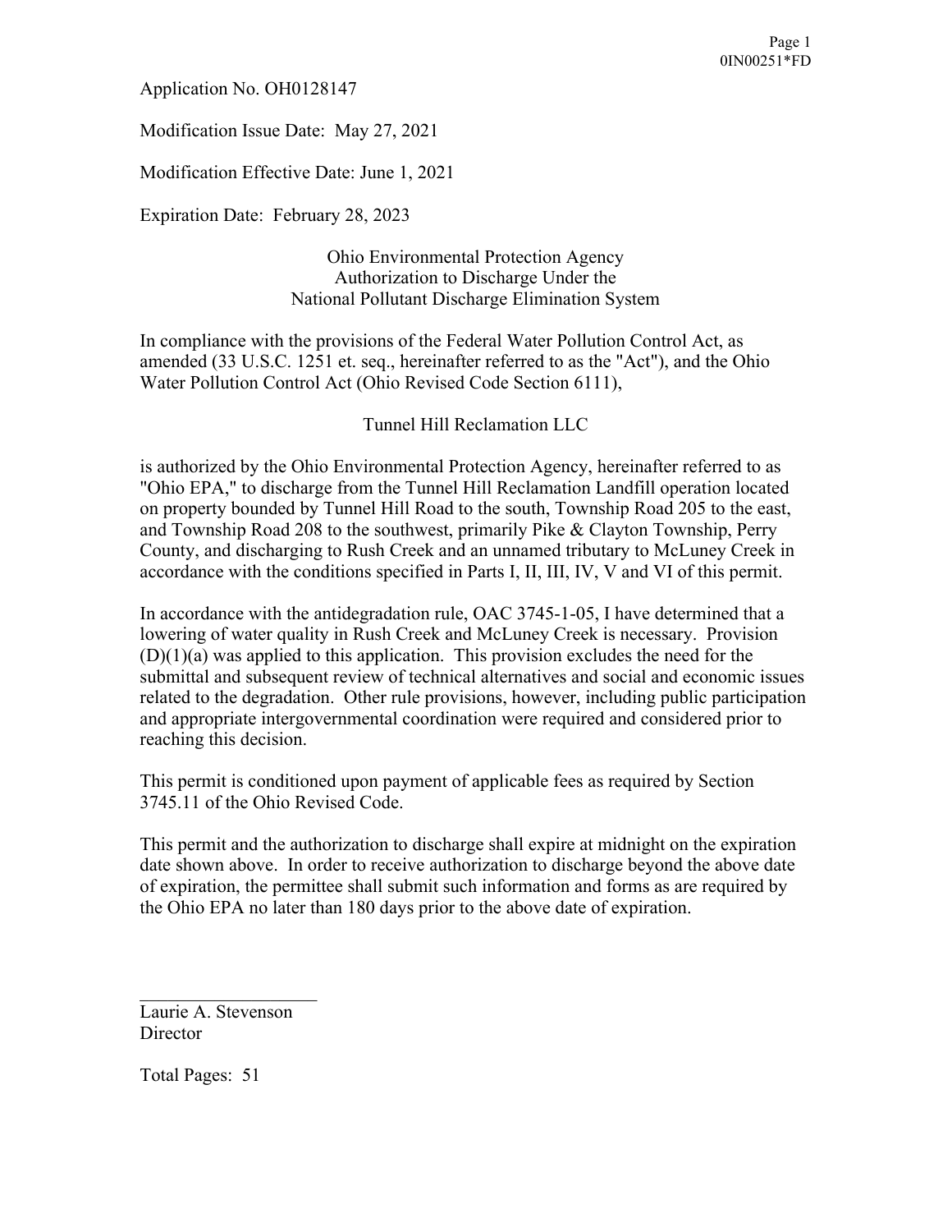Application No. OH0128147

Modification Issue Date: May 27, 2021

Modification Effective Date: June 1, 2021

Expiration Date: February 28, 2023

Ohio Environmental Protection Agency
Authorization to Discharge Under the
National Pollutant Discharge Elimination System

In compliance with the provisions of the Federal Water Pollution Control Act, as amended (33 U.S.C. 1251 et. seq., hereinafter referred to as the "Act"), and the Ohio Water Pollution Control Act (Ohio Revised Code Section 6111),

Tunnel Hill Reclamation LLC

is authorized by the Ohio Environmental Protection Agency, hereinafter referred to as "Ohio EPA," to discharge from the Tunnel Hill Reclamation Landfill operation located on property bounded by Tunnel Hill Road to the south, Township Road 205 to the east, and Township Road 208 to the southwest, primarily Pike & Clayton Township, Perry County, and discharging to Rush Creek and an unnamed tributary to McLuney Creek in accordance with the conditions specified in Parts I, II, III, IV, V and VI of this permit.

In accordance with the antidegradation rule, OAC 3745-1-05, I have determined that a lowering of water quality in Rush Creek and McLuney Creek is necessary. Provision (D)(1)(a) was applied to this application. This provision excludes the need for the submittal and subsequent review of technical alternatives and social and economic issues related to the degradation. Other rule provisions, however, including public participation and appropriate intergovernmental coordination were required and considered prior to reaching this decision.

This permit is conditioned upon payment of applicable fees as required by Section 3745.11 of the Ohio Revised Code.

This permit and the authorization to discharge shall expire at midnight on the expiration date shown above. In order to receive authorization to discharge beyond the above date of expiration, the permittee shall submit such information and forms as are required by the Ohio EPA no later than 180 days prior to the above date of expiration.

\_\_\_\_\_\_\_\_\_\_\_\_\_\_\_\_\_\_\_\_

Laurie A. Stevenson
Director

Total Pages: 51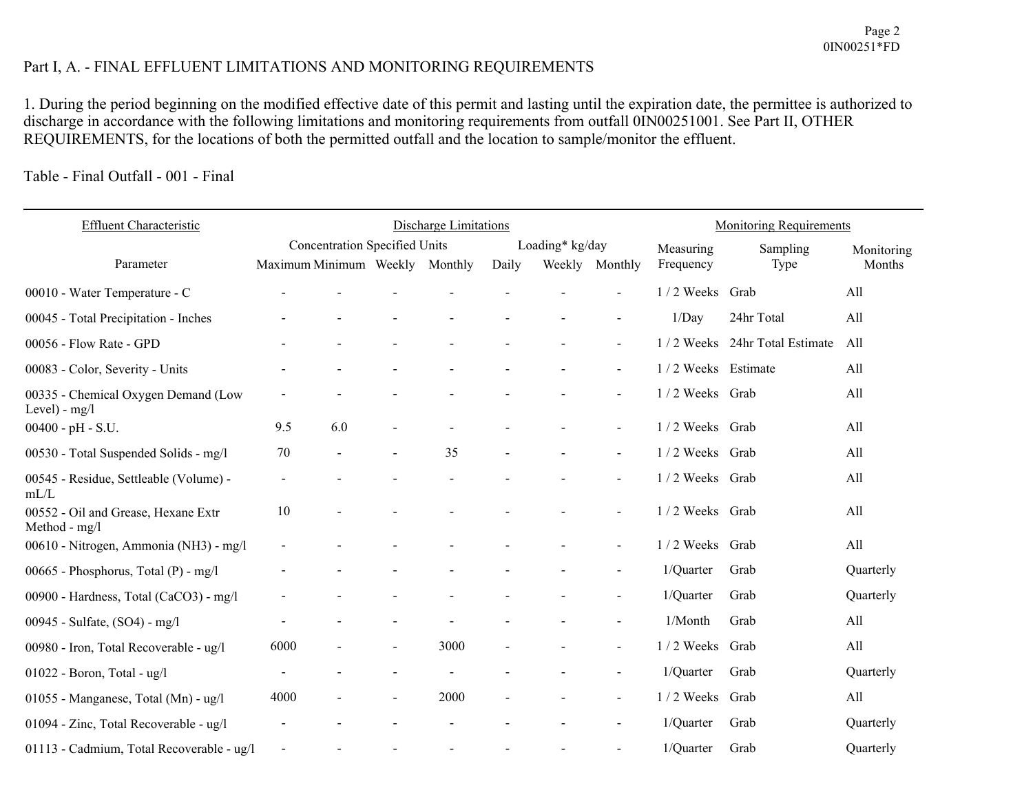Part I, A. - FINAL EFFLUENT LIMITATIONS AND MONITORING REQUIREMENTS

1. During the period beginning on the modified effective date of this permit and lasting until the expiration date, the permittee is authorized to discharge in accordance with the following limitations and monitoring requirements from outfall 0IN00251001. See Part II, OTHER REQUIREMENTS, for the locations of both the permitted outfall and the location to sample/monitor the effluent.

Table - Final Outfall - 001 - Final

| Effluent Characteristic | Discharge Limitations | | | | | | | Monitoring Requirements | | |
|---|---|---|---|---|---|---|---|---|---|---|
| | Concentration Specified Units | | | | Loading* kg/day | | | | | |
| Parameter | Maximum | Minimum | Weekly | Monthly | Daily | Weekly | Monthly | Measuring Frequency | Sampling Type | Monitoring Months |
| 00010 - Water Temperature - C | - | - | - | - | - | - | - | 1 / 2 Weeks | Grab | All |
| 00045 - Total Precipitation - Inches | - | - | - | - | - | - | - | 1/Day | 24hr Total | All |
| 00056 - Flow Rate - GPD | - | - | - | - | - | - | - | 1 / 2 Weeks | 24hr Total Estimate | All |
| 00083 - Color, Severity - Units | - | - | - | - | - | - | - | 1 / 2 Weeks | Estimate | All |
| 00335 - Chemical Oxygen Demand (Low Level) - mg/l | - | - | - | - | - | - | - | 1 / 2 Weeks | Grab | All |
| 00400 - pH - S.U. | 9.5 | 6.0 | - | - | - | - | - | 1 / 2 Weeks | Grab | All |
| 00530 - Total Suspended Solids - mg/l | 70 | - | - | 35 | - | - | - | 1 / 2 Weeks | Grab | All |
| 00545 - Residue, Settleable (Volume) - mL/L | - | - | - | - | - | - | - | 1 / 2 Weeks | Grab | All |
| 00552 - Oil and Grease, Hexane Extr Method - mg/l | 10 | - | - | - | - | - | - | 1 / 2 Weeks | Grab | All |
| 00610 - Nitrogen, Ammonia (NH3) - mg/l | - | - | - | - | - | - | - | 1 / 2 Weeks | Grab | All |
| 00665 - Phosphorus, Total (P) - mg/l | - | - | - | - | - | - | - | 1/Quarter | Grab | Quarterly |
| 00900 - Hardness, Total (CaCO3) - mg/l | - | - | - | - | - | - | - | 1/Quarter | Grab | Quarterly |
| 00945 - Sulfate, (SO4) - mg/l | - | - | - | - | - | - | - | 1/Month | Grab | All |
| 00980 - Iron, Total Recoverable - ug/l | 6000 | - | - | 3000 | - | - | - | 1 / 2 Weeks | Grab | All |
| 01022 - Boron, Total - ug/l | - | - | - | - | - | - | - | 1/Quarter | Grab | Quarterly |
| 01055 - Manganese, Total (Mn) - ug/l | 4000 | - | - | 2000 | - | - | - | 1 / 2 Weeks | Grab | All |
| 01094 - Zinc, Total Recoverable - ug/l | - | - | - | - | - | - | - | 1/Quarter | Grab | Quarterly |
| 01113 - Cadmium, Total Recoverable - ug/l | - | - | - | - | - | - | - | 1/Quarter | Grab | Quarterly |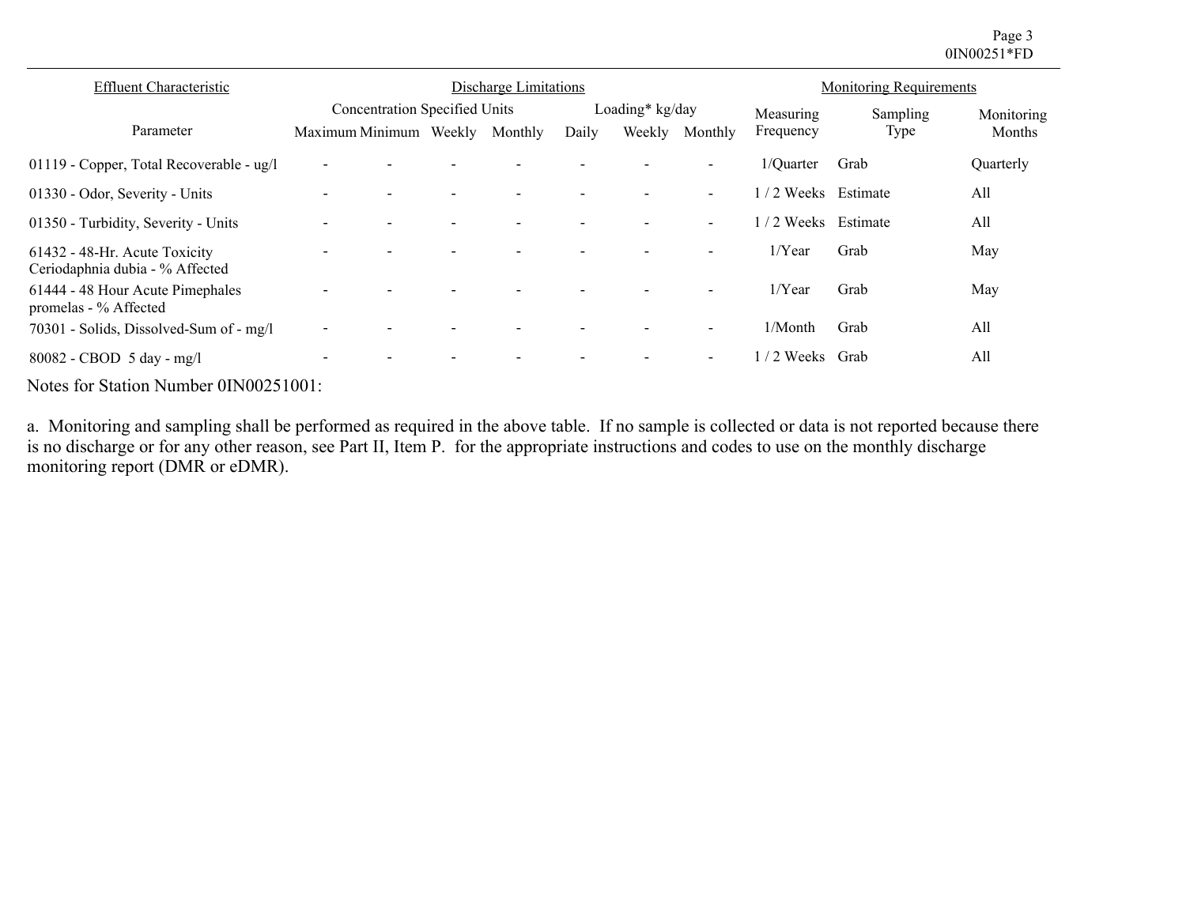| Effluent Characteristic | Discharge Limitations | | | | | | | Monitoring Requirements | | |
|---|---|---|---|---|---|---|---|---|---|---|
| | Concentration Specified Units | | | | Loading* kg/day | | | | | |
| Parameter | Maximum | Minimum | Weekly | Monthly | Daily | Weekly | Monthly | Measuring Frequency | Sampling Type | Monitoring Months |
| 01119 - Copper, Total Recoverable - ug/l | - | - | - | - | - | - | - | 1/Quarter | Grab | Quarterly |
| 01330 - Odor, Severity - Units | - | - | - | - | - | - | - | 1 / 2 Weeks | Estimate | All |
| 01350 - Turbidity, Severity - Units | - | - | - | - | - | - | - | 1 / 2 Weeks | Estimate | All |
| 61432 - 48-Hr. Acute Toxicity Ceriodaphnia dubia - % Affected | - | - | - | - | - | - | - | 1/Year | Grab | May |
| 61444 - 48 Hour Acute Pimephales promelas - % Affected | - | - | - | - | - | - | - | 1/Year | Grab | May |
| 70301 - Solids, Dissolved-Sum of - mg/l | - | - | - | - | - | - | - | 1/Month | Grab | All |
| 80082 - CBOD 5 day - mg/l | - | - | - | - | - | - | - | 1 / 2 Weeks | Grab | All |

Notes for Station Number 0IN00251001:

a. Monitoring and sampling shall be performed as required in the above table. If no sample is collected or data is not reported because there is no discharge or for any other reason, see Part II, Item P. for the appropriate instructions and codes to use on the monthly discharge monitoring report (DMR or eDMR).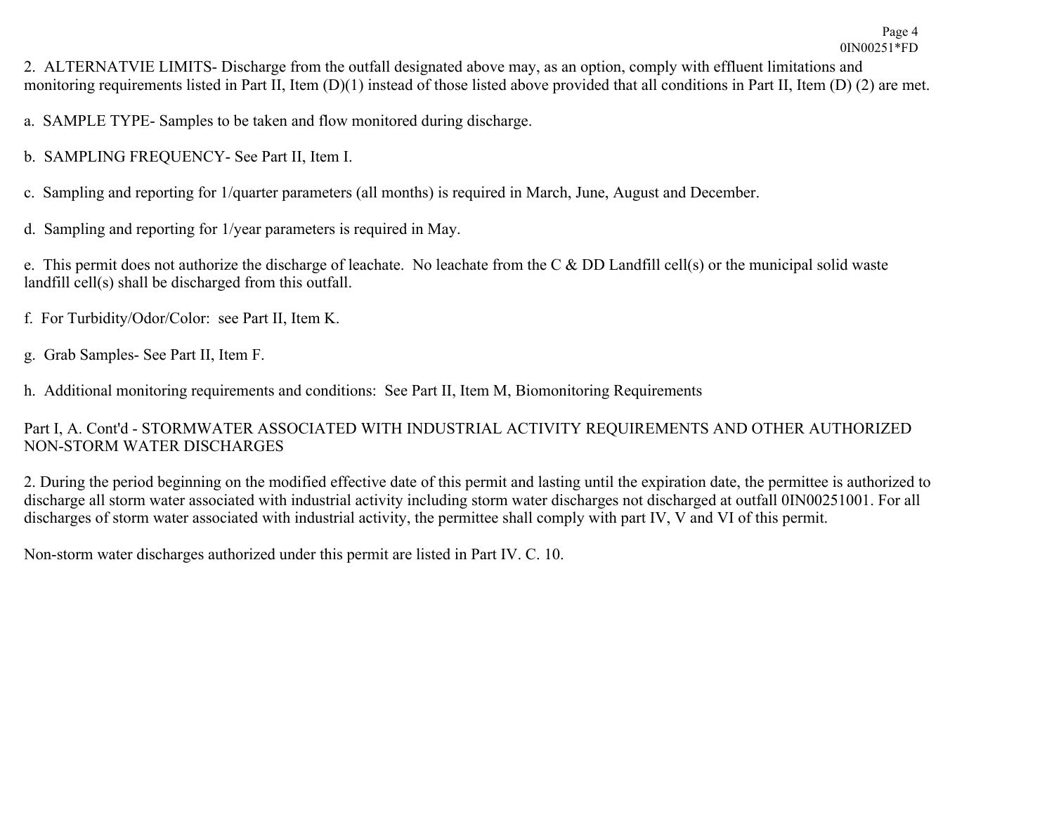2. ALTERNATVIE LIMITS- Discharge from the outfall designated above may, as an option, comply with effluent limitations and monitoring requirements listed in Part II, Item (D)(1) instead of those listed above provided that all conditions in Part II, Item (D) (2) are met.

a. SAMPLE TYPE- Samples to be taken and flow monitored during discharge.

b. SAMPLING FREQUENCY- See Part II, Item I.

c. Sampling and reporting for 1/quarter parameters (all months) is required in March, June, August and December.

d. Sampling and reporting for 1/year parameters is required in May.

e. This permit does not authorize the discharge of leachate. No leachate from the C & DD Landfill cell(s) or the municipal solid waste landfill cell(s) shall be discharged from this outfall.

f. For Turbidity/Odor/Color: see Part II, Item K.

g. Grab Samples- See Part II, Item F.

h. Additional monitoring requirements and conditions: See Part II, Item M, Biomonitoring Requirements

Part I, A. Cont'd - STORMWATER ASSOCIATED WITH INDUSTRIAL ACTIVITY REQUIREMENTS AND OTHER AUTHORIZED NON-STORM WATER DISCHARGES

2. During the period beginning on the modified effective date of this permit and lasting until the expiration date, the permittee is authorized to discharge all storm water associated with industrial activity including storm water discharges not discharged at outfall 0IN00251001. For all discharges of storm water associated with industrial activity, the permittee shall comply with part IV, V and VI of this permit.

Non-storm water discharges authorized under this permit are listed in Part IV. C. 10.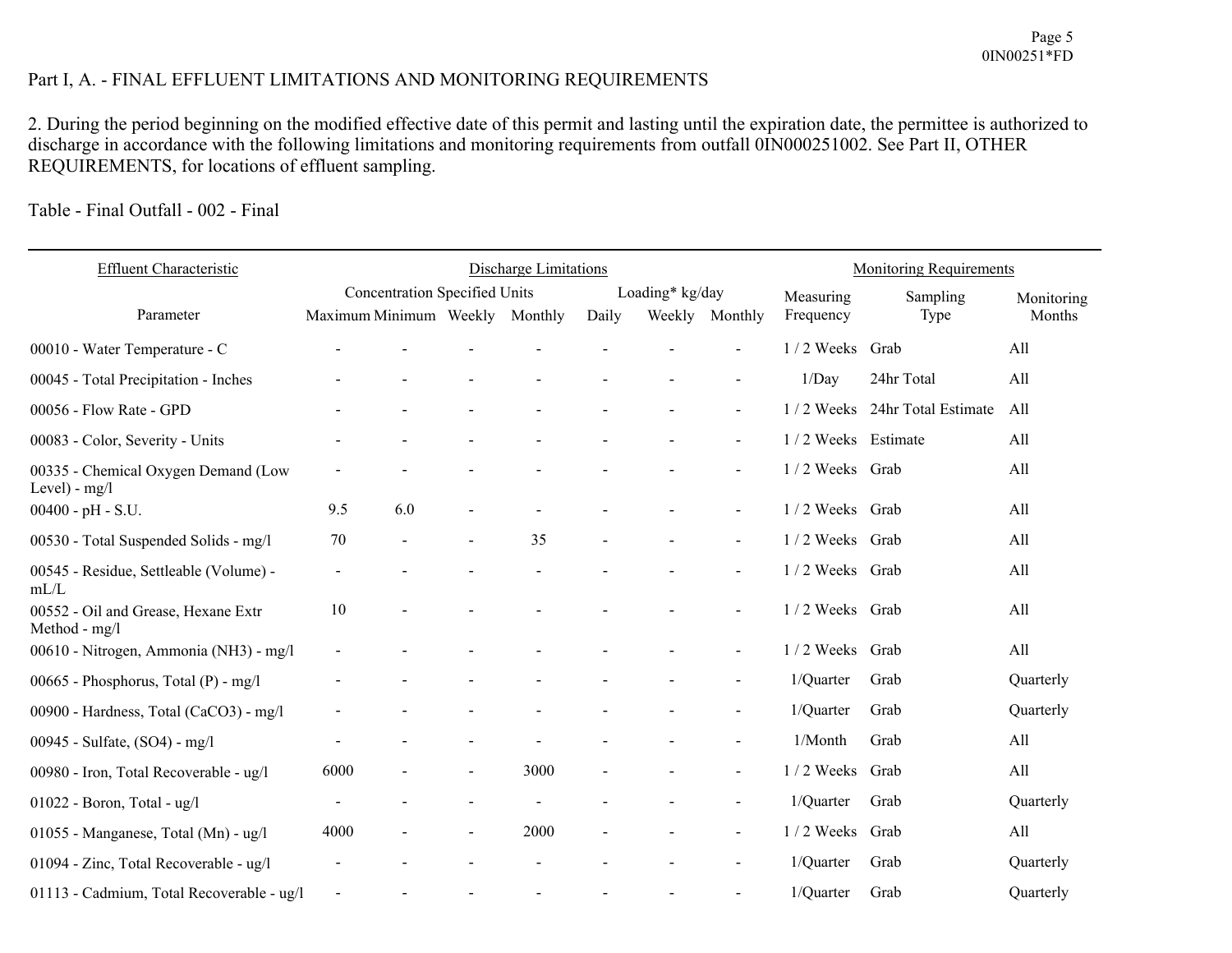Part I, A. - FINAL EFFLUENT LIMITATIONS AND MONITORING REQUIREMENTS

2. During the period beginning on the modified effective date of this permit and lasting until the expiration date, the permittee is authorized to discharge in accordance with the following limitations and monitoring requirements from outfall 0IN000251002. See Part II, OTHER REQUIREMENTS, for locations of effluent sampling.

Table - Final Outfall - 002 - Final

| Effluent Characteristic | Discharge Limitations | | | | | | | Monitoring Requirements | | |
|---|---|---|---|---|---|---|---|---|---|---|
| | Concentration Specified Units | | | | Loading* kg/day | | | | | |
| Parameter | Maximum | Minimum | Weekly | Monthly | Daily | Weekly | Monthly | Measuring Frequency | Sampling Type | Monitoring Months |
| 00010 - Water Temperature - C | - | - | - | - | - | - | - | 1 / 2 Weeks | Grab | All |
| 00045 - Total Precipitation - Inches | - | - | - | - | - | - | - | 1/Day | 24hr Total | All |
| 00056 - Flow Rate - GPD | - | - | - | - | - | - | - | 1 / 2 Weeks | 24hr Total Estimate | All |
| 00083 - Color, Severity - Units | - | - | - | - | - | - | - | 1 / 2 Weeks | Estimate | All |
| 00335 - Chemical Oxygen Demand (Low Level) - mg/l | - | - | - | - | - | - | - | 1 / 2 Weeks | Grab | All |
| 00400 - pH - S.U. | 9.5 | 6.0 | - | - | - | - | - | 1 / 2 Weeks | Grab | All |
| 00530 - Total Suspended Solids - mg/l | 70 | - | - | 35 | - | - | - | 1 / 2 Weeks | Grab | All |
| 00545 - Residue, Settleable (Volume) - mL/L | - | - | - | - | - | - | - | 1 / 2 Weeks | Grab | All |
| 00552 - Oil and Grease, Hexane Extr Method - mg/l | 10 | - | - | - | - | - | - | 1 / 2 Weeks | Grab | All |
| 00610 - Nitrogen, Ammonia (NH3) - mg/l | - | - | - | - | - | - | - | 1 / 2 Weeks | Grab | All |
| 00665 - Phosphorus, Total (P) - mg/l | - | - | - | - | - | - | - | 1/Quarter | Grab | Quarterly |
| 00900 - Hardness, Total (CaCO3) - mg/l | - | - | - | - | - | - | - | 1/Quarter | Grab | Quarterly |
| 00945 - Sulfate, (SO4) - mg/l | - | - | - | - | - | - | - | 1/Month | Grab | All |
| 00980 - Iron, Total Recoverable - ug/l | 6000 | - | - | 3000 | - | - | - | 1 / 2 Weeks | Grab | All |
| 01022 - Boron, Total - ug/l | - | - | - | - | - | - | - | 1/Quarter | Grab | Quarterly |
| 01055 - Manganese, Total (Mn) - ug/l | 4000 | - | - | 2000 | - | - | - | 1 / 2 Weeks | Grab | All |
| 01094 - Zinc, Total Recoverable - ug/l | - | - | - | - | - | - | - | 1/Quarter | Grab | Quarterly |
| 01113 - Cadmium, Total Recoverable - ug/l | - | - | - | - | - | - | - | 1/Quarter | Grab | Quarterly |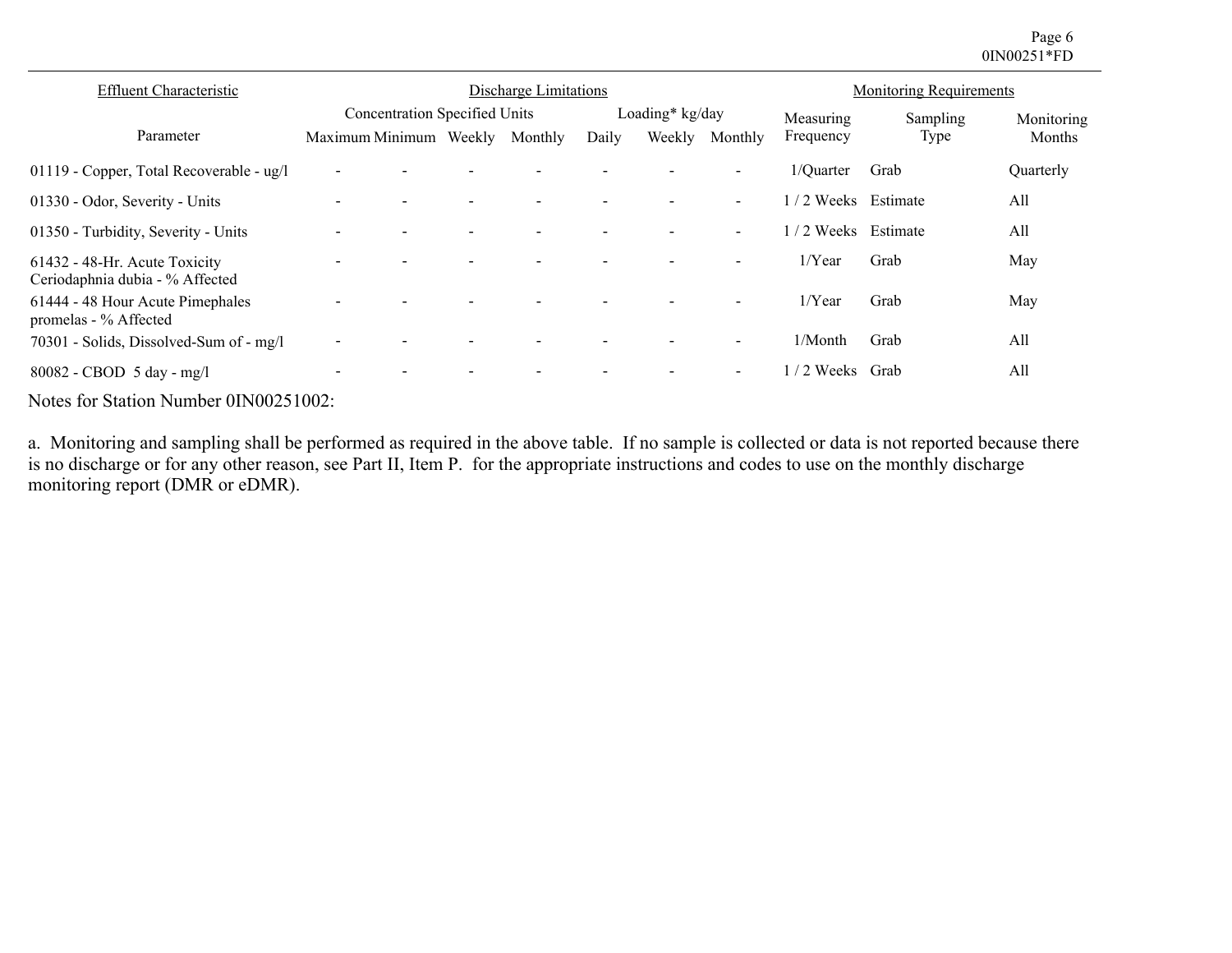| Effluent Characteristic | Discharge Limitations | | | | | | | Monitoring Requirements | | |
|---|---|---|---|---|---|---|---|---|---|---|
| | Concentration Specified Units | | | | Loading* kg/day | | | | | |
| Parameter | Maximum | Minimum | Weekly | Monthly | Daily | Weekly | Monthly | Measuring Frequency | Sampling Type | Monitoring Months |
| 01119 - Copper, Total Recoverable - ug/l | - | - | - | - | - | - | - | 1/Quarter | Grab | Quarterly |
| 01330 - Odor, Severity - Units | - | - | - | - | - | - | - | 1 / 2 Weeks | Estimate | All |
| 01350 - Turbidity, Severity - Units | - | - | - | - | - | - | - | 1 / 2 Weeks | Estimate | All |
| 61432 - 48-Hr. Acute Toxicity Ceriodaphnia dubia - % Affected | - | - | - | - | - | - | - | 1/Year | Grab | May |
| 61444 - 48 Hour Acute Pimephales promelas - % Affected | - | - | - | - | - | - | - | 1/Year | Grab | May |
| 70301 - Solids, Dissolved-Sum of - mg/l | - | - | - | - | - | - | - | 1/Month | Grab | All |
| 80082 - CBOD 5 day - mg/l | - | - | - | - | - | - | - | 1 / 2 Weeks | Grab | All |

Notes for Station Number 0IN00251002:

a. Monitoring and sampling shall be performed as required in the above table. If no sample is collected or data is not reported because there is no discharge or for any other reason, see Part II, Item P. for the appropriate instructions and codes to use on the monthly discharge monitoring report (DMR or eDMR).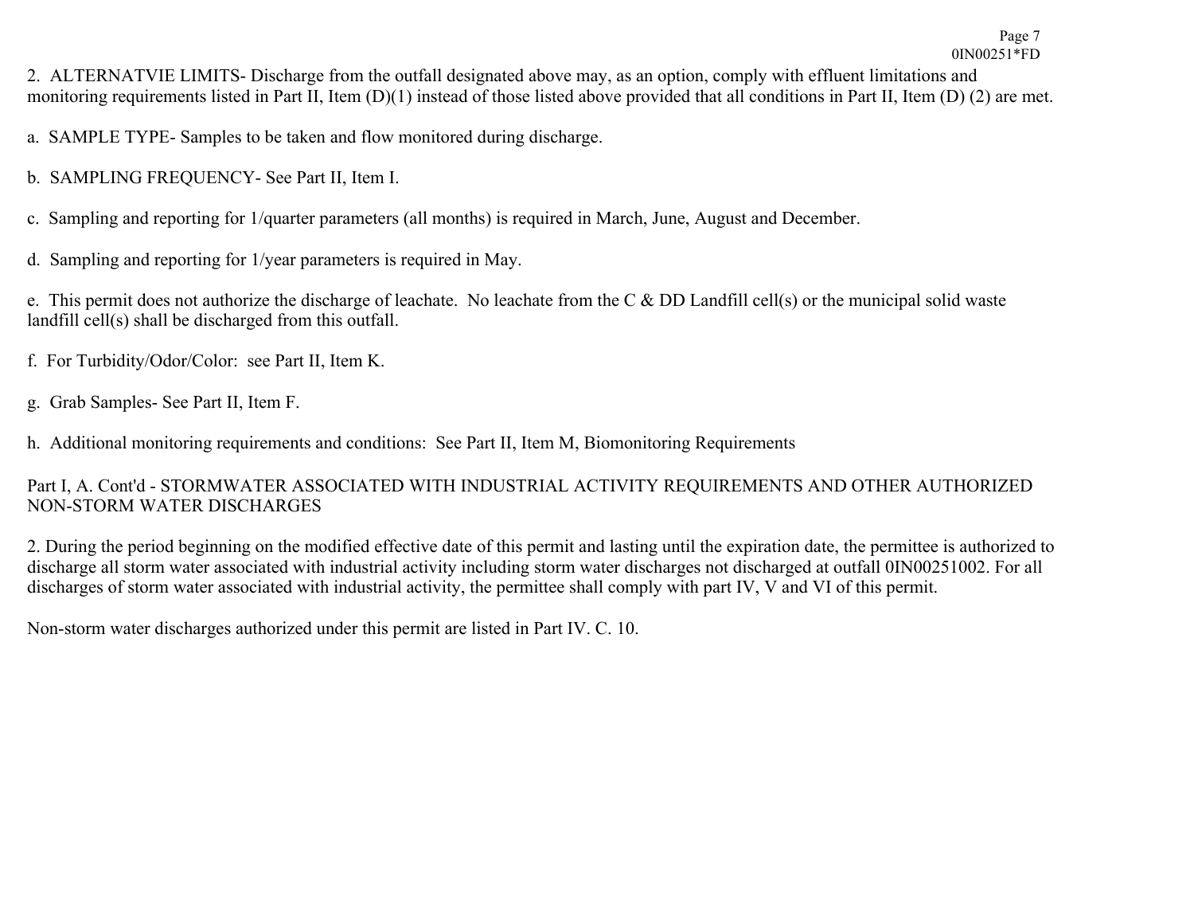2. ALTERNATVIE LIMITS- Discharge from the outfall designated above may, as an option, comply with effluent limitations and monitoring requirements listed in Part II, Item (D)(1) instead of those listed above provided that all conditions in Part II, Item (D) (2) are met.

a. SAMPLE TYPE- Samples to be taken and flow monitored during discharge.

b. SAMPLING FREQUENCY- See Part II, Item I.

c. Sampling and reporting for 1/quarter parameters (all months) is required in March, June, August and December.

d. Sampling and reporting for 1/year parameters is required in May.

e. This permit does not authorize the discharge of leachate. No leachate from the C & DD Landfill cell(s) or the municipal solid waste landfill cell(s) shall be discharged from this outfall.

f. For Turbidity/Odor/Color: see Part II, Item K.

g. Grab Samples- See Part II, Item F.

h. Additional monitoring requirements and conditions: See Part II, Item M, Biomonitoring Requirements

Part I, A. Cont'd - STORMWATER ASSOCIATED WITH INDUSTRIAL ACTIVITY REQUIREMENTS AND OTHER AUTHORIZED NON-STORM WATER DISCHARGES

2. During the period beginning on the modified effective date of this permit and lasting until the expiration date, the permittee is authorized to discharge all storm water associated with industrial activity including storm water discharges not discharged at outfall 0IN00251002. For all discharges of storm water associated with industrial activity, the permittee shall comply with part IV, V and VI of this permit.

Non-storm water discharges authorized under this permit are listed in Part IV. C. 10.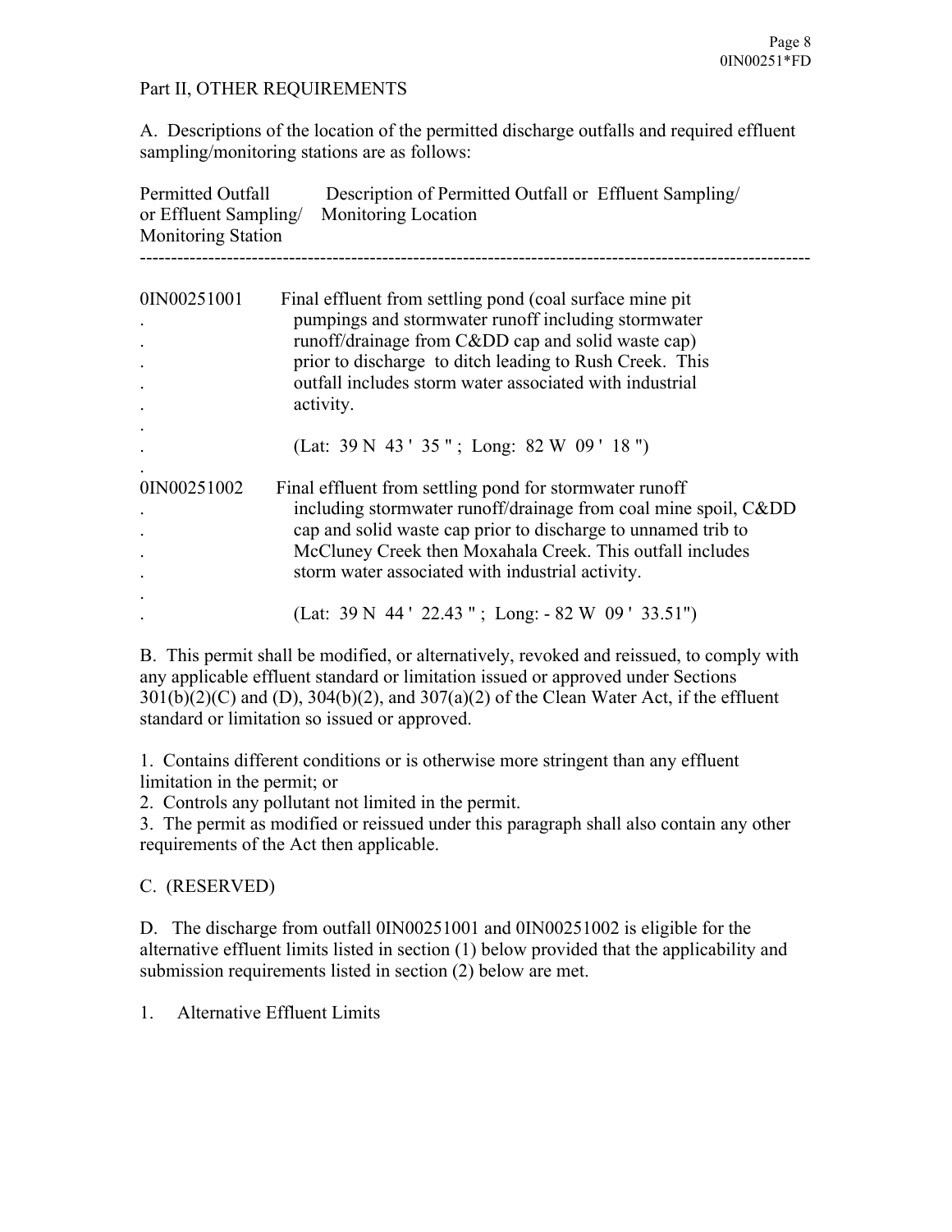## Part II, OTHER REQUIREMENTS

A. Descriptions of the location of the permitted discharge outfalls and required effluent sampling/monitoring stations are as follows:

| Permitted Outfall or Effluent Sampling/ Monitoring Station | Description of Permitted Outfall or Effluent Sampling/ Monitoring Location |
|---|---|
| 0IN00251001 | Final effluent from settling pond (coal surface mine pit pumpings and stormwater runoff including stormwater runoff/drainage from C&DD cap and solid waste cap) prior to discharge to ditch leading to Rush Creek. This outfall includes storm water associated with industrial activity.<br><br>(Lat: 39 N 43 ' 35 " ; Long: 82 W 09 ' 18 ") |
| 0IN00251002 | Final effluent from settling pond for stormwater runoff including stormwater runoff/drainage from coal mine spoil, C&DD cap and solid waste cap prior to discharge to unnamed trib to McCluney Creek then Moxahala Creek. This outfall includes storm water associated with industrial activity.<br><br>(Lat: 39 N 44 ' 22.43 " ; Long: - 82 W 09 ' 33.51") |

B. This permit shall be modified, or alternatively, revoked and reissued, to comply with any applicable effluent standard or limitation issued or approved under Sections 301(b)(2)(C) and (D), 304(b)(2), and 307(a)(2) of the Clean Water Act, if the effluent standard or limitation so issued or approved.

1. Contains different conditions or is otherwise more stringent than any effluent limitation in the permit; or
2. Controls any pollutant not limited in the permit.
3. The permit as modified or reissued under this paragraph shall also contain any other requirements of the Act then applicable.

C. (RESERVED)

D. The discharge from outfall 0IN00251001 and 0IN00251002 is eligible for the alternative effluent limits listed in section (1) below provided that the applicability and submission requirements listed in section (2) below are met.

1. Alternative Effluent Limits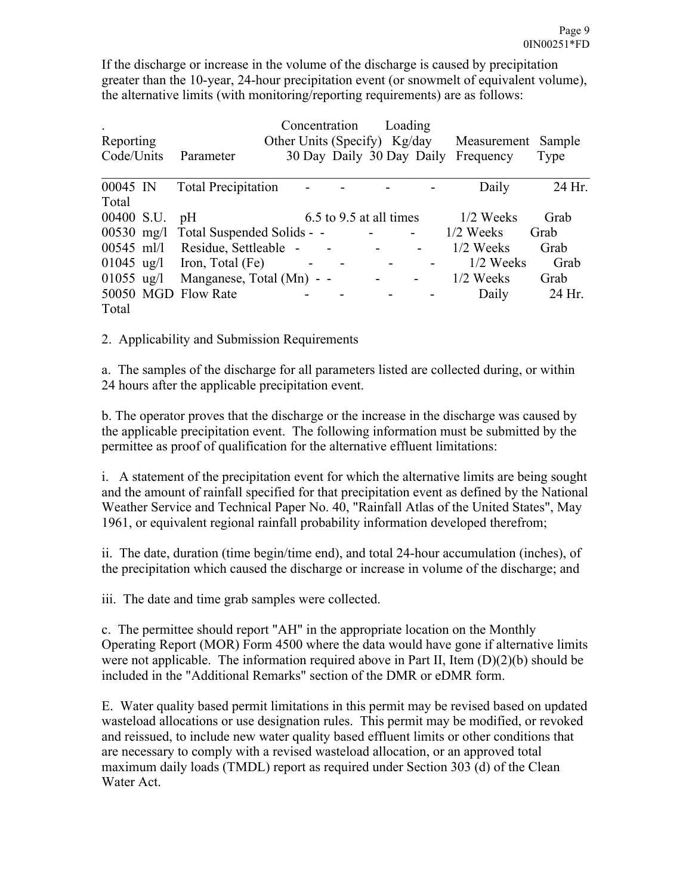If the discharge or increase in the volume of the discharge is caused by precipitation greater than the 10-year, 24-hour precipitation event (or snowmelt of equivalent volume), the alternative limits (with monitoring/reporting requirements) are as follows:

| Reporting Code/Units | Parameter | Concentration Other Units (Specify) 30 Day | Daily | Loading Kg/day 30 Day | Daily | Measurement Frequency | Sample Type |
|---|---|---|---|---|---|---|---|
| 00045 IN Total | Total Precipitation | - | - | - | - | Daily | 24 Hr. Total |
| 00400 S.U. | pH | 6.5 to 9.5 at all times | | | | 1/2 Weeks | Grab |
| 00530 mg/l | Total Suspended Solids | - | - | - | - | 1/2 Weeks | Grab |
| 00545 ml/l | Residue, Settleable | - | - | - | - | 1/2 Weeks | Grab |
| 01045 ug/l | Iron, Total (Fe) | - | - | - | - | 1/2 Weeks | Grab |
| 01055 ug/l | Manganese, Total (Mn) | - | - | - | - | 1/2 Weeks | Grab |
| 50050 MGD | Flow Rate | - | - | - | - | Daily | 24 Hr. Total |

2. Applicability and Submission Requirements

a. The samples of the discharge for all parameters listed are collected during, or within 24 hours after the applicable precipitation event.

b. The operator proves that the discharge or the increase in the discharge was caused by the applicable precipitation event. The following information must be submitted by the permittee as proof of qualification for the alternative effluent limitations:

i. A statement of the precipitation event for which the alternative limits are being sought and the amount of rainfall specified for that precipitation event as defined by the National Weather Service and Technical Paper No. 40, "Rainfall Atlas of the United States", May 1961, or equivalent regional rainfall probability information developed therefrom;

ii. The date, duration (time begin/time end), and total 24-hour accumulation (inches), of the precipitation which caused the discharge or increase in volume of the discharge; and

iii. The date and time grab samples were collected.

c. The permittee should report "AH" in the appropriate location on the Monthly Operating Report (MOR) Form 4500 where the data would have gone if alternative limits were not applicable. The information required above in Part II, Item (D)(2)(b) should be included in the "Additional Remarks" section of the DMR or eDMR form.

E. Water quality based permit limitations in this permit may be revised based on updated wasteload allocations or use designation rules. This permit may be modified, or revoked and reissued, to include new water quality based effluent limits or other conditions that are necessary to comply with a revised wasteload allocation, or an approved total maximum daily loads (TMDL) report as required under Section 303 (d) of the Clean Water Act.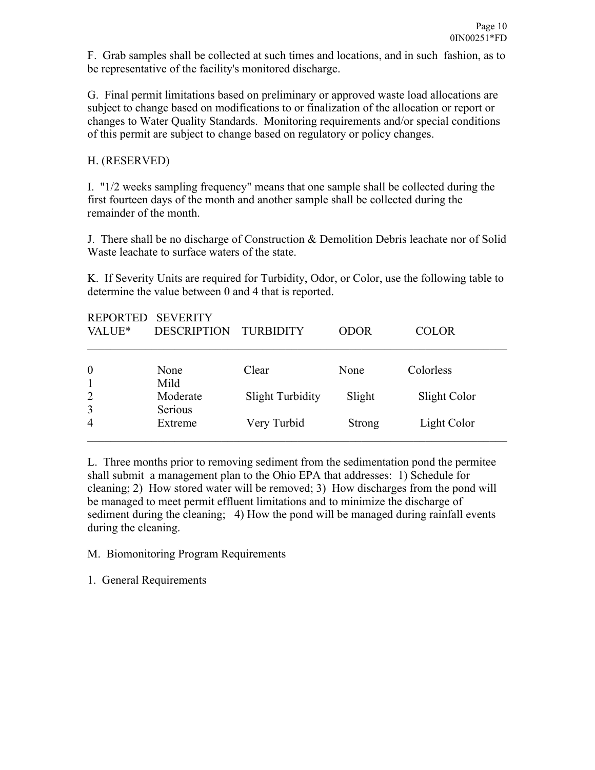F. Grab samples shall be collected at such times and locations, and in such fashion, as to be representative of the facility's monitored discharge.

G. Final permit limitations based on preliminary or approved waste load allocations are subject to change based on modifications to or finalization of the allocation or report or changes to Water Quality Standards. Monitoring requirements and/or special conditions of this permit are subject to change based on regulatory or policy changes.

H. (RESERVED)

I. "1/2 weeks sampling frequency" means that one sample shall be collected during the first fourteen days of the month and another sample shall be collected during the remainder of the month.

J. There shall be no discharge of Construction & Demolition Debris leachate nor of Solid Waste leachate to surface waters of the state.

K. If Severity Units are required for Turbidity, Odor, or Color, use the following table to determine the value between 0 and 4 that is reported.

| REPORTED VALUE* | SEVERITY DESCRIPTION | TURBIDITY | ODOR | COLOR |
|---|---|---|---|---|
| 0 | None | Clear | None | Colorless |
| 1 | Mild | | | |
| 2 | Moderate | Slight Turbidity | Slight | Slight Color |
| 3 | Serious | | | |
| 4 | Extreme | Very Turbid | Strong | Light Color |

L. Three months prior to removing sediment from the sedimentation pond the permitee shall submit a management plan to the Ohio EPA that addresses: 1) Schedule for cleaning; 2) How stored water will be removed; 3) How discharges from the pond will be managed to meet permit effluent limitations and to minimize the discharge of sediment during the cleaning; 4) How the pond will be managed during rainfall events during the cleaning.

M. Biomonitoring Program Requirements

1. General Requirements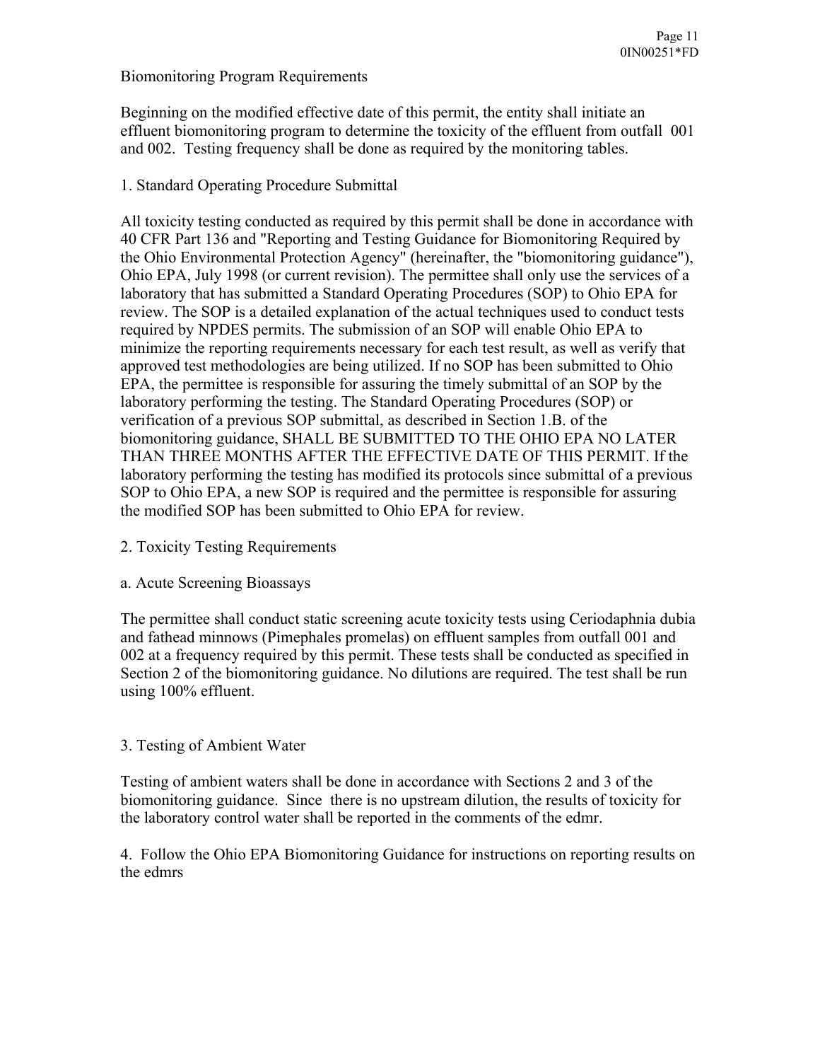Biomonitoring Program Requirements

Beginning on the modified effective date of this permit, the entity shall initiate an effluent biomonitoring program to determine the toxicity of the effluent from outfall 001 and 002. Testing frequency shall be done as required by the monitoring tables.

1. Standard Operating Procedure Submittal

All toxicity testing conducted as required by this permit shall be done in accordance with 40 CFR Part 136 and "Reporting and Testing Guidance for Biomonitoring Required by the Ohio Environmental Protection Agency" (hereinafter, the "biomonitoring guidance"), Ohio EPA, July 1998 (or current revision). The permittee shall only use the services of a laboratory that has submitted a Standard Operating Procedures (SOP) to Ohio EPA for review. The SOP is a detailed explanation of the actual techniques used to conduct tests required by NPDES permits. The submission of an SOP will enable Ohio EPA to minimize the reporting requirements necessary for each test result, as well as verify that approved test methodologies are being utilized. If no SOP has been submitted to Ohio EPA, the permittee is responsible for assuring the timely submittal of an SOP by the laboratory performing the testing. The Standard Operating Procedures (SOP) or verification of a previous SOP submittal, as described in Section 1.B. of the biomonitoring guidance, SHALL BE SUBMITTED TO THE OHIO EPA NO LATER THAN THREE MONTHS AFTER THE EFFECTIVE DATE OF THIS PERMIT. If the laboratory performing the testing has modified its protocols since submittal of a previous SOP to Ohio EPA, a new SOP is required and the permittee is responsible for assuring the modified SOP has been submitted to Ohio EPA for review.

2. Toxicity Testing Requirements

a. Acute Screening Bioassays

The permittee shall conduct static screening acute toxicity tests using Ceriodaphnia dubia and fathead minnows (Pimephales promelas) on effluent samples from outfall 001 and 002 at a frequency required by this permit. These tests shall be conducted as specified in Section 2 of the biomonitoring guidance. No dilutions are required. The test shall be run using 100% effluent.

3. Testing of Ambient Water

Testing of ambient waters shall be done in accordance with Sections 2 and 3 of the biomonitoring guidance. Since there is no upstream dilution, the results of toxicity for the laboratory control water shall be reported in the comments of the edmr.

4. Follow the Ohio EPA Biomonitoring Guidance for instructions on reporting results on the edmrs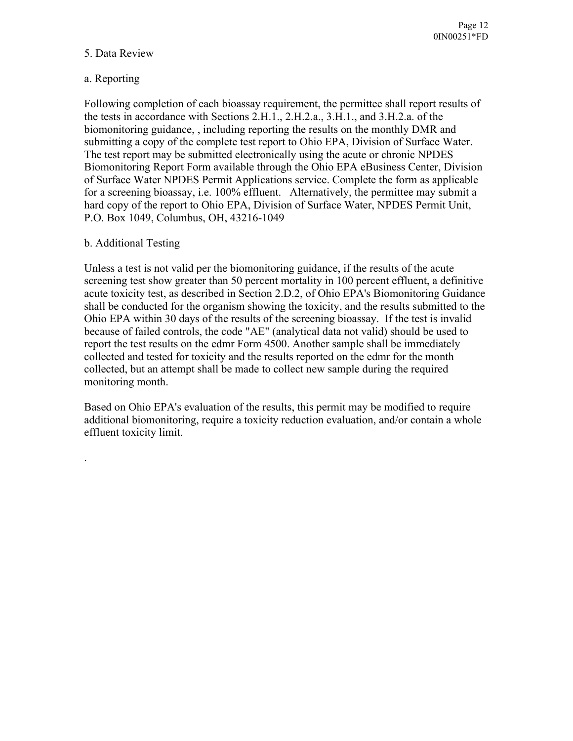5. Data Review

a. Reporting

Following completion of each bioassay requirement, the permittee shall report results of the tests in accordance with Sections 2.H.1., 2.H.2.a., 3.H.1., and 3.H.2.a. of the biomonitoring guidance, , including reporting the results on the monthly DMR and submitting a copy of the complete test report to Ohio EPA, Division of Surface Water. The test report may be submitted electronically using the acute or chronic NPDES Biomonitoring Report Form available through the Ohio EPA eBusiness Center, Division of Surface Water NPDES Permit Applications service. Complete the form as applicable for a screening bioassay, i.e. 100% effluent. Alternatively, the permittee may submit a hard copy of the report to Ohio EPA, Division of Surface Water, NPDES Permit Unit, P.O. Box 1049, Columbus, OH, 43216-1049

b. Additional Testing

Unless a test is not valid per the biomonitoring guidance, if the results of the acute screening test show greater than 50 percent mortality in 100 percent effluent, a definitive acute toxicity test, as described in Section 2.D.2, of Ohio EPA's Biomonitoring Guidance shall be conducted for the organism showing the toxicity, and the results submitted to the Ohio EPA within 30 days of the results of the screening bioassay. If the test is invalid because of failed controls, the code "AE" (analytical data not valid) should be used to report the test results on the edmr Form 4500. Another sample shall be immediately collected and tested for toxicity and the results reported on the edmr for the month collected, but an attempt shall be made to collect new sample during the required monitoring month.

Based on Ohio EPA's evaluation of the results, this permit may be modified to require additional biomonitoring, require a toxicity reduction evaluation, and/or contain a whole effluent toxicity limit.

.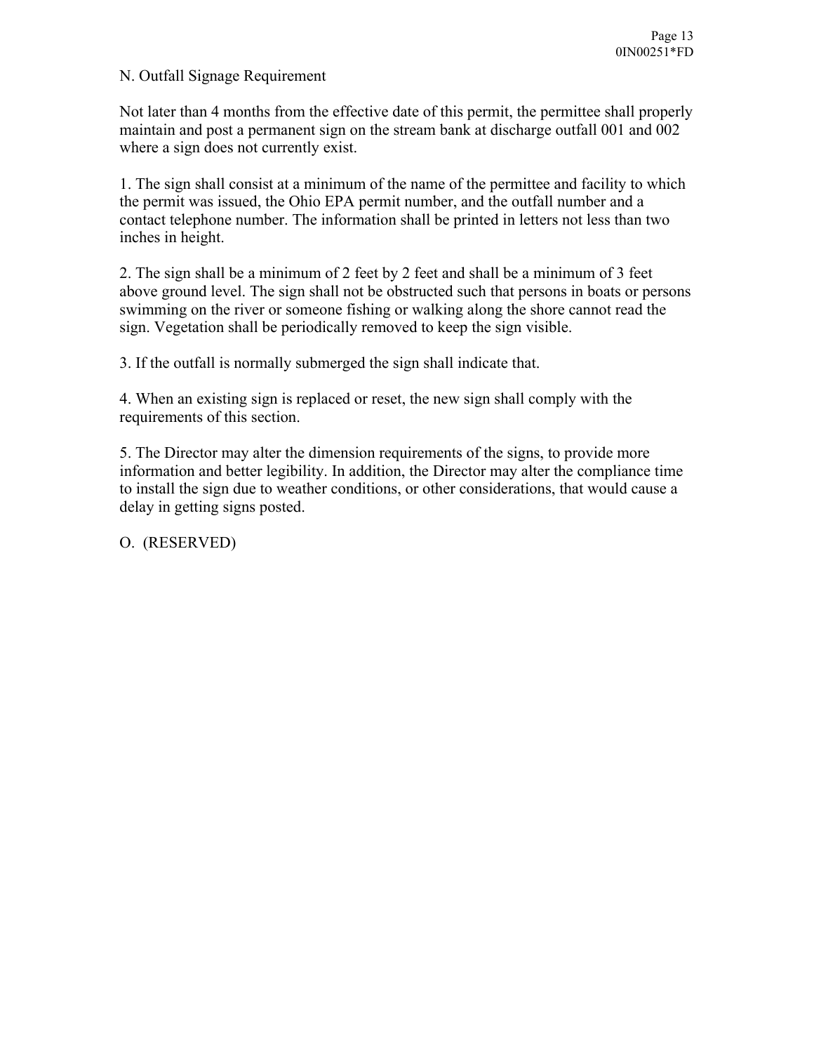N. Outfall Signage Requirement

Not later than 4 months from the effective date of this permit, the permittee shall properly maintain and post a permanent sign on the stream bank at discharge outfall 001 and 002 where a sign does not currently exist.

1. The sign shall consist at a minimum of the name of the permittee and facility to which the permit was issued, the Ohio EPA permit number, and the outfall number and a contact telephone number. The information shall be printed in letters not less than two inches in height.

2. The sign shall be a minimum of 2 feet by 2 feet and shall be a minimum of 3 feet above ground level. The sign shall not be obstructed such that persons in boats or persons swimming on the river or someone fishing or walking along the shore cannot read the sign. Vegetation shall be periodically removed to keep the sign visible.

3. If the outfall is normally submerged the sign shall indicate that.

4. When an existing sign is replaced or reset, the new sign shall comply with the requirements of this section.

5. The Director may alter the dimension requirements of the signs, to provide more information and better legibility. In addition, the Director may alter the compliance time to install the sign due to weather conditions, or other considerations, that would cause a delay in getting signs posted.

O. (RESERVED)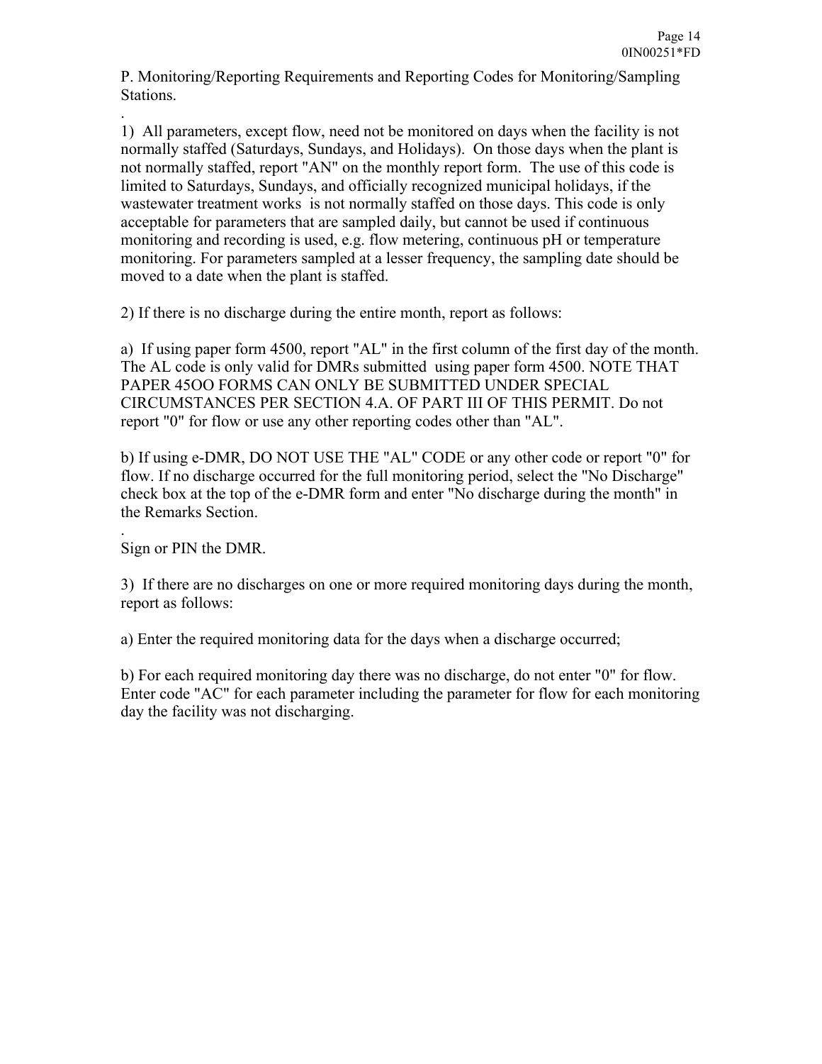P. Monitoring/Reporting Requirements and Reporting Codes for Monitoring/Sampling Stations.

.

1) All parameters, except flow, need not be monitored on days when the facility is not normally staffed (Saturdays, Sundays, and Holidays). On those days when the plant is not normally staffed, report "AN" on the monthly report form. The use of this code is limited to Saturdays, Sundays, and officially recognized municipal holidays, if the wastewater treatment works is not normally staffed on those days. This code is only acceptable for parameters that are sampled daily, but cannot be used if continuous monitoring and recording is used, e.g. flow metering, continuous pH or temperature monitoring. For parameters sampled at a lesser frequency, the sampling date should be moved to a date when the plant is staffed.

2) If there is no discharge during the entire month, report as follows:

a) If using paper form 4500, report "AL" in the first column of the first day of the month. The AL code is only valid for DMRs submitted using paper form 4500. NOTE THAT PAPER 45OO FORMS CAN ONLY BE SUBMITTED UNDER SPECIAL CIRCUMSTANCES PER SECTION 4.A. OF PART III OF THIS PERMIT. Do not report "0" for flow or use any other reporting codes other than "AL".

b) If using e-DMR, DO NOT USE THE "AL" CODE or any other code or report "0" for flow. If no discharge occurred for the full monitoring period, select the "No Discharge" check box at the top of the e-DMR form and enter "No discharge during the month" in the Remarks Section.

.

Sign or PIN the DMR.

3) If there are no discharges on one or more required monitoring days during the month, report as follows:

a) Enter the required monitoring data for the days when a discharge occurred;

b) For each required monitoring day there was no discharge, do not enter "0" for flow. Enter code "AC" for each parameter including the parameter for flow for each monitoring day the facility was not discharging.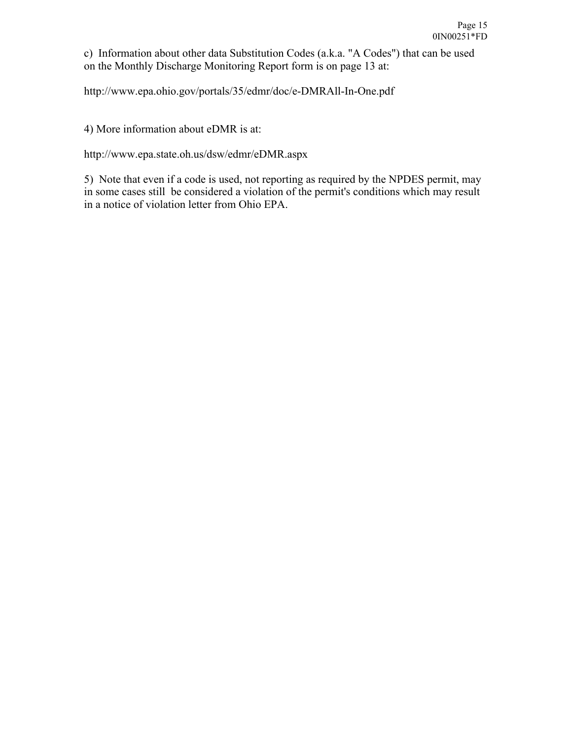c)  Information about other data Substitution Codes (a.k.a. "A Codes") that can be used on the Monthly Discharge Monitoring Report form is on page 13 at:

http://www.epa.ohio.gov/portals/35/edmr/doc/e-DMRAll-In-One.pdf

4) More information about eDMR is at:

http://www.epa.state.oh.us/dsw/edmr/eDMR.aspx

5)  Note that even if a code is used, not reporting as required by the NPDES permit, may in some cases still  be considered a violation of the permit's conditions which may result in a notice of violation letter from Ohio EPA.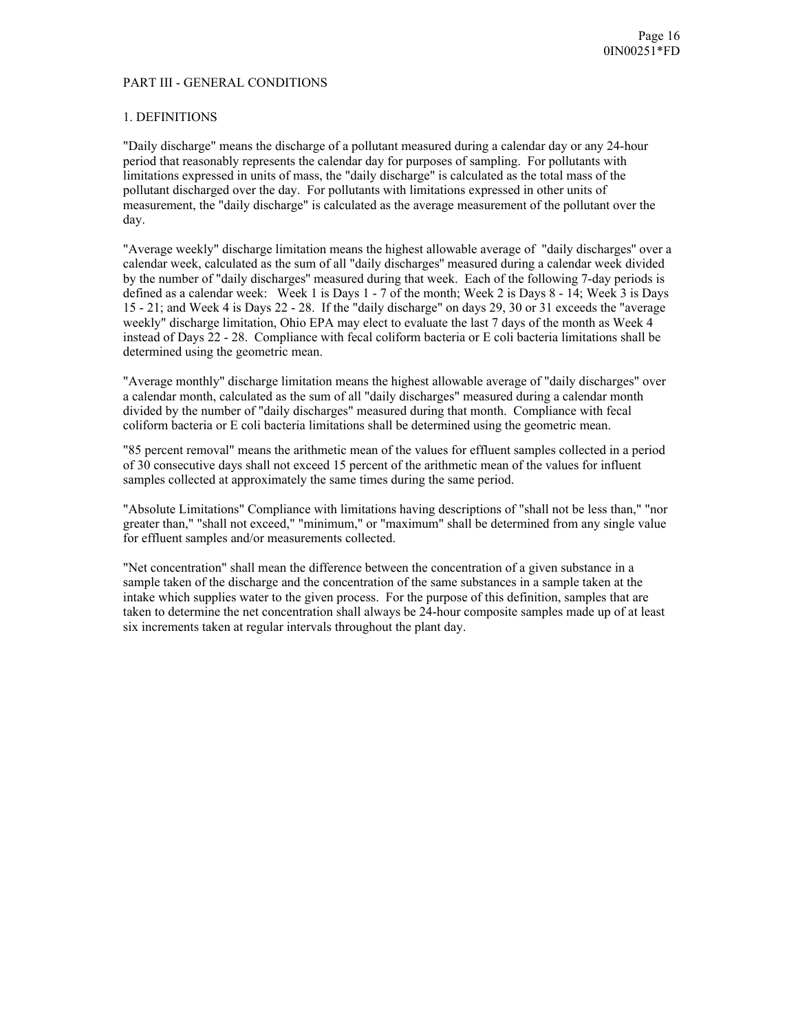## PART III - GENERAL CONDITIONS

### 1. DEFINITIONS

"Daily discharge" means the discharge of a pollutant measured during a calendar day or any 24-hour period that reasonably represents the calendar day for purposes of sampling. For pollutants with limitations expressed in units of mass, the "daily discharge" is calculated as the total mass of the pollutant discharged over the day. For pollutants with limitations expressed in other units of measurement, the "daily discharge" is calculated as the average measurement of the pollutant over the day.

"Average weekly" discharge limitation means the highest allowable average of "daily discharges" over a calendar week, calculated as the sum of all "daily discharges" measured during a calendar week divided by the number of "daily discharges" measured during that week. Each of the following 7-day periods is defined as a calendar week: Week 1 is Days 1 - 7 of the month; Week 2 is Days 8 - 14; Week 3 is Days 15 - 21; and Week 4 is Days 22 - 28. If the "daily discharge" on days 29, 30 or 31 exceeds the "average weekly" discharge limitation, Ohio EPA may elect to evaluate the last 7 days of the month as Week 4 instead of Days 22 - 28. Compliance with fecal coliform bacteria or E coli bacteria limitations shall be determined using the geometric mean.

"Average monthly" discharge limitation means the highest allowable average of "daily discharges" over a calendar month, calculated as the sum of all "daily discharges" measured during a calendar month divided by the number of "daily discharges" measured during that month. Compliance with fecal coliform bacteria or E coli bacteria limitations shall be determined using the geometric mean.

"85 percent removal" means the arithmetic mean of the values for effluent samples collected in a period of 30 consecutive days shall not exceed 15 percent of the arithmetic mean of the values for influent samples collected at approximately the same times during the same period.

"Absolute Limitations" Compliance with limitations having descriptions of "shall not be less than," "nor greater than," "shall not exceed," "minimum," or "maximum" shall be determined from any single value for effluent samples and/or measurements collected.

"Net concentration" shall mean the difference between the concentration of a given substance in a sample taken of the discharge and the concentration of the same substances in a sample taken at the intake which supplies water to the given process. For the purpose of this definition, samples that are taken to determine the net concentration shall always be 24-hour composite samples made up of at least six increments taken at regular intervals throughout the plant day.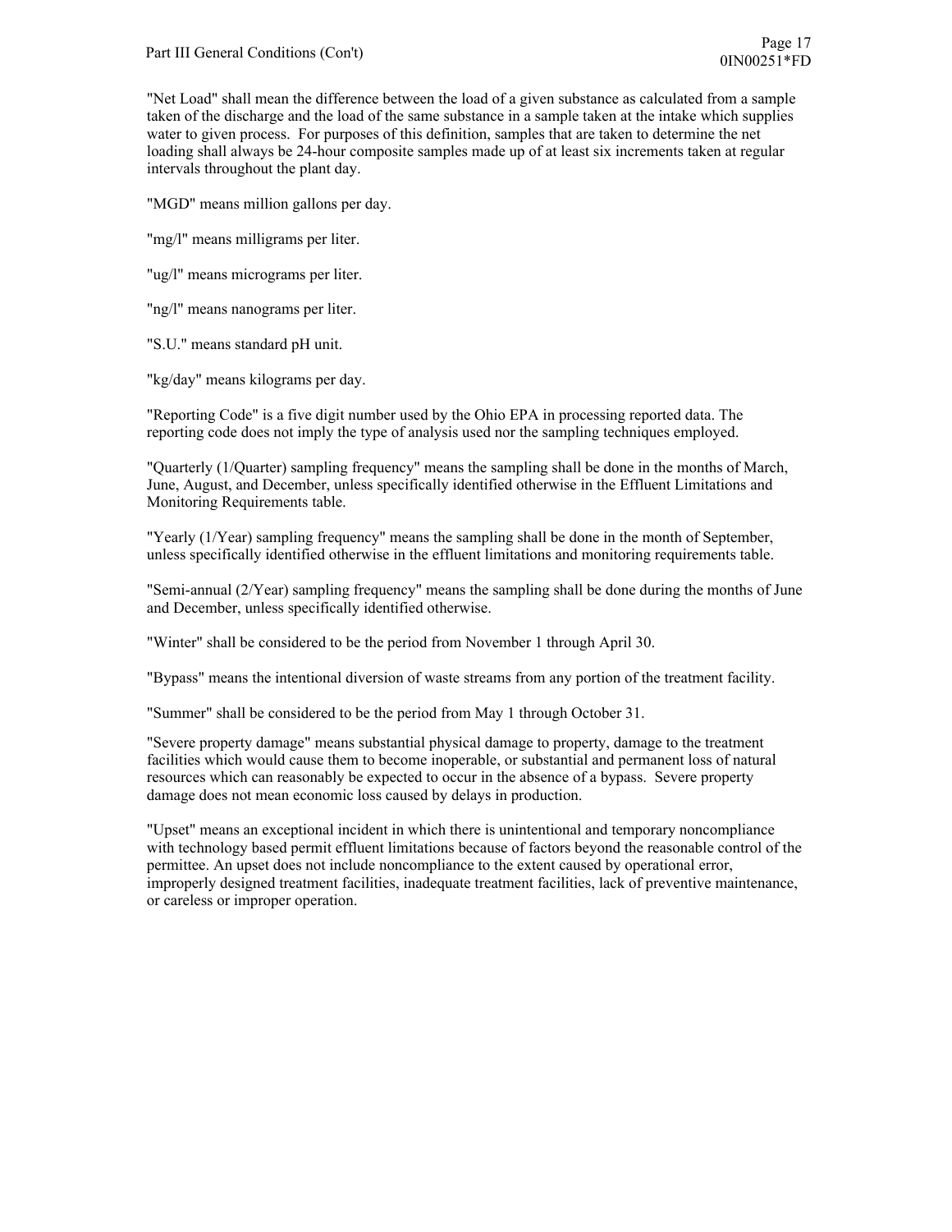"Net Load" shall mean the difference between the load of a given substance as calculated from a sample taken of the discharge and the load of the same substance in a sample taken at the intake which supplies water to given process. For purposes of this definition, samples that are taken to determine the net loading shall always be 24-hour composite samples made up of at least six increments taken at regular intervals throughout the plant day.

"MGD" means million gallons per day.

"mg/l" means milligrams per liter.

"ug/l" means micrograms per liter.

"ng/l" means nanograms per liter.

"S.U." means standard pH unit.

"kg/day" means kilograms per day.

"Reporting Code" is a five digit number used by the Ohio EPA in processing reported data. The reporting code does not imply the type of analysis used nor the sampling techniques employed.

"Quarterly (1/Quarter) sampling frequency" means the sampling shall be done in the months of March, June, August, and December, unless specifically identified otherwise in the Effluent Limitations and Monitoring Requirements table.

"Yearly (1/Year) sampling frequency" means the sampling shall be done in the month of September, unless specifically identified otherwise in the effluent limitations and monitoring requirements table.

"Semi-annual (2/Year) sampling frequency" means the sampling shall be done during the months of June and December, unless specifically identified otherwise.

"Winter" shall be considered to be the period from November 1 through April 30.

"Bypass" means the intentional diversion of waste streams from any portion of the treatment facility.

"Summer" shall be considered to be the period from May 1 through October 31.

"Severe property damage" means substantial physical damage to property, damage to the treatment facilities which would cause them to become inoperable, or substantial and permanent loss of natural resources which can reasonably be expected to occur in the absence of a bypass. Severe property damage does not mean economic loss caused by delays in production.

"Upset" means an exceptional incident in which there is unintentional and temporary noncompliance with technology based permit effluent limitations because of factors beyond the reasonable control of the permittee. An upset does not include noncompliance to the extent caused by operational error, improperly designed treatment facilities, inadequate treatment facilities, lack of preventive maintenance, or careless or improper operation.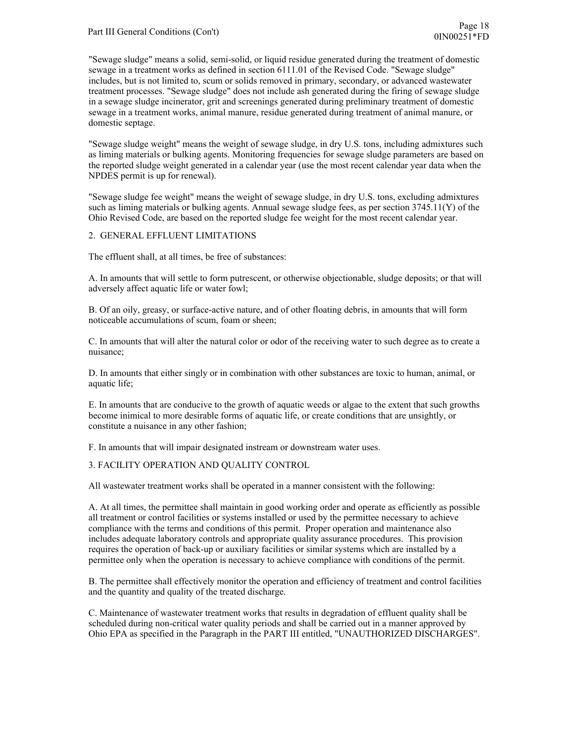"Sewage sludge" means a solid, semi-solid, or liquid residue generated during the treatment of domestic sewage in a treatment works as defined in section 6111.01 of the Revised Code. "Sewage sludge" includes, but is not limited to, scum or solids removed in primary, secondary, or advanced wastewater treatment processes. "Sewage sludge" does not include ash generated during the firing of sewage sludge in a sewage sludge incinerator, grit and screenings generated during preliminary treatment of domestic sewage in a treatment works, animal manure, residue generated during treatment of animal manure, or domestic septage.

"Sewage sludge weight" means the weight of sewage sludge, in dry U.S. tons, including admixtures such as liming materials or bulking agents. Monitoring frequencies for sewage sludge parameters are based on the reported sludge weight generated in a calendar year (use the most recent calendar year data when the NPDES permit is up for renewal).

"Sewage sludge fee weight" means the weight of sewage sludge, in dry U.S. tons, excluding admixtures such as liming materials or bulking agents. Annual sewage sludge fees, as per section 3745.11(Y) of the Ohio Revised Code, are based on the reported sludge fee weight for the most recent calendar year.

## 2. GENERAL EFFLUENT LIMITATIONS

The effluent shall, at all times, be free of substances:

A. In amounts that will settle to form putrescent, or otherwise objectionable, sludge deposits; or that will adversely affect aquatic life or water fowl;

B. Of an oily, greasy, or surface-active nature, and of other floating debris, in amounts that will form noticeable accumulations of scum, foam or sheen;

C. In amounts that will alter the natural color or odor of the receiving water to such degree as to create a nuisance;

D. In amounts that either singly or in combination with other substances are toxic to human, animal, or aquatic life;

E. In amounts that are conducive to the growth of aquatic weeds or algae to the extent that such growths become inimical to more desirable forms of aquatic life, or create conditions that are unsightly, or constitute a nuisance in any other fashion;

F. In amounts that will impair designated instream or downstream water uses.

## 3. FACILITY OPERATION AND QUALITY CONTROL

All wastewater treatment works shall be operated in a manner consistent with the following:

A. At all times, the permittee shall maintain in good working order and operate as efficiently as possible all treatment or control facilities or systems installed or used by the permittee necessary to achieve compliance with the terms and conditions of this permit. Proper operation and maintenance also includes adequate laboratory controls and appropriate quality assurance procedures. This provision requires the operation of back-up or auxiliary facilities or similar systems which are installed by a permittee only when the operation is necessary to achieve compliance with conditions of the permit.

B. The permittee shall effectively monitor the operation and efficiency of treatment and control facilities and the quantity and quality of the treated discharge.

C. Maintenance of wastewater treatment works that results in degradation of effluent quality shall be scheduled during non-critical water quality periods and shall be carried out in a manner approved by Ohio EPA as specified in the Paragraph in the PART III entitled, "UNAUTHORIZED DISCHARGES".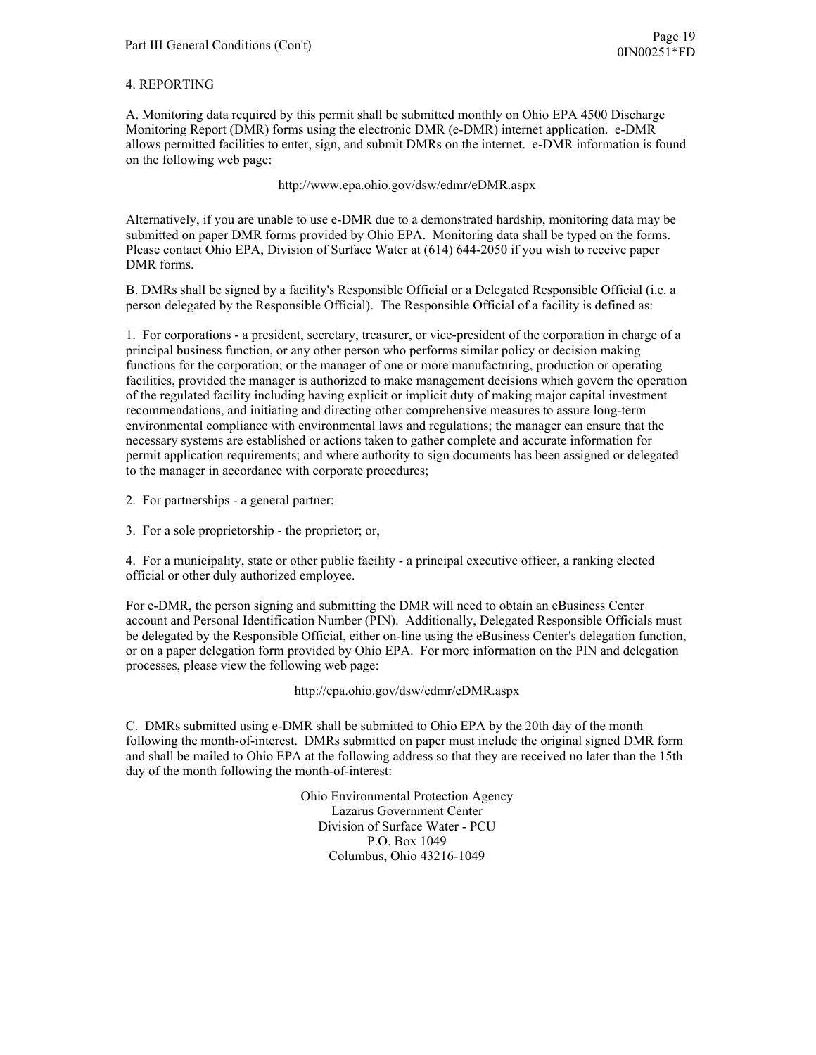4. REPORTING

A. Monitoring data required by this permit shall be submitted monthly on Ohio EPA 4500 Discharge Monitoring Report (DMR) forms using the electronic DMR (e-DMR) internet application. e-DMR allows permitted facilities to enter, sign, and submit DMRs on the internet. e-DMR information is found on the following web page:

http://www.epa.ohio.gov/dsw/edmr/eDMR.aspx

Alternatively, if you are unable to use e-DMR due to a demonstrated hardship, monitoring data may be submitted on paper DMR forms provided by Ohio EPA. Monitoring data shall be typed on the forms. Please contact Ohio EPA, Division of Surface Water at (614) 644-2050 if you wish to receive paper DMR forms.

B. DMRs shall be signed by a facility's Responsible Official or a Delegated Responsible Official (i.e. a person delegated by the Responsible Official). The Responsible Official of a facility is defined as:

1. For corporations - a president, secretary, treasurer, or vice-president of the corporation in charge of a principal business function, or any other person who performs similar policy or decision making functions for the corporation; or the manager of one or more manufacturing, production or operating facilities, provided the manager is authorized to make management decisions which govern the operation of the regulated facility including having explicit or implicit duty of making major capital investment recommendations, and initiating and directing other comprehensive measures to assure long-term environmental compliance with environmental laws and regulations; the manager can ensure that the necessary systems are established or actions taken to gather complete and accurate information for permit application requirements; and where authority to sign documents has been assigned or delegated to the manager in accordance with corporate procedures;

2. For partnerships - a general partner;

3. For a sole proprietorship - the proprietor; or,

4. For a municipality, state or other public facility - a principal executive officer, a ranking elected official or other duly authorized employee.

For e-DMR, the person signing and submitting the DMR will need to obtain an eBusiness Center account and Personal Identification Number (PIN). Additionally, Delegated Responsible Officials must be delegated by the Responsible Official, either on-line using the eBusiness Center's delegation function, or on a paper delegation form provided by Ohio EPA. For more information on the PIN and delegation processes, please view the following web page:

http://epa.ohio.gov/dsw/edmr/eDMR.aspx

C. DMRs submitted using e-DMR shall be submitted to Ohio EPA by the 20th day of the month following the month-of-interest. DMRs submitted on paper must include the original signed DMR form and shall be mailed to Ohio EPA at the following address so that they are received no later than the 15th day of the month following the month-of-interest:

Ohio Environmental Protection Agency
Lazarus Government Center
Division of Surface Water - PCU
P.O. Box 1049
Columbus, Ohio 43216-1049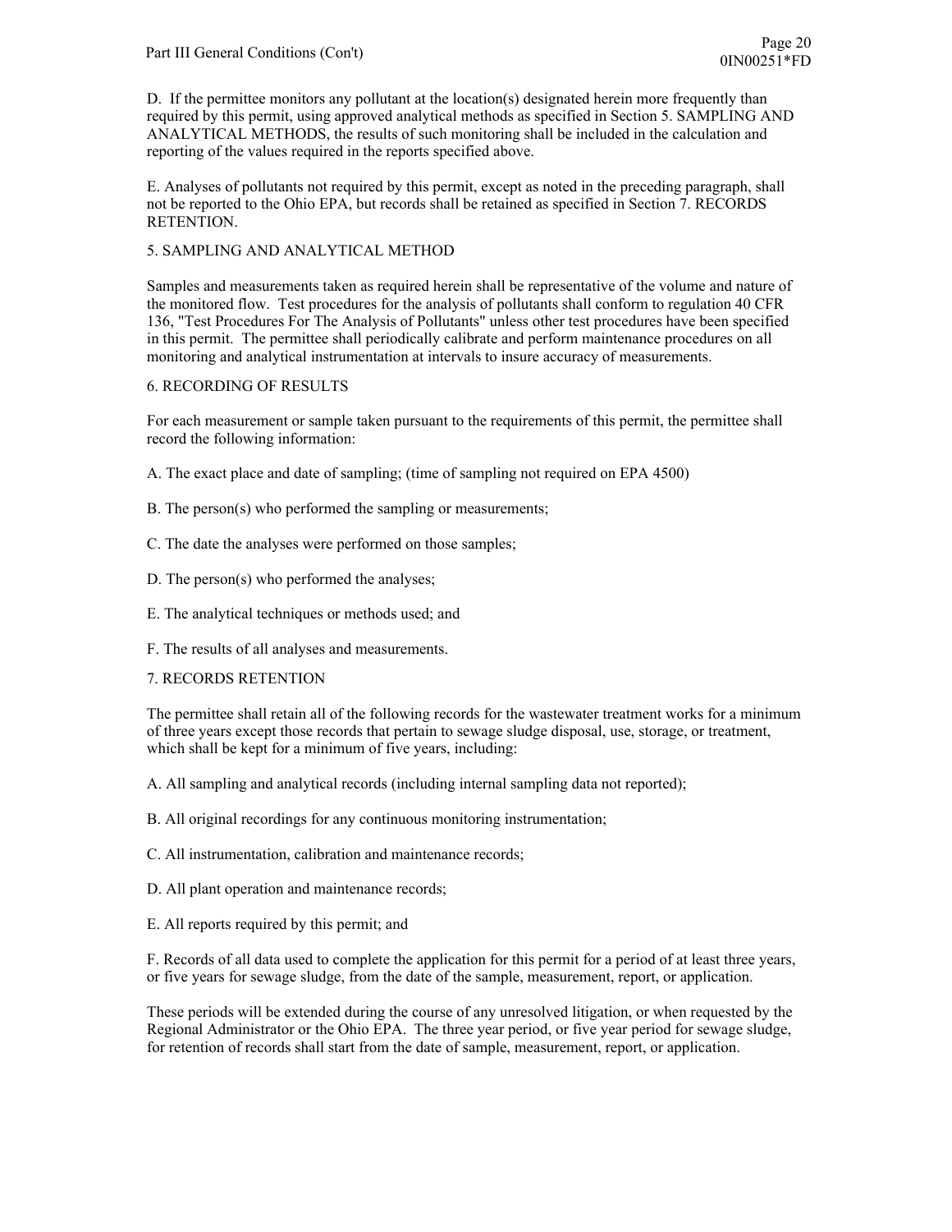D. If the permittee monitors any pollutant at the location(s) designated herein more frequently than required by this permit, using approved analytical methods as specified in Section 5. SAMPLING AND ANALYTICAL METHODS, the results of such monitoring shall be included in the calculation and reporting of the values required in the reports specified above.

E. Analyses of pollutants not required by this permit, except as noted in the preceding paragraph, shall not be reported to the Ohio EPA, but records shall be retained as specified in Section 7. RECORDS RETENTION.

## 5. SAMPLING AND ANALYTICAL METHOD

Samples and measurements taken as required herein shall be representative of the volume and nature of the monitored flow. Test procedures for the analysis of pollutants shall conform to regulation 40 CFR 136, "Test Procedures For The Analysis of Pollutants" unless other test procedures have been specified in this permit. The permittee shall periodically calibrate and perform maintenance procedures on all monitoring and analytical instrumentation at intervals to insure accuracy of measurements.

## 6. RECORDING OF RESULTS

For each measurement or sample taken pursuant to the requirements of this permit, the permittee shall record the following information:

A. The exact place and date of sampling; (time of sampling not required on EPA 4500)

B. The person(s) who performed the sampling or measurements;

C. The date the analyses were performed on those samples;

D. The person(s) who performed the analyses;

E. The analytical techniques or methods used; and

F. The results of all analyses and measurements.

## 7. RECORDS RETENTION

The permittee shall retain all of the following records for the wastewater treatment works for a minimum of three years except those records that pertain to sewage sludge disposal, use, storage, or treatment, which shall be kept for a minimum of five years, including:

A. All sampling and analytical records (including internal sampling data not reported);

B. All original recordings for any continuous monitoring instrumentation;

C. All instrumentation, calibration and maintenance records;

D. All plant operation and maintenance records;

E. All reports required by this permit; and

F. Records of all data used to complete the application for this permit for a period of at least three years, or five years for sewage sludge, from the date of the sample, measurement, report, or application.

These periods will be extended during the course of any unresolved litigation, or when requested by the Regional Administrator or the Ohio EPA. The three year period, or five year period for sewage sludge, for retention of records shall start from the date of sample, measurement, report, or application.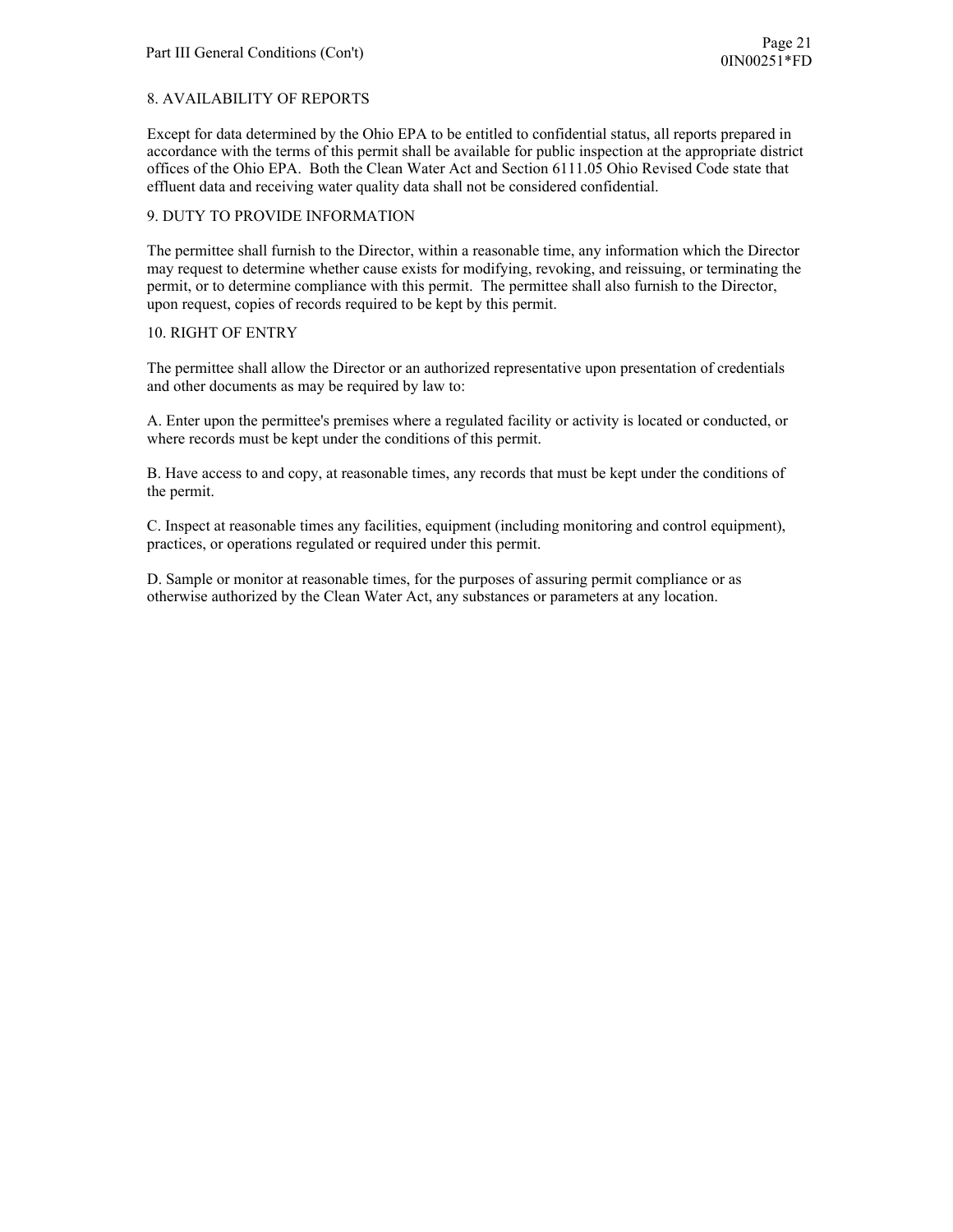## 8. AVAILABILITY OF REPORTS

Except for data determined by the Ohio EPA to be entitled to confidential status, all reports prepared in accordance with the terms of this permit shall be available for public inspection at the appropriate district offices of the Ohio EPA. Both the Clean Water Act and Section 6111.05 Ohio Revised Code state that effluent data and receiving water quality data shall not be considered confidential.

## 9. DUTY TO PROVIDE INFORMATION

The permittee shall furnish to the Director, within a reasonable time, any information which the Director may request to determine whether cause exists for modifying, revoking, and reissuing, or terminating the permit, or to determine compliance with this permit. The permittee shall also furnish to the Director, upon request, copies of records required to be kept by this permit.

## 10. RIGHT OF ENTRY

The permittee shall allow the Director or an authorized representative upon presentation of credentials and other documents as may be required by law to:

A. Enter upon the permittee's premises where a regulated facility or activity is located or conducted, or where records must be kept under the conditions of this permit.

B. Have access to and copy, at reasonable times, any records that must be kept under the conditions of the permit.

C. Inspect at reasonable times any facilities, equipment (including monitoring and control equipment), practices, or operations regulated or required under this permit.

D. Sample or monitor at reasonable times, for the purposes of assuring permit compliance or as otherwise authorized by the Clean Water Act, any substances or parameters at any location.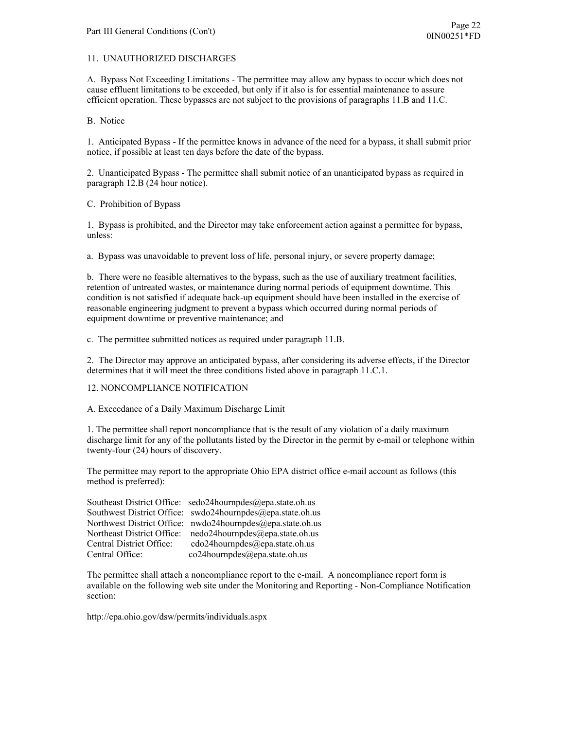Part III General Conditions (Con't)

## 11. UNAUTHORIZED DISCHARGES

A. Bypass Not Exceeding Limitations - The permittee may allow any bypass to occur which does not cause effluent limitations to be exceeded, but only if it also is for essential maintenance to assure efficient operation. These bypasses are not subject to the provisions of paragraphs 11.B and 11.C.

B. Notice

1. Anticipated Bypass - If the permittee knows in advance of the need for a bypass, it shall submit prior notice, if possible at least ten days before the date of the bypass.

2. Unanticipated Bypass - The permittee shall submit notice of an unanticipated bypass as required in paragraph 12.B (24 hour notice).

C. Prohibition of Bypass

1. Bypass is prohibited, and the Director may take enforcement action against a permittee for bypass, unless:

a. Bypass was unavoidable to prevent loss of life, personal injury, or severe property damage;

b. There were no feasible alternatives to the bypass, such as the use of auxiliary treatment facilities, retention of untreated wastes, or maintenance during normal periods of equipment downtime. This condition is not satisfied if adequate back-up equipment should have been installed in the exercise of reasonable engineering judgment to prevent a bypass which occurred during normal periods of equipment downtime or preventive maintenance; and

c. The permittee submitted notices as required under paragraph 11.B.

2. The Director may approve an anticipated bypass, after considering its adverse effects, if the Director determines that it will meet the three conditions listed above in paragraph 11.C.1.

## 12. NONCOMPLIANCE NOTIFICATION

A. Exceedance of a Daily Maximum Discharge Limit

1. The permittee shall report noncompliance that is the result of any violation of a daily maximum discharge limit for any of the pollutants listed by the Director in the permit by e-mail or telephone within twenty-four (24) hours of discovery.

The permittee may report to the appropriate Ohio EPA district office e-mail account as follows (this method is preferred):

| | |
|---|---|
| Southeast District Office: | sedo24hournpdes@epa.state.oh.us |
| Southwest District Office: | swdo24hournpdes@epa.state.oh.us |
| Northwest District Office: | nwdo24hournpdes@epa.state.oh.us |
| Northeast District Office: | nedo24hournpdes@epa.state.oh.us |
| Central District Office: | cdo24hournpdes@epa.state.oh.us |
| Central Office: | co24hournpdes@epa.state.oh.us |

The permittee shall attach a noncompliance report to the e-mail. A noncompliance report form is available on the following web site under the Monitoring and Reporting - Non-Compliance Notification section:

http://epa.ohio.gov/dsw/permits/individuals.aspx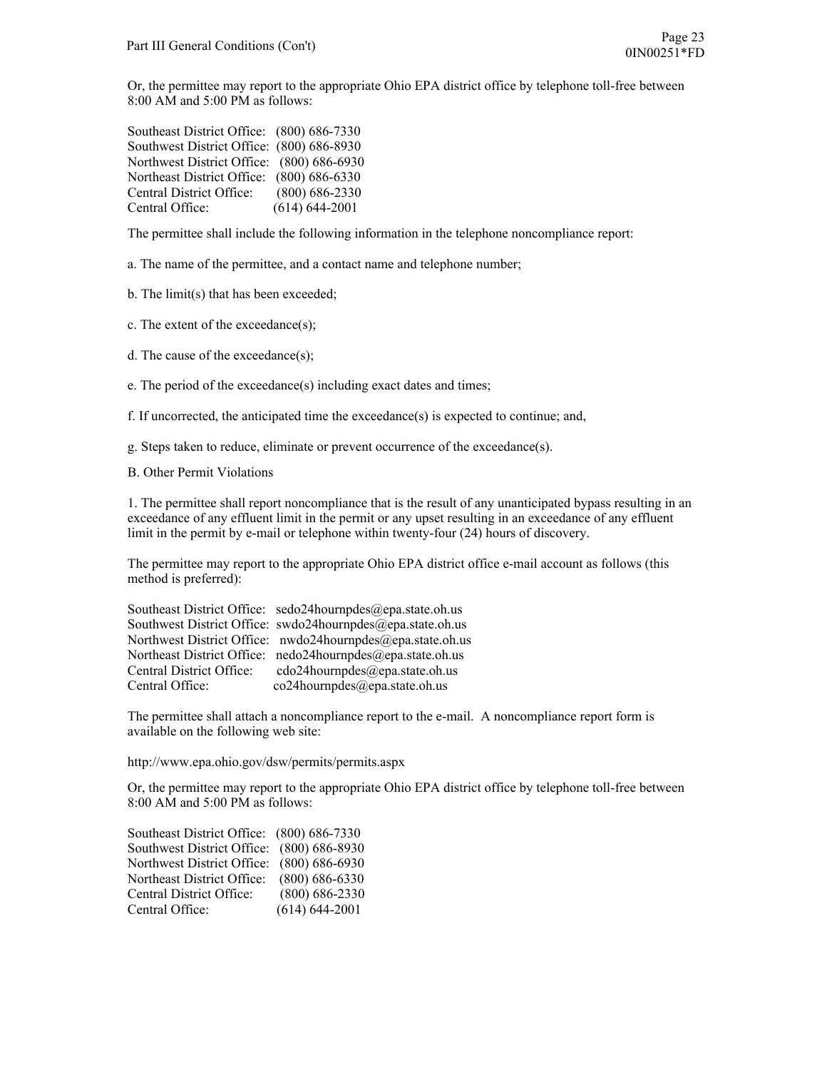Or, the permittee may report to the appropriate Ohio EPA district office by telephone toll-free between 8:00 AM and 5:00 PM as follows:

| | |
|---|---|
| Southeast District Office: | (800) 686-7330 |
| Southwest District Office: | (800) 686-8930 |
| Northwest District Office: | (800) 686-6930 |
| Northeast District Office: | (800) 686-6330 |
| Central District Office: | (800) 686-2330 |
| Central Office: | (614) 644-2001 |

The permittee shall include the following information in the telephone noncompliance report:

a. The name of the permittee, and a contact name and telephone number;

b. The limit(s) that has been exceeded;

c. The extent of the exceedance(s);

d. The cause of the exceedance(s);

e. The period of the exceedance(s) including exact dates and times;

f. If uncorrected, the anticipated time the exceedance(s) is expected to continue; and,

g. Steps taken to reduce, eliminate or prevent occurrence of the exceedance(s).

B. Other Permit Violations

1. The permittee shall report noncompliance that is the result of any unanticipated bypass resulting in an exceedance of any effluent limit in the permit or any upset resulting in an exceedance of any effluent limit in the permit by e-mail or telephone within twenty-four (24) hours of discovery.

The permittee may report to the appropriate Ohio EPA district office e-mail account as follows (this method is preferred):

| | |
|---|---|
| Southeast District Office: | sedo24hournpdes@epa.state.oh.us |
| Southwest District Office: | swdo24hournpdes@epa.state.oh.us |
| Northwest District Office: | nwdo24hournpdes@epa.state.oh.us |
| Northeast District Office: | nedo24hournpdes@epa.state.oh.us |
| Central District Office: | cdo24hournpdes@epa.state.oh.us |
| Central Office: | co24hournpdes@epa.state.oh.us |

The permittee shall attach a noncompliance report to the e-mail. A noncompliance report form is available on the following web site:

http://www.epa.ohio.gov/dsw/permits/permits.aspx

Or, the permittee may report to the appropriate Ohio EPA district office by telephone toll-free between 8:00 AM and 5:00 PM as follows:

| | |
|---|---|
| Southeast District Office: | (800) 686-7330 |
| Southwest District Office: | (800) 686-8930 |
| Northwest District Office: | (800) 686-6930 |
| Northeast District Office: | (800) 686-6330 |
| Central District Office: | (800) 686-2330 |
| Central Office: | (614) 644-2001 |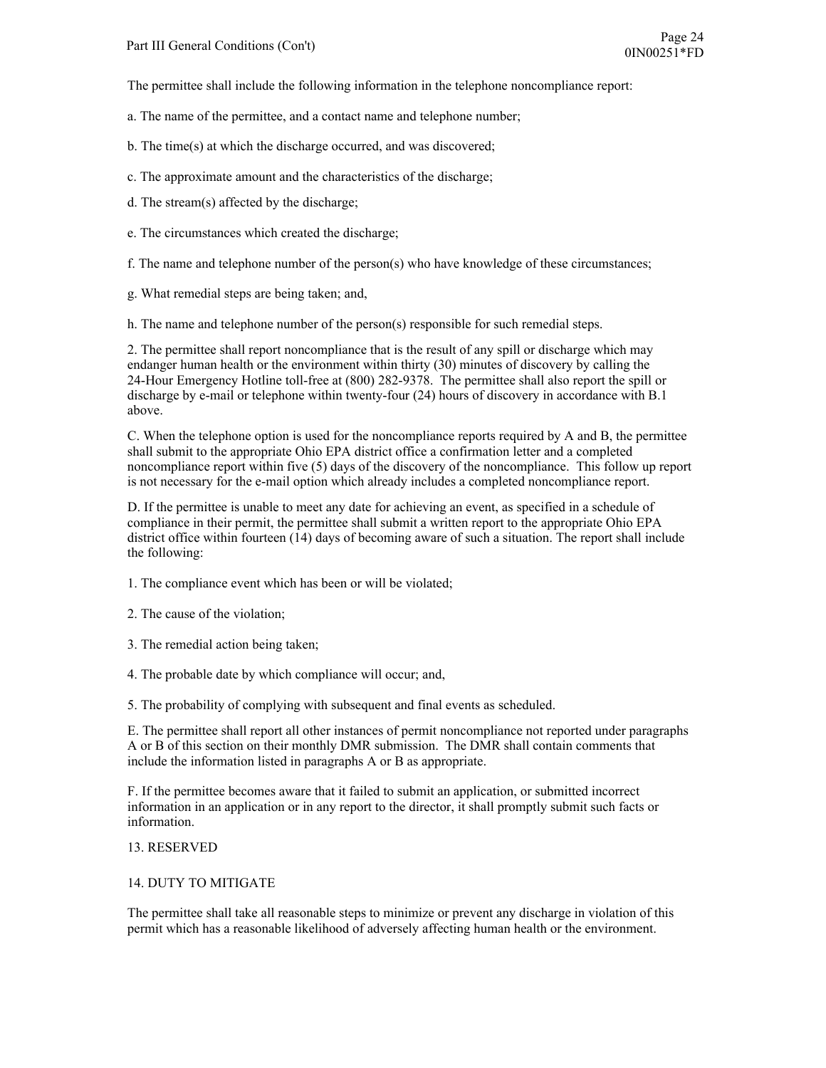The permittee shall include the following information in the telephone noncompliance report:

a. The name of the permittee, and a contact name and telephone number;

b. The time(s) at which the discharge occurred, and was discovered;

c. The approximate amount and the characteristics of the discharge;

d. The stream(s) affected by the discharge;

e. The circumstances which created the discharge;

f. The name and telephone number of the person(s) who have knowledge of these circumstances;

g. What remedial steps are being taken; and,

h. The name and telephone number of the person(s) responsible for such remedial steps.

2. The permittee shall report noncompliance that is the result of any spill or discharge which may endanger human health or the environment within thirty (30) minutes of discovery by calling the 24-Hour Emergency Hotline toll-free at (800) 282-9378. The permittee shall also report the spill or discharge by e-mail or telephone within twenty-four (24) hours of discovery in accordance with B.1 above.

C. When the telephone option is used for the noncompliance reports required by A and B, the permittee shall submit to the appropriate Ohio EPA district office a confirmation letter and a completed noncompliance report within five (5) days of the discovery of the noncompliance. This follow up report is not necessary for the e-mail option which already includes a completed noncompliance report.

D. If the permittee is unable to meet any date for achieving an event, as specified in a schedule of compliance in their permit, the permittee shall submit a written report to the appropriate Ohio EPA district office within fourteen (14) days of becoming aware of such a situation. The report shall include the following:

1. The compliance event which has been or will be violated;

2. The cause of the violation;

3. The remedial action being taken;

4. The probable date by which compliance will occur; and,

5. The probability of complying with subsequent and final events as scheduled.

E. The permittee shall report all other instances of permit noncompliance not reported under paragraphs A or B of this section on their monthly DMR submission. The DMR shall contain comments that include the information listed in paragraphs A or B as appropriate.

F. If the permittee becomes aware that it failed to submit an application, or submitted incorrect information in an application or in any report to the director, it shall promptly submit such facts or information.

13. RESERVED

14. DUTY TO MITIGATE

The permittee shall take all reasonable steps to minimize or prevent any discharge in violation of this permit which has a reasonable likelihood of adversely affecting human health or the environment.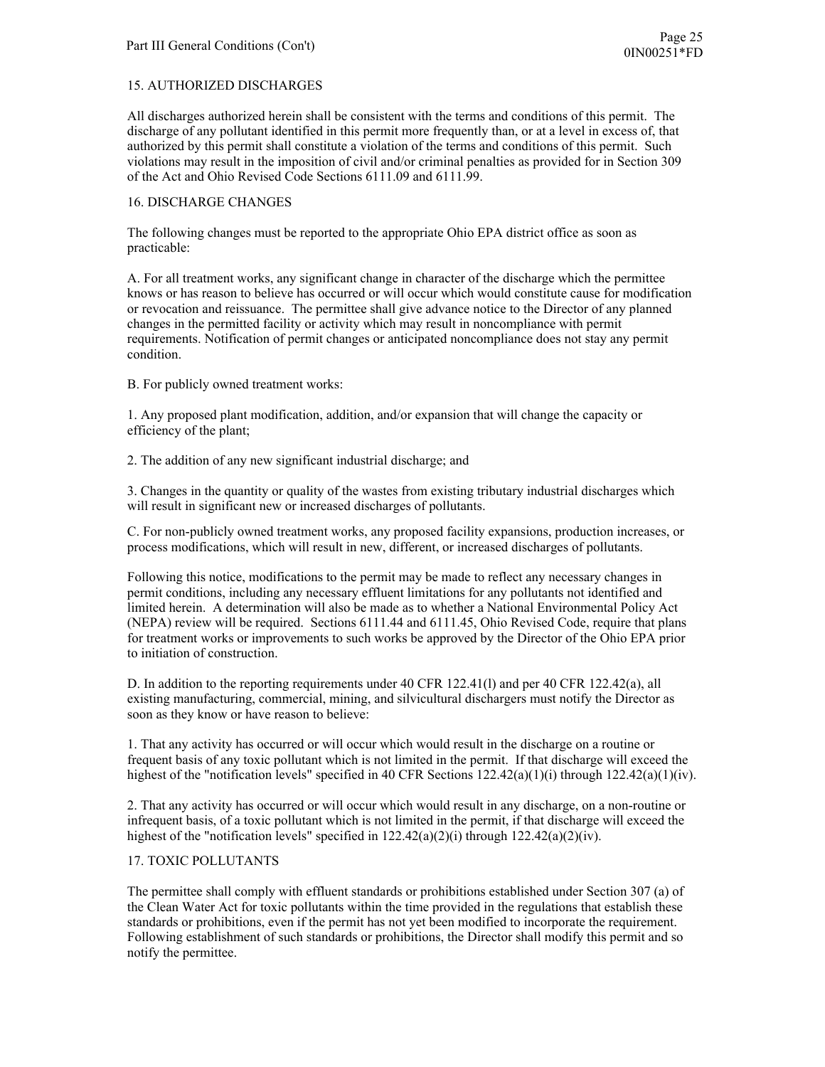## 15. AUTHORIZED DISCHARGES

All discharges authorized herein shall be consistent with the terms and conditions of this permit. The discharge of any pollutant identified in this permit more frequently than, or at a level in excess of, that authorized by this permit shall constitute a violation of the terms and conditions of this permit. Such violations may result in the imposition of civil and/or criminal penalties as provided for in Section 309 of the Act and Ohio Revised Code Sections 6111.09 and 6111.99.

## 16. DISCHARGE CHANGES

The following changes must be reported to the appropriate Ohio EPA district office as soon as practicable:

A. For all treatment works, any significant change in character of the discharge which the permittee knows or has reason to believe has occurred or will occur which would constitute cause for modification or revocation and reissuance. The permittee shall give advance notice to the Director of any planned changes in the permitted facility or activity which may result in noncompliance with permit requirements. Notification of permit changes or anticipated noncompliance does not stay any permit condition.

B. For publicly owned treatment works:

1. Any proposed plant modification, addition, and/or expansion that will change the capacity or efficiency of the plant;

2. The addition of any new significant industrial discharge; and

3. Changes in the quantity or quality of the wastes from existing tributary industrial discharges which will result in significant new or increased discharges of pollutants.

C. For non-publicly owned treatment works, any proposed facility expansions, production increases, or process modifications, which will result in new, different, or increased discharges of pollutants.

Following this notice, modifications to the permit may be made to reflect any necessary changes in permit conditions, including any necessary effluent limitations for any pollutants not identified and limited herein. A determination will also be made as to whether a National Environmental Policy Act (NEPA) review will be required. Sections 6111.44 and 6111.45, Ohio Revised Code, require that plans for treatment works or improvements to such works be approved by the Director of the Ohio EPA prior to initiation of construction.

D. In addition to the reporting requirements under 40 CFR 122.41(l) and per 40 CFR 122.42(a), all existing manufacturing, commercial, mining, and silvicultural dischargers must notify the Director as soon as they know or have reason to believe:

1. That any activity has occurred or will occur which would result in the discharge on a routine or frequent basis of any toxic pollutant which is not limited in the permit. If that discharge will exceed the highest of the "notification levels" specified in 40 CFR Sections 122.42(a)(1)(i) through 122.42(a)(1)(iv).

2. That any activity has occurred or will occur which would result in any discharge, on a non-routine or infrequent basis, of a toxic pollutant which is not limited in the permit, if that discharge will exceed the highest of the "notification levels" specified in 122.42(a)(2)(i) through 122.42(a)(2)(iv).

## 17. TOXIC POLLUTANTS

The permittee shall comply with effluent standards or prohibitions established under Section 307 (a) of the Clean Water Act for toxic pollutants within the time provided in the regulations that establish these standards or prohibitions, even if the permit has not yet been modified to incorporate the requirement. Following establishment of such standards or prohibitions, the Director shall modify this permit and so notify the permittee.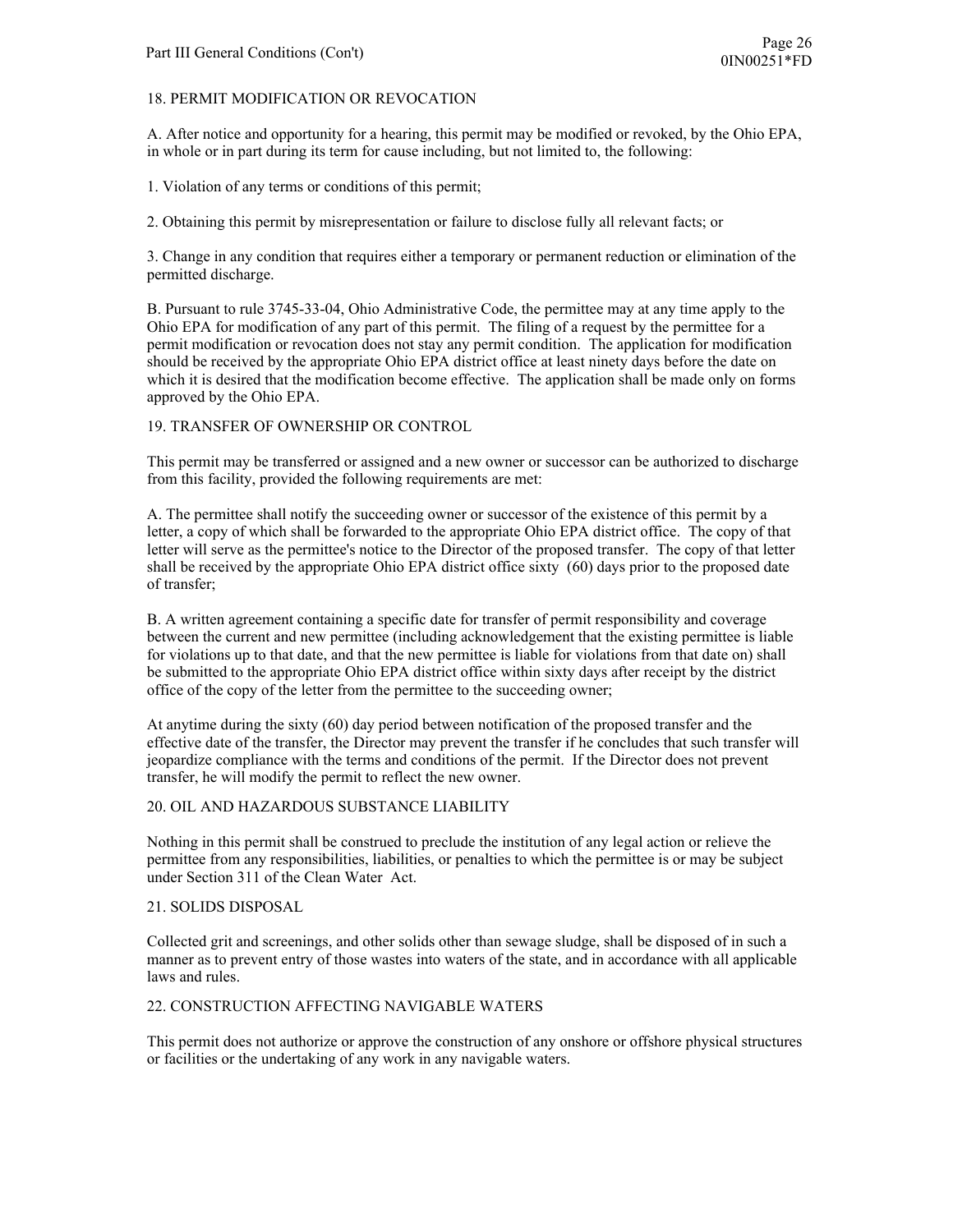## 18. PERMIT MODIFICATION OR REVOCATION

A. After notice and opportunity for a hearing, this permit may be modified or revoked, by the Ohio EPA, in whole or in part during its term for cause including, but not limited to, the following:

1. Violation of any terms or conditions of this permit;

2. Obtaining this permit by misrepresentation or failure to disclose fully all relevant facts; or

3. Change in any condition that requires either a temporary or permanent reduction or elimination of the permitted discharge.

B. Pursuant to rule 3745-33-04, Ohio Administrative Code, the permittee may at any time apply to the Ohio EPA for modification of any part of this permit. The filing of a request by the permittee for a permit modification or revocation does not stay any permit condition. The application for modification should be received by the appropriate Ohio EPA district office at least ninety days before the date on which it is desired that the modification become effective. The application shall be made only on forms approved by the Ohio EPA.

## 19. TRANSFER OF OWNERSHIP OR CONTROL

This permit may be transferred or assigned and a new owner or successor can be authorized to discharge from this facility, provided the following requirements are met:

A. The permittee shall notify the succeeding owner or successor of the existence of this permit by a letter, a copy of which shall be forwarded to the appropriate Ohio EPA district office. The copy of that letter will serve as the permittee's notice to the Director of the proposed transfer. The copy of that letter shall be received by the appropriate Ohio EPA district office sixty (60) days prior to the proposed date of transfer;

B. A written agreement containing a specific date for transfer of permit responsibility and coverage between the current and new permittee (including acknowledgement that the existing permittee is liable for violations up to that date, and that the new permittee is liable for violations from that date on) shall be submitted to the appropriate Ohio EPA district office within sixty days after receipt by the district office of the copy of the letter from the permittee to the succeeding owner;

At anytime during the sixty (60) day period between notification of the proposed transfer and the effective date of the transfer, the Director may prevent the transfer if he concludes that such transfer will jeopardize compliance with the terms and conditions of the permit. If the Director does not prevent transfer, he will modify the permit to reflect the new owner.

## 20. OIL AND HAZARDOUS SUBSTANCE LIABILITY

Nothing in this permit shall be construed to preclude the institution of any legal action or relieve the permittee from any responsibilities, liabilities, or penalties to which the permittee is or may be subject under Section 311 of the Clean Water Act.

## 21. SOLIDS DISPOSAL

Collected grit and screenings, and other solids other than sewage sludge, shall be disposed of in such a manner as to prevent entry of those wastes into waters of the state, and in accordance with all applicable laws and rules.

## 22. CONSTRUCTION AFFECTING NAVIGABLE WATERS

This permit does not authorize or approve the construction of any onshore or offshore physical structures or facilities or the undertaking of any work in any navigable waters.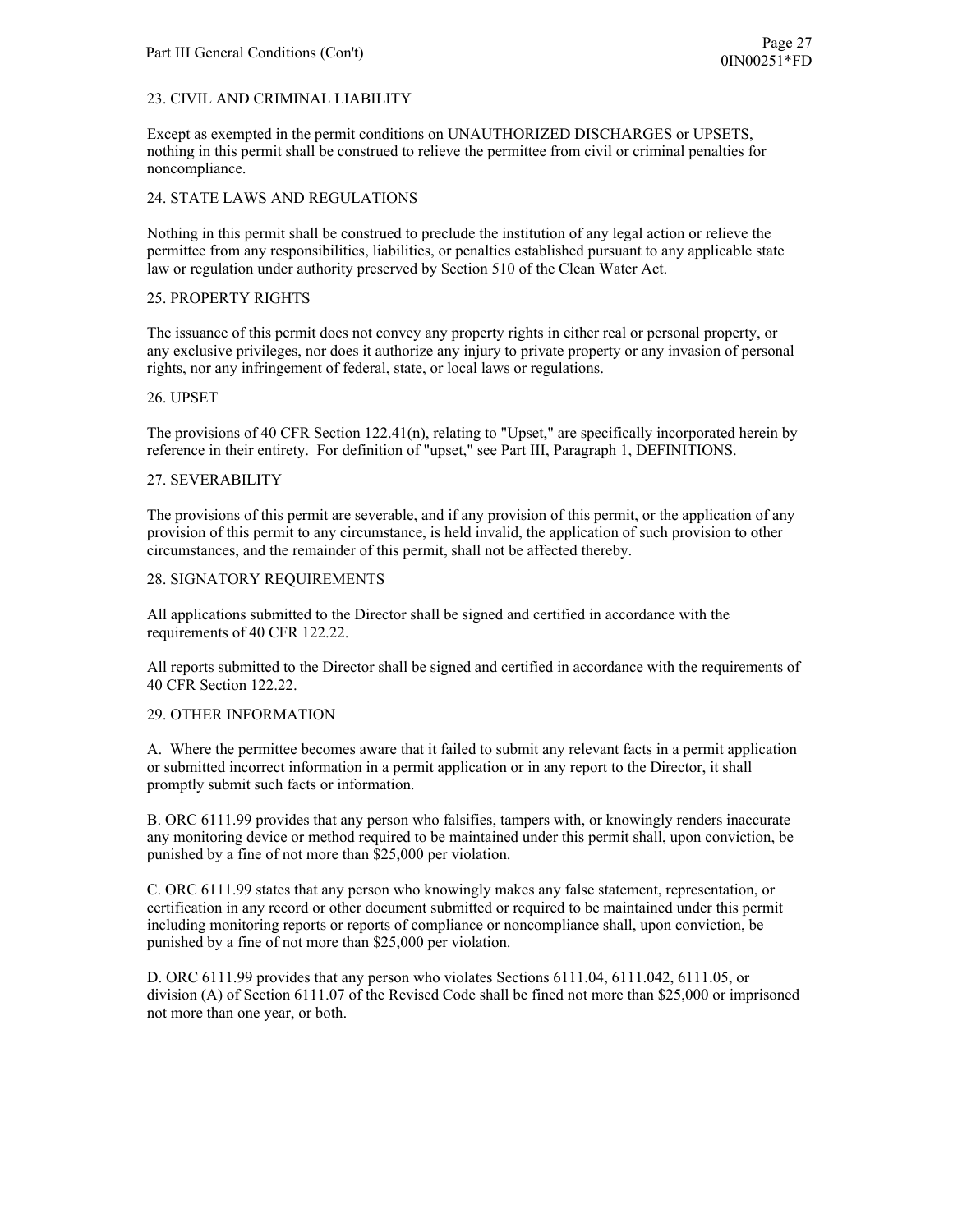## 23. CIVIL AND CRIMINAL LIABILITY

Except as exempted in the permit conditions on UNAUTHORIZED DISCHARGES or UPSETS, nothing in this permit shall be construed to relieve the permittee from civil or criminal penalties for noncompliance.

## 24. STATE LAWS AND REGULATIONS

Nothing in this permit shall be construed to preclude the institution of any legal action or relieve the permittee from any responsibilities, liabilities, or penalties established pursuant to any applicable state law or regulation under authority preserved by Section 510 of the Clean Water Act.

## 25. PROPERTY RIGHTS

The issuance of this permit does not convey any property rights in either real or personal property, or any exclusive privileges, nor does it authorize any injury to private property or any invasion of personal rights, nor any infringement of federal, state, or local laws or regulations.

## 26. UPSET

The provisions of 40 CFR Section 122.41(n), relating to "Upset," are specifically incorporated herein by reference in their entirety. For definition of "upset," see Part III, Paragraph 1, DEFINITIONS.

## 27. SEVERABILITY

The provisions of this permit are severable, and if any provision of this permit, or the application of any provision of this permit to any circumstance, is held invalid, the application of such provision to other circumstances, and the remainder of this permit, shall not be affected thereby.

## 28. SIGNATORY REQUIREMENTS

All applications submitted to the Director shall be signed and certified in accordance with the requirements of 40 CFR 122.22.

All reports submitted to the Director shall be signed and certified in accordance with the requirements of 40 CFR Section 122.22.

## 29. OTHER INFORMATION

A. Where the permittee becomes aware that it failed to submit any relevant facts in a permit application or submitted incorrect information in a permit application or in any report to the Director, it shall promptly submit such facts or information.

B. ORC 6111.99 provides that any person who falsifies, tampers with, or knowingly renders inaccurate any monitoring device or method required to be maintained under this permit shall, upon conviction, be punished by a fine of not more than $25,000 per violation.

C. ORC 6111.99 states that any person who knowingly makes any false statement, representation, or certification in any record or other document submitted or required to be maintained under this permit including monitoring reports or reports of compliance or noncompliance shall, upon conviction, be punished by a fine of not more than $25,000 per violation.

D. ORC 6111.99 provides that any person who violates Sections 6111.04, 6111.042, 6111.05, or division (A) of Section 6111.07 of the Revised Code shall be fined not more than $25,000 or imprisoned not more than one year, or both.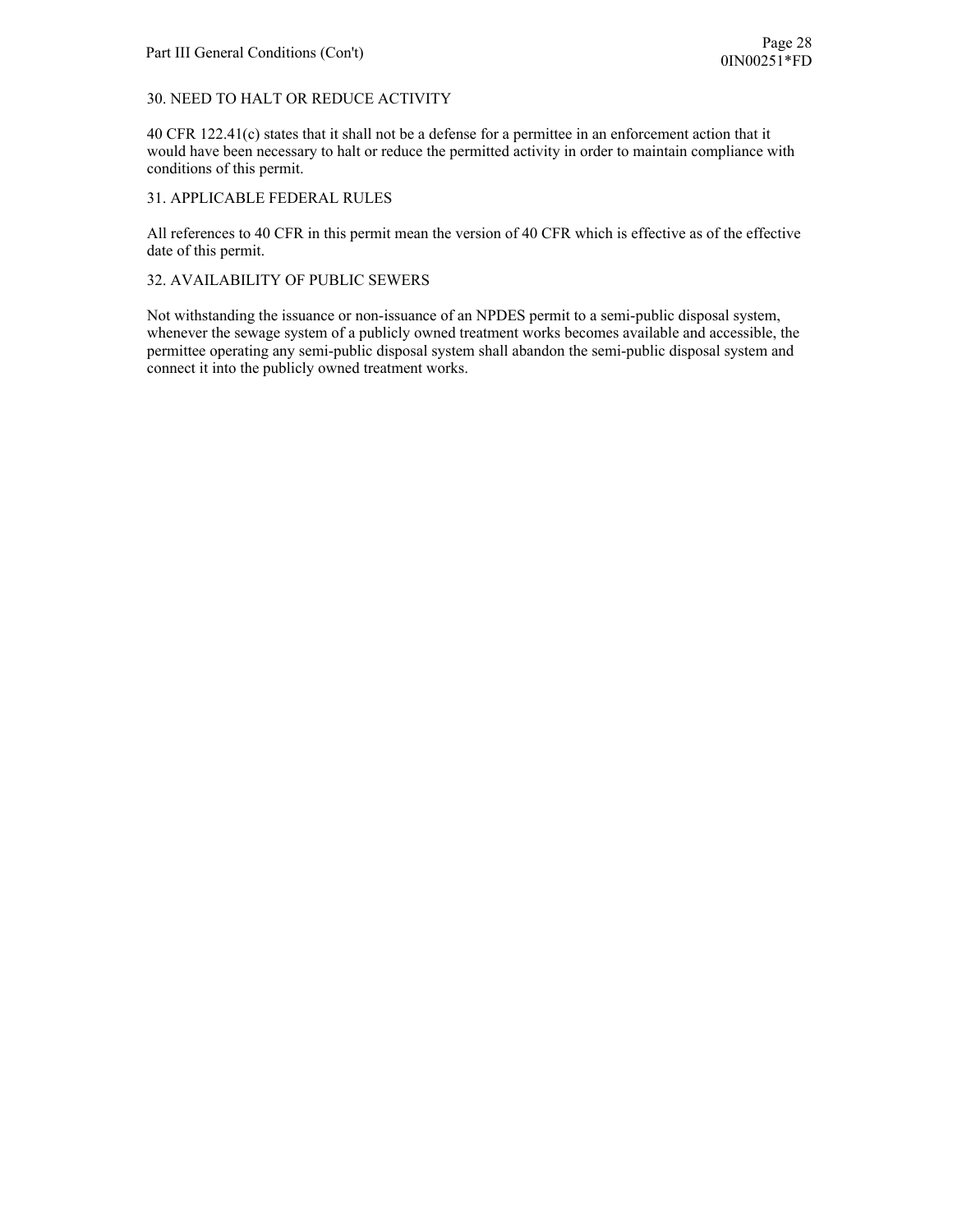## 30. NEED TO HALT OR REDUCE ACTIVITY

40 CFR 122.41(c) states that it shall not be a defense for a permittee in an enforcement action that it would have been necessary to halt or reduce the permitted activity in order to maintain compliance with conditions of this permit.

## 31. APPLICABLE FEDERAL RULES

All references to 40 CFR in this permit mean the version of 40 CFR which is effective as of the effective date of this permit.

## 32. AVAILABILITY OF PUBLIC SEWERS

Not withstanding the issuance or non-issuance of an NPDES permit to a semi-public disposal system, whenever the sewage system of a publicly owned treatment works becomes available and accessible, the permittee operating any semi-public disposal system shall abandon the semi-public disposal system and connect it into the publicly owned treatment works.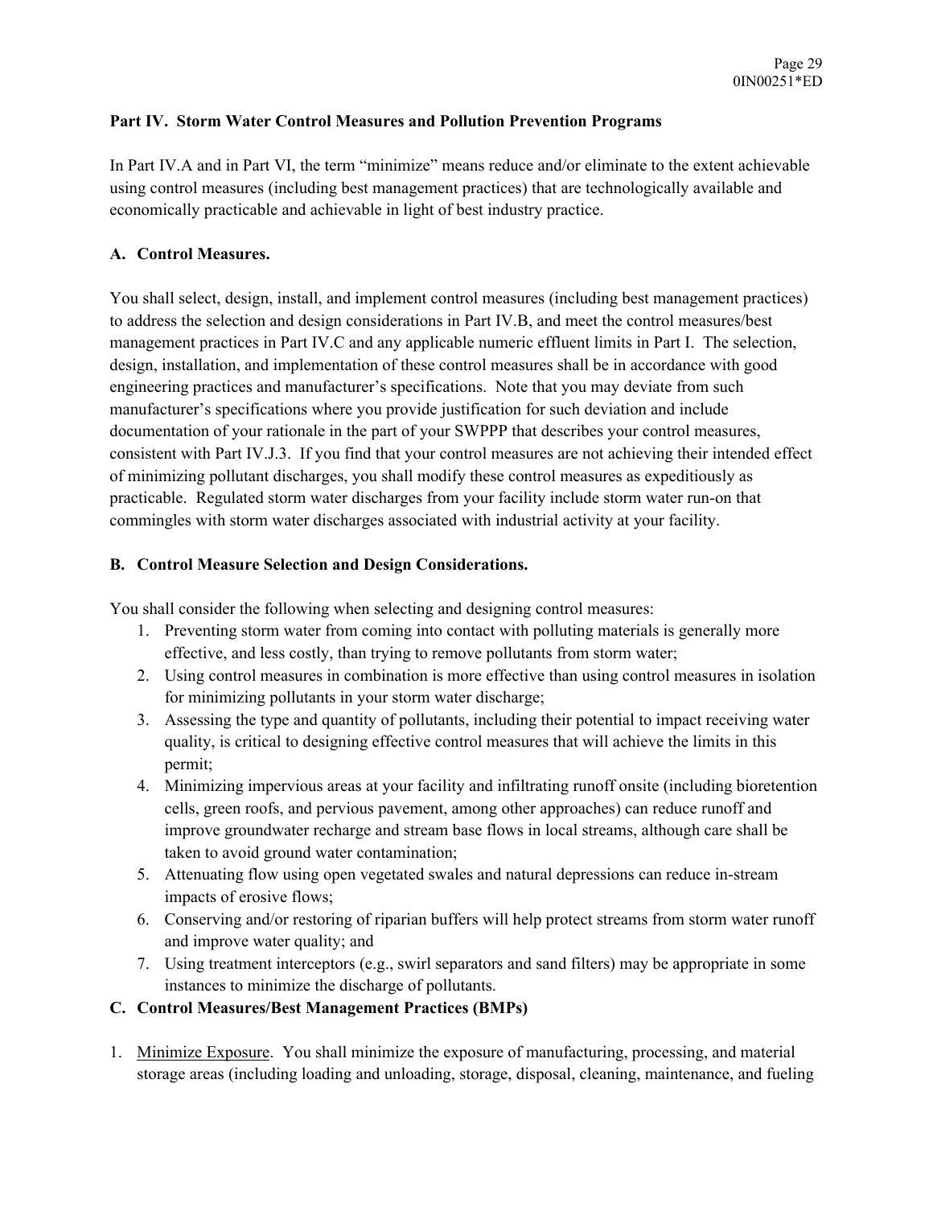**Part IV. Storm Water Control Measures and Pollution Prevention Programs**

In Part IV.A and in Part VI, the term "minimize" means reduce and/or eliminate to the extent achievable using control measures (including best management practices) that are technologically available and economically practicable and achievable in light of best industry practice.

**A. Control Measures.**

You shall select, design, install, and implement control measures (including best management practices) to address the selection and design considerations in Part IV.B, and meet the control measures/best management practices in Part IV.C and any applicable numeric effluent limits in Part I. The selection, design, installation, and implementation of these control measures shall be in accordance with good engineering practices and manufacturer's specifications. Note that you may deviate from such manufacturer's specifications where you provide justification for such deviation and include documentation of your rationale in the part of your SWPPP that describes your control measures, consistent with Part IV.J.3. If you find that your control measures are not achieving their intended effect of minimizing pollutant discharges, you shall modify these control measures as expeditiously as practicable. Regulated storm water discharges from your facility include storm water run-on that commingles with storm water discharges associated with industrial activity at your facility.

**B. Control Measure Selection and Design Considerations.**

You shall consider the following when selecting and designing control measures:

1. Preventing storm water from coming into contact with polluting materials is generally more effective, and less costly, than trying to remove pollutants from storm water;
2. Using control measures in combination is more effective than using control measures in isolation for minimizing pollutants in your storm water discharge;
3. Assessing the type and quantity of pollutants, including their potential to impact receiving water quality, is critical to designing effective control measures that will achieve the limits in this permit;
4. Minimizing impervious areas at your facility and infiltrating runoff onsite (including bioretention cells, green roofs, and pervious pavement, among other approaches) can reduce runoff and improve groundwater recharge and stream base flows in local streams, although care shall be taken to avoid ground water contamination;
5. Attenuating flow using open vegetated swales and natural depressions can reduce in-stream impacts of erosive flows;
6. Conserving and/or restoring of riparian buffers will help protect streams from storm water runoff and improve water quality; and
7. Using treatment interceptors (e.g., swirl separators and sand filters) may be appropriate in some instances to minimize the discharge of pollutants.

**C. Control Measures/Best Management Practices (BMPs)**

1. Minimize Exposure. You shall minimize the exposure of manufacturing, processing, and material storage areas (including loading and unloading, storage, disposal, cleaning, maintenance, and fueling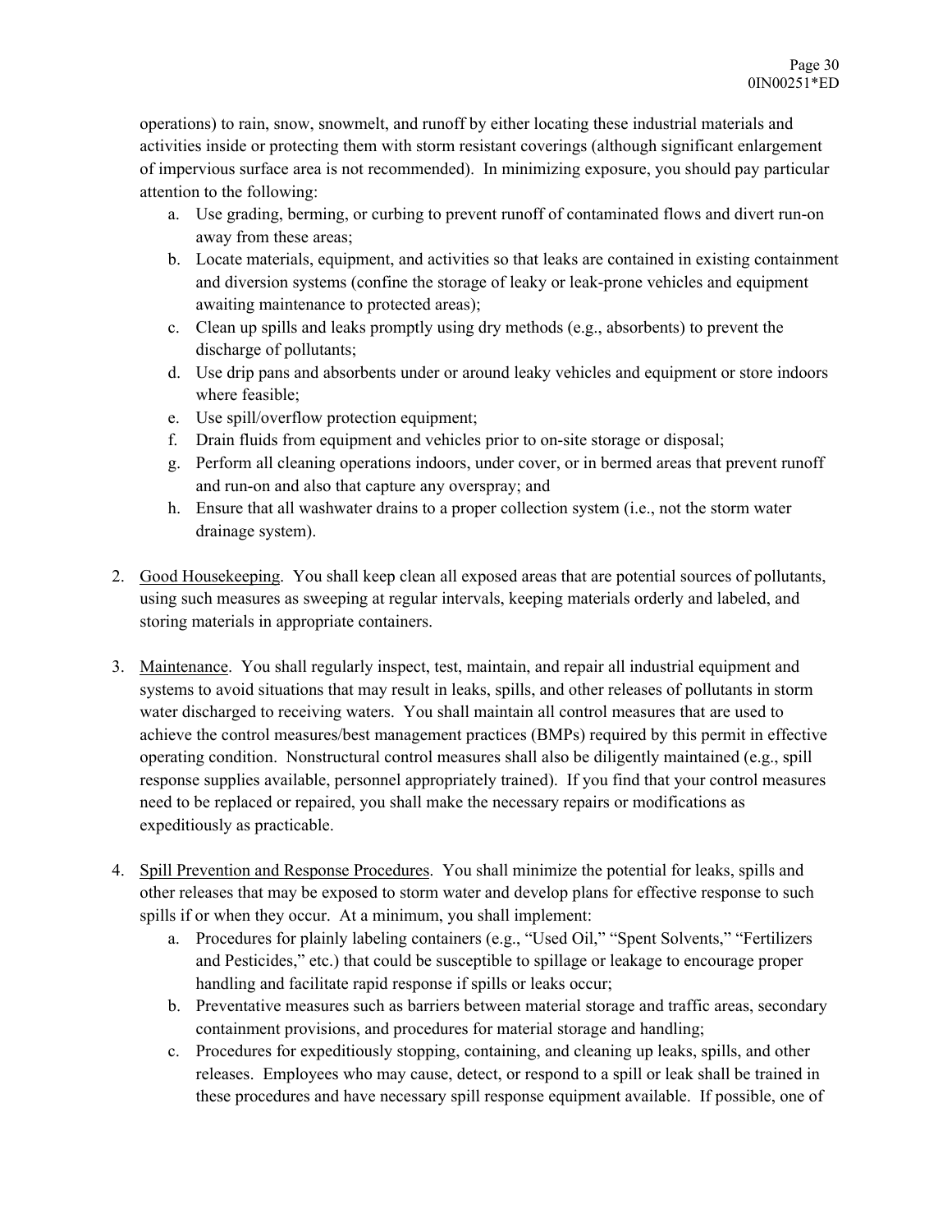operations) to rain, snow, snowmelt, and runoff by either locating these industrial materials and activities inside or protecting them with storm resistant coverings (although significant enlargement of impervious surface area is not recommended). In minimizing exposure, you should pay particular attention to the following:

   a. Use grading, berming, or curbing to prevent runoff of contaminated flows and divert run-on away from these areas;
   b. Locate materials, equipment, and activities so that leaks are contained in existing containment and diversion systems (confine the storage of leaky or leak-prone vehicles and equipment awaiting maintenance to protected areas);
   c. Clean up spills and leaks promptly using dry methods (e.g., absorbents) to prevent the discharge of pollutants;
   d. Use drip pans and absorbents under or around leaky vehicles and equipment or store indoors where feasible;
   e. Use spill/overflow protection equipment;
   f. Drain fluids from equipment and vehicles prior to on-site storage or disposal;
   g. Perform all cleaning operations indoors, under cover, or in bermed areas that prevent runoff and run-on and also that capture any overspray; and
   h. Ensure that all washwater drains to a proper collection system (i.e., not the storm water drainage system).

2. Good Housekeeping. You shall keep clean all exposed areas that are potential sources of pollutants, using such measures as sweeping at regular intervals, keeping materials orderly and labeled, and storing materials in appropriate containers.

3. Maintenance. You shall regularly inspect, test, maintain, and repair all industrial equipment and systems to avoid situations that may result in leaks, spills, and other releases of pollutants in storm water discharged to receiving waters. You shall maintain all control measures that are used to achieve the control measures/best management practices (BMPs) required by this permit in effective operating condition. Nonstructural control measures shall also be diligently maintained (e.g., spill response supplies available, personnel appropriately trained). If you find that your control measures need to be replaced or repaired, you shall make the necessary repairs or modifications as expeditiously as practicable.

4. Spill Prevention and Response Procedures. You shall minimize the potential for leaks, spills and other releases that may be exposed to storm water and develop plans for effective response to such spills if or when they occur. At a minimum, you shall implement:
   a. Procedures for plainly labeling containers (e.g., "Used Oil," "Spent Solvents," "Fertilizers and Pesticides," etc.) that could be susceptible to spillage or leakage to encourage proper handling and facilitate rapid response if spills or leaks occur;
   b. Preventative measures such as barriers between material storage and traffic areas, secondary containment provisions, and procedures for material storage and handling;
   c. Procedures for expeditiously stopping, containing, and cleaning up leaks, spills, and other releases. Employees who may cause, detect, or respond to a spill or leak shall be trained in these procedures and have necessary spill response equipment available. If possible, one of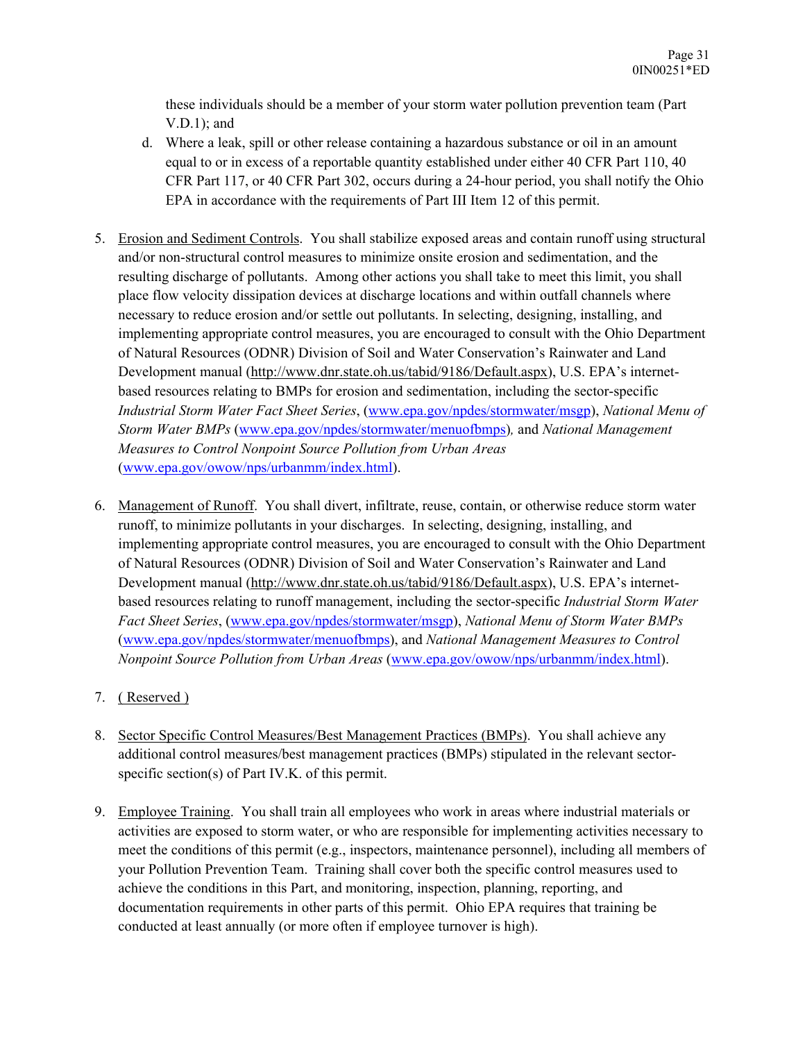these individuals should be a member of your storm water pollution prevention team (Part V.D.1); and

d. Where a leak, spill or other release containing a hazardous substance or oil in an amount equal to or in excess of a reportable quantity established under either 40 CFR Part 110, 40 CFR Part 117, or 40 CFR Part 302, occurs during a 24-hour period, you shall notify the Ohio EPA in accordance with the requirements of Part III Item 12 of this permit.

5. Erosion and Sediment Controls. You shall stabilize exposed areas and contain runoff using structural and/or non-structural control measures to minimize onsite erosion and sedimentation, and the resulting discharge of pollutants. Among other actions you shall take to meet this limit, you shall place flow velocity dissipation devices at discharge locations and within outfall channels where necessary to reduce erosion and/or settle out pollutants. In selecting, designing, installing, and implementing appropriate control measures, you are encouraged to consult with the Ohio Department of Natural Resources (ODNR) Division of Soil and Water Conservation's Rainwater and Land Development manual (http://www.dnr.state.oh.us/tabid/9186/Default.aspx), U.S. EPA's internet-based resources relating to BMPs for erosion and sedimentation, including the sector-specific *Industrial Storm Water Fact Sheet Series*, (www.epa.gov/npdes/stormwater/msgp), *National Menu of Storm Water BMPs* (www.epa.gov/npdes/stormwater/menuofbmps), and *National Management Measures to Control Nonpoint Source Pollution from Urban Areas* (www.epa.gov/owow/nps/urbanmm/index.html).

6. Management of Runoff. You shall divert, infiltrate, reuse, contain, or otherwise reduce storm water runoff, to minimize pollutants in your discharges. In selecting, designing, installing, and implementing appropriate control measures, you are encouraged to consult with the Ohio Department of Natural Resources (ODNR) Division of Soil and Water Conservation's Rainwater and Land Development manual (http://www.dnr.state.oh.us/tabid/9186/Default.aspx), U.S. EPA's internet-based resources relating to runoff management, including the sector-specific *Industrial Storm Water Fact Sheet Series*, (www.epa.gov/npdes/stormwater/msgp), *National Menu of Storm Water BMPs* (www.epa.gov/npdes/stormwater/menuofbmps), and *National Management Measures to Control Nonpoint Source Pollution from Urban Areas* (www.epa.gov/owow/nps/urbanmm/index.html).

7. ( Reserved )

8. Sector Specific Control Measures/Best Management Practices (BMPs). You shall achieve any additional control measures/best management practices (BMPs) stipulated in the relevant sector-specific section(s) of Part IV.K. of this permit.

9. Employee Training. You shall train all employees who work in areas where industrial materials or activities are exposed to storm water, or who are responsible for implementing activities necessary to meet the conditions of this permit (e.g., inspectors, maintenance personnel), including all members of your Pollution Prevention Team. Training shall cover both the specific control measures used to achieve the conditions in this Part, and monitoring, inspection, planning, reporting, and documentation requirements in other parts of this permit. Ohio EPA requires that training be conducted at least annually (or more often if employee turnover is high).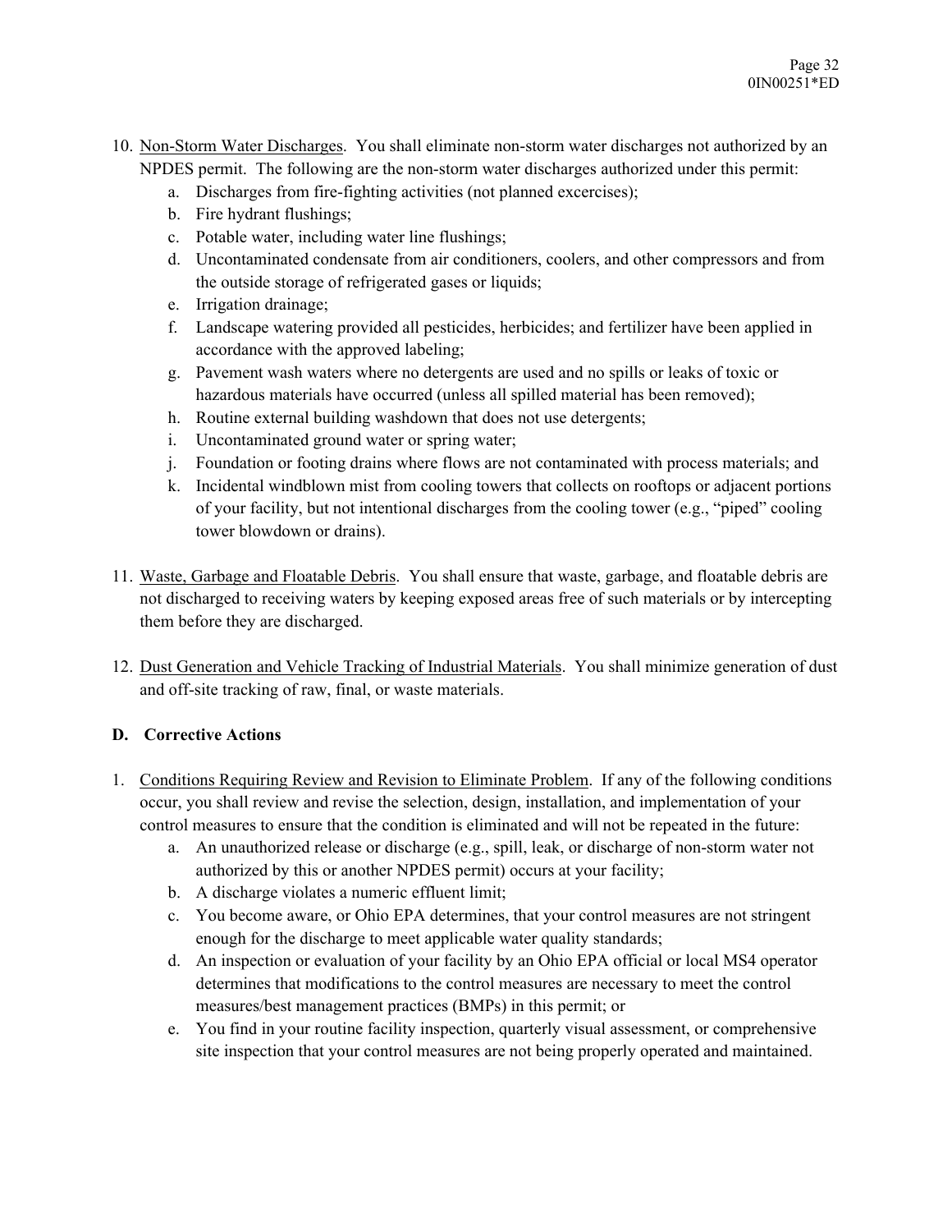10. Non-Storm Water Discharges. You shall eliminate non-storm water discharges not authorized by an NPDES permit. The following are the non-storm water discharges authorized under this permit:
    a. Discharges from fire-fighting activities (not planned excercises);
    b. Fire hydrant flushings;
    c. Potable water, including water line flushings;
    d. Uncontaminated condensate from air conditioners, coolers, and other compressors and from the outside storage of refrigerated gases or liquids;
    e. Irrigation drainage;
    f. Landscape watering provided all pesticides, herbicides; and fertilizer have been applied in accordance with the approved labeling;
    g. Pavement wash waters where no detergents are used and no spills or leaks of toxic or hazardous materials have occurred (unless all spilled material has been removed);
    h. Routine external building washdown that does not use detergents;
    i. Uncontaminated ground water or spring water;
    j. Foundation or footing drains where flows are not contaminated with process materials; and
    k. Incidental windblown mist from cooling towers that collects on rooftops or adjacent portions of your facility, but not intentional discharges from the cooling tower (e.g., "piped" cooling tower blowdown or drains).

11. Waste, Garbage and Floatable Debris. You shall ensure that waste, garbage, and floatable debris are not discharged to receiving waters by keeping exposed areas free of such materials or by intercepting them before they are discharged.

12. Dust Generation and Vehicle Tracking of Industrial Materials. You shall minimize generation of dust and off-site tracking of raw, final, or waste materials.

**D. Corrective Actions**

1. Conditions Requiring Review and Revision to Eliminate Problem. If any of the following conditions occur, you shall review and revise the selection, design, installation, and implementation of your control measures to ensure that the condition is eliminated and will not be repeated in the future:
    a. An unauthorized release or discharge (e.g., spill, leak, or discharge of non-storm water not authorized by this or another NPDES permit) occurs at your facility;
    b. A discharge violates a numeric effluent limit;
    c. You become aware, or Ohio EPA determines, that your control measures are not stringent enough for the discharge to meet applicable water quality standards;
    d. An inspection or evaluation of your facility by an Ohio EPA official or local MS4 operator determines that modifications to the control measures are necessary to meet the control measures/best management practices (BMPs) in this permit; or
    e. You find in your routine facility inspection, quarterly visual assessment, or comprehensive site inspection that your control measures are not being properly operated and maintained.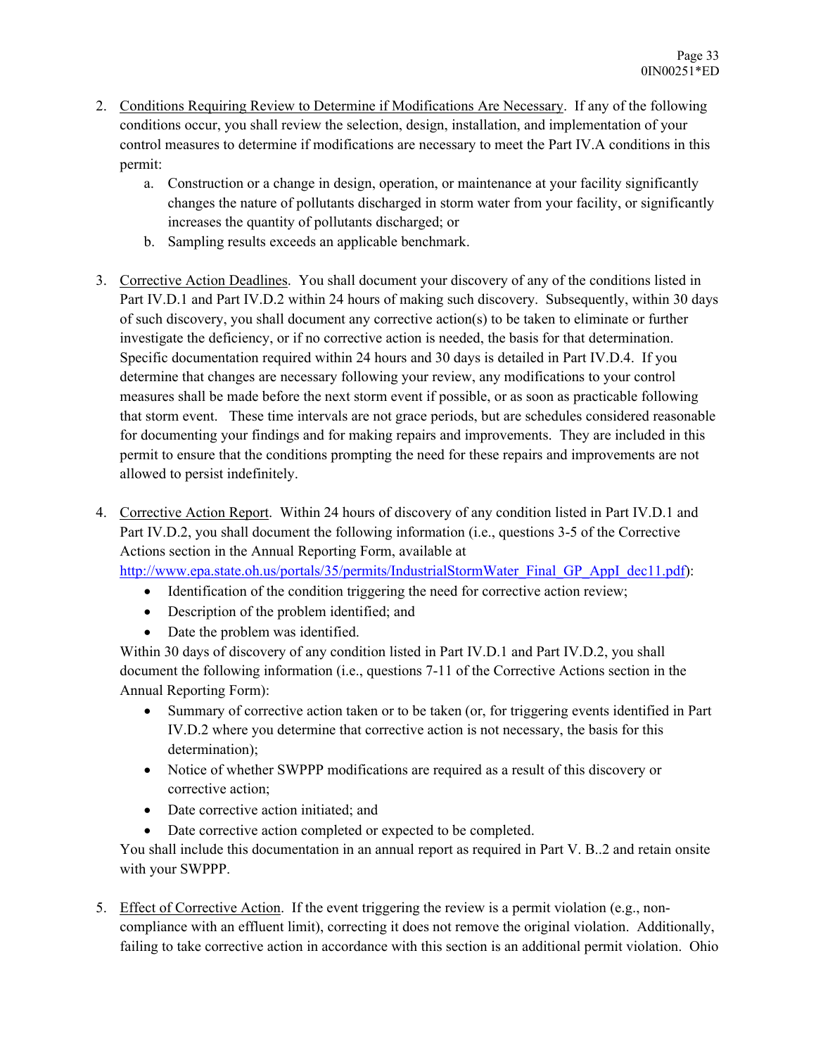2. Conditions Requiring Review to Determine if Modifications Are Necessary. If any of the following conditions occur, you shall review the selection, design, installation, and implementation of your control measures to determine if modifications are necessary to meet the Part IV.A conditions in this permit:
    a. Construction or a change in design, operation, or maintenance at your facility significantly changes the nature of pollutants discharged in storm water from your facility, or significantly increases the quantity of pollutants discharged; or
    b. Sampling results exceeds an applicable benchmark.

3. Corrective Action Deadlines. You shall document your discovery of any of the conditions listed in Part IV.D.1 and Part IV.D.2 within 24 hours of making such discovery. Subsequently, within 30 days of such discovery, you shall document any corrective action(s) to be taken to eliminate or further investigate the deficiency, or if no corrective action is needed, the basis for that determination. Specific documentation required within 24 hours and 30 days is detailed in Part IV.D.4. If you determine that changes are necessary following your review, any modifications to your control measures shall be made before the next storm event if possible, or as soon as practicable following that storm event. These time intervals are not grace periods, but are schedules considered reasonable for documenting your findings and for making repairs and improvements. They are included in this permit to ensure that the conditions prompting the need for these repairs and improvements are not allowed to persist indefinitely.

4. Corrective Action Report. Within 24 hours of discovery of any condition listed in Part IV.D.1 and Part IV.D.2, you shall document the following information (i.e., questions 3-5 of the Corrective Actions section in the Annual Reporting Form, available at http://www.epa.state.oh.us/portals/35/permits/IndustrialStormWater_Final_GP_AppI_dec11.pdf):
    - Identification of the condition triggering the need for corrective action review;
    - Description of the problem identified; and
    - Date the problem was identified.

    Within 30 days of discovery of any condition listed in Part IV.D.1 and Part IV.D.2, you shall document the following information (i.e., questions 7-11 of the Corrective Actions section in the Annual Reporting Form):
    - Summary of corrective action taken or to be taken (or, for triggering events identified in Part IV.D.2 where you determine that corrective action is not necessary, the basis for this determination);
    - Notice of whether SWPPP modifications are required as a result of this discovery or corrective action;
    - Date corrective action initiated; and
    - Date corrective action completed or expected to be completed.

    You shall include this documentation in an annual report as required in Part V. B..2 and retain onsite with your SWPPP.

5. Effect of Corrective Action. If the event triggering the review is a permit violation (e.g., non-compliance with an effluent limit), correcting it does not remove the original violation. Additionally, failing to take corrective action in accordance with this section is an additional permit violation. Ohio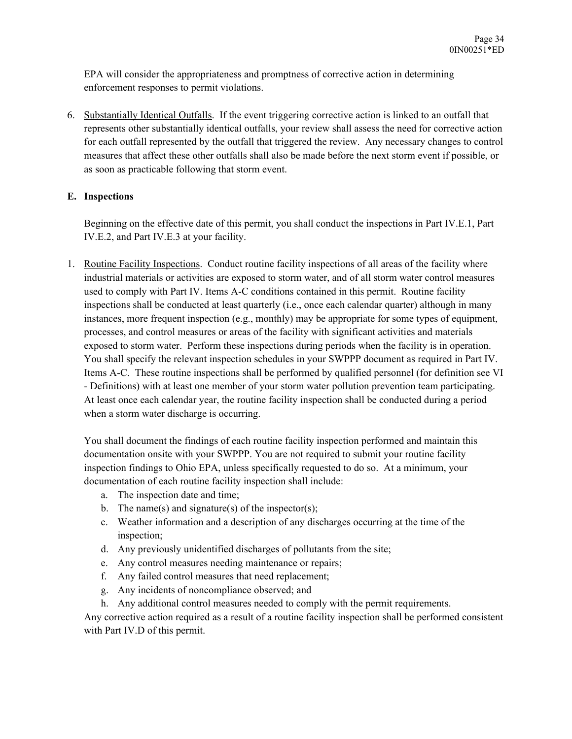EPA will consider the appropriateness and promptness of corrective action in determining enforcement responses to permit violations.

6. Substantially Identical Outfalls. If the event triggering corrective action is linked to an outfall that represents other substantially identical outfalls, your review shall assess the need for corrective action for each outfall represented by the outfall that triggered the review. Any necessary changes to control measures that affect these other outfalls shall also be made before the next storm event if possible, or as soon as practicable following that storm event.

**E. Inspections**

Beginning on the effective date of this permit, you shall conduct the inspections in Part IV.E.1, Part IV.E.2, and Part IV.E.3 at your facility.

1. Routine Facility Inspections. Conduct routine facility inspections of all areas of the facility where industrial materials or activities are exposed to storm water, and of all storm water control measures used to comply with Part IV. Items A-C conditions contained in this permit. Routine facility inspections shall be conducted at least quarterly (i.e., once each calendar quarter) although in many instances, more frequent inspection (e.g., monthly) may be appropriate for some types of equipment, processes, and control measures or areas of the facility with significant activities and materials exposed to storm water. Perform these inspections during periods when the facility is in operation. You shall specify the relevant inspection schedules in your SWPPP document as required in Part IV. Items A-C. These routine inspections shall be performed by qualified personnel (for definition see VI - Definitions) with at least one member of your storm water pollution prevention team participating. At least once each calendar year, the routine facility inspection shall be conducted during a period when a storm water discharge is occurring.

   You shall document the findings of each routine facility inspection performed and maintain this documentation onsite with your SWPPP. You are not required to submit your routine facility inspection findings to Ohio EPA, unless specifically requested to do so. At a minimum, your documentation of each routine facility inspection shall include:

   a. The inspection date and time;
   b. The name(s) and signature(s) of the inspector(s);
   c. Weather information and a description of any discharges occurring at the time of the inspection;
   d. Any previously unidentified discharges of pollutants from the site;
   e. Any control measures needing maintenance or repairs;
   f. Any failed control measures that need replacement;
   g. Any incidents of noncompliance observed; and
   h. Any additional control measures needed to comply with the permit requirements.

   Any corrective action required as a result of a routine facility inspection shall be performed consistent with Part IV.D of this permit.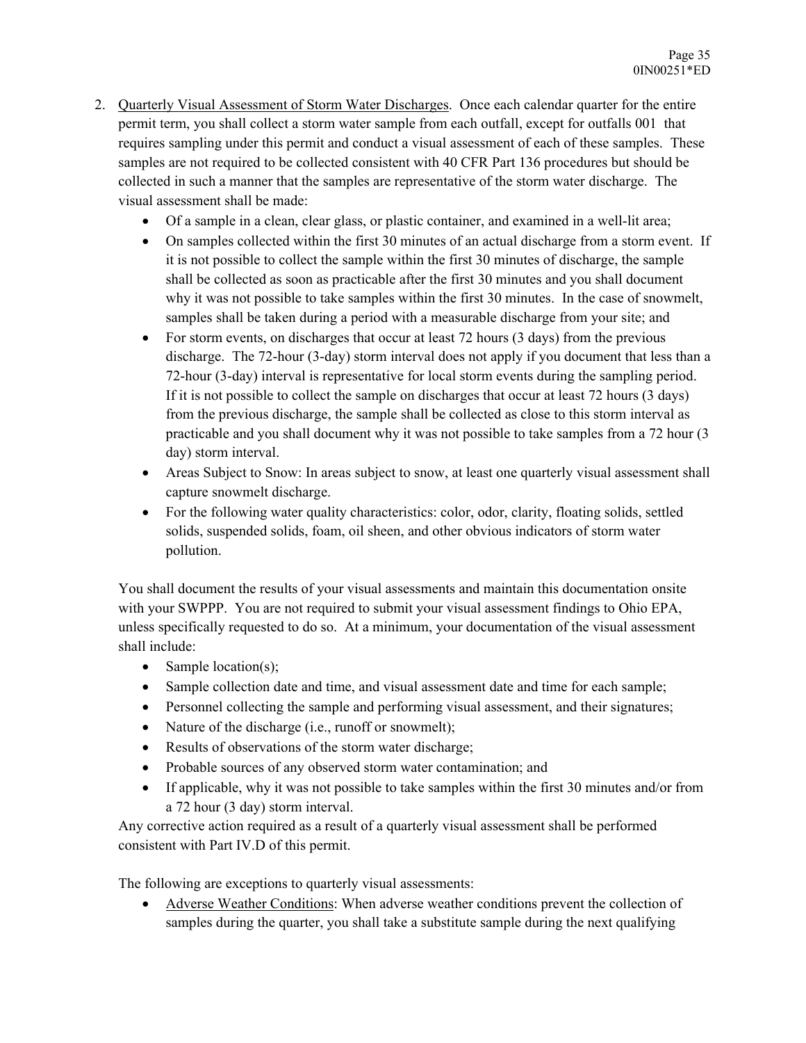2. Quarterly Visual Assessment of Storm Water Discharges. Once each calendar quarter for the entire permit term, you shall collect a storm water sample from each outfall, except for outfalls 001 that requires sampling under this permit and conduct a visual assessment of each of these samples. These samples are not required to be collected consistent with 40 CFR Part 136 procedures but should be collected in such a manner that the samples are representative of the storm water discharge. The visual assessment shall be made:

   - Of a sample in a clean, clear glass, or plastic container, and examined in a well-lit area;
   - On samples collected within the first 30 minutes of an actual discharge from a storm event. If it is not possible to collect the sample within the first 30 minutes of discharge, the sample shall be collected as soon as practicable after the first 30 minutes and you shall document why it was not possible to take samples within the first 30 minutes. In the case of snowmelt, samples shall be taken during a period with a measurable discharge from your site; and
   - For storm events, on discharges that occur at least 72 hours (3 days) from the previous discharge. The 72-hour (3-day) storm interval does not apply if you document that less than a 72-hour (3-day) interval is representative for local storm events during the sampling period. If it is not possible to collect the sample on discharges that occur at least 72 hours (3 days) from the previous discharge, the sample shall be collected as close to this storm interval as practicable and you shall document why it was not possible to take samples from a 72 hour (3 day) storm interval.
   - Areas Subject to Snow: In areas subject to snow, at least one quarterly visual assessment shall capture snowmelt discharge.
   - For the following water quality characteristics: color, odor, clarity, floating solids, settled solids, suspended solids, foam, oil sheen, and other obvious indicators of storm water pollution.

   You shall document the results of your visual assessments and maintain this documentation onsite with your SWPPP. You are not required to submit your visual assessment findings to Ohio EPA, unless specifically requested to do so. At a minimum, your documentation of the visual assessment shall include:

   - Sample location(s);
   - Sample collection date and time, and visual assessment date and time for each sample;
   - Personnel collecting the sample and performing visual assessment, and their signatures;
   - Nature of the discharge (i.e., runoff or snowmelt);
   - Results of observations of the storm water discharge;
   - Probable sources of any observed storm water contamination; and
   - If applicable, why it was not possible to take samples within the first 30 minutes and/or from a 72 hour (3 day) storm interval.

   Any corrective action required as a result of a quarterly visual assessment shall be performed consistent with Part IV.D of this permit.

   The following are exceptions to quarterly visual assessments:

   - Adverse Weather Conditions: When adverse weather conditions prevent the collection of samples during the quarter, you shall take a substitute sample during the next qualifying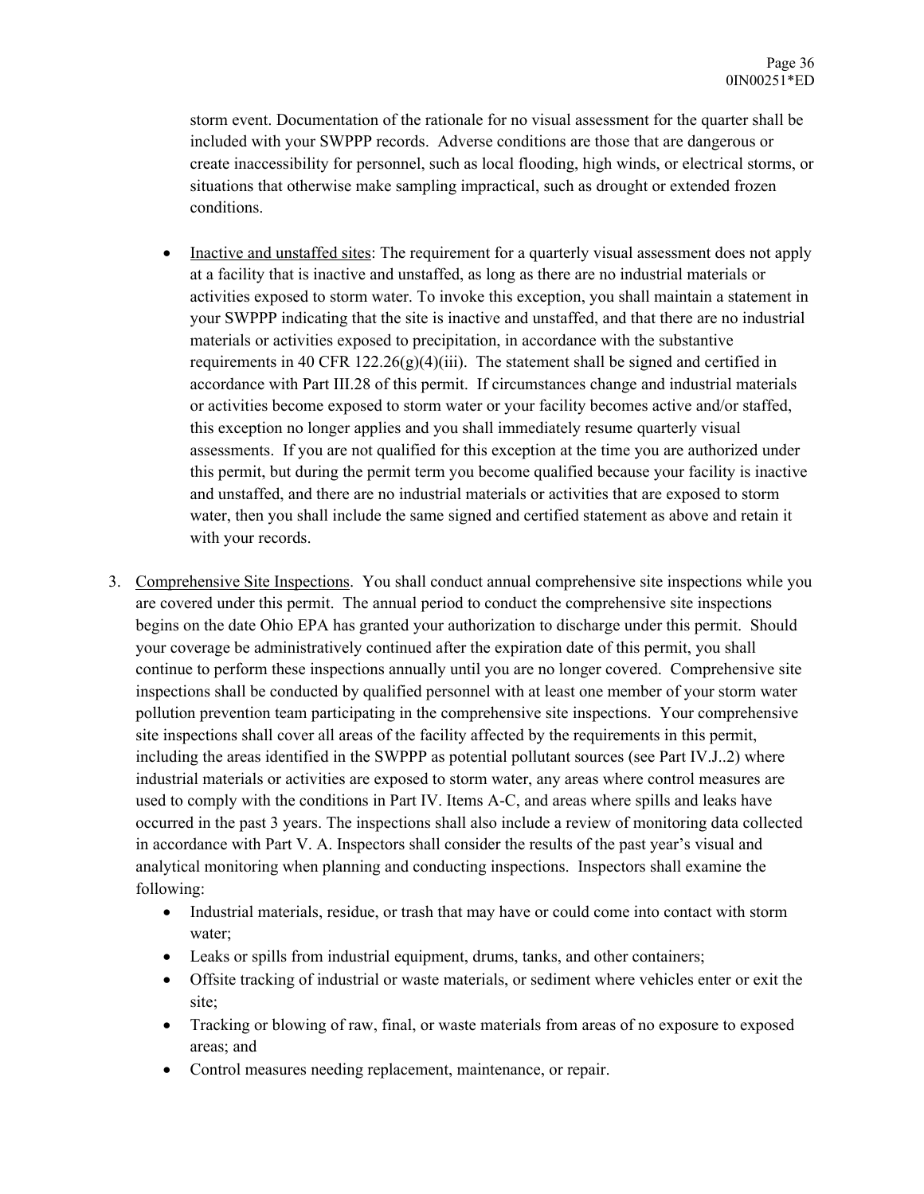storm event. Documentation of the rationale for no visual assessment for the quarter shall be included with your SWPPP records. Adverse conditions are those that are dangerous or create inaccessibility for personnel, such as local flooding, high winds, or electrical storms, or situations that otherwise make sampling impractical, such as drought or extended frozen conditions.

- Inactive and unstaffed sites: The requirement for a quarterly visual assessment does not apply at a facility that is inactive and unstaffed, as long as there are no industrial materials or activities exposed to storm water. To invoke this exception, you shall maintain a statement in your SWPPP indicating that the site is inactive and unstaffed, and that there are no industrial materials or activities exposed to precipitation, in accordance with the substantive requirements in 40 CFR 122.26(g)(4)(iii). The statement shall be signed and certified in accordance with Part III.28 of this permit. If circumstances change and industrial materials or activities become exposed to storm water or your facility becomes active and/or staffed, this exception no longer applies and you shall immediately resume quarterly visual assessments. If you are not qualified for this exception at the time you are authorized under this permit, but during the permit term you become qualified because your facility is inactive and unstaffed, and there are no industrial materials or activities that are exposed to storm water, then you shall include the same signed and certified statement as above and retain it with your records.

3. Comprehensive Site Inspections. You shall conduct annual comprehensive site inspections while you are covered under this permit. The annual period to conduct the comprehensive site inspections begins on the date Ohio EPA has granted your authorization to discharge under this permit. Should your coverage be administratively continued after the expiration date of this permit, you shall continue to perform these inspections annually until you are no longer covered. Comprehensive site inspections shall be conducted by qualified personnel with at least one member of your storm water pollution prevention team participating in the comprehensive site inspections. Your comprehensive site inspections shall cover all areas of the facility affected by the requirements in this permit, including the areas identified in the SWPPP as potential pollutant sources (see Part IV.J..2) where industrial materials or activities are exposed to storm water, any areas where control measures are used to comply with the conditions in Part IV. Items A-C, and areas where spills and leaks have occurred in the past 3 years. The inspections shall also include a review of monitoring data collected in accordance with Part V. A. Inspectors shall consider the results of the past year's visual and analytical monitoring when planning and conducting inspections. Inspectors shall examine the following:
   - Industrial materials, residue, or trash that may have or could come into contact with storm water;
   - Leaks or spills from industrial equipment, drums, tanks, and other containers;
   - Offsite tracking of industrial or waste materials, or sediment where vehicles enter or exit the site;
   - Tracking or blowing of raw, final, or waste materials from areas of no exposure to exposed areas; and
   - Control measures needing replacement, maintenance, or repair.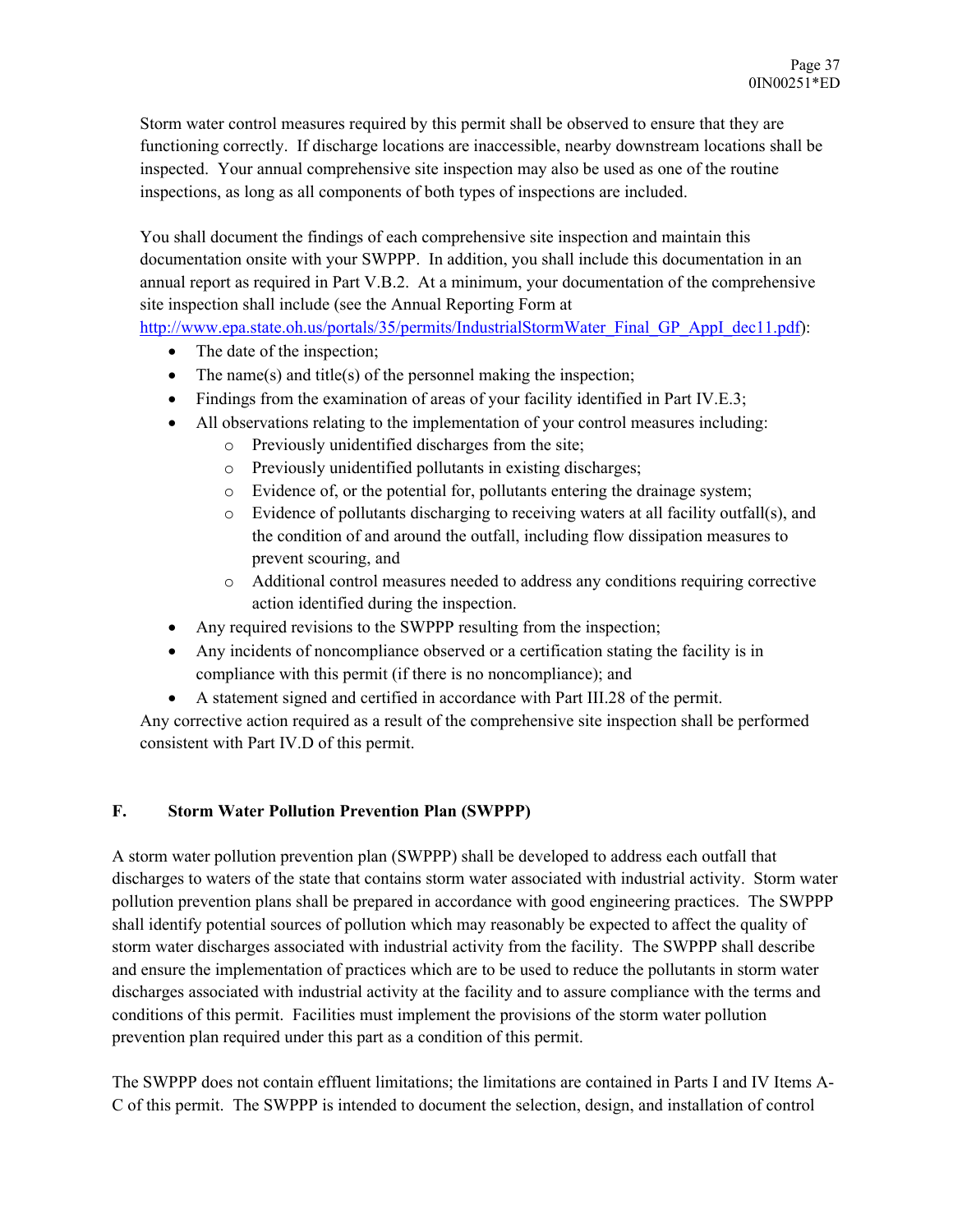Storm water control measures required by this permit shall be observed to ensure that they are functioning correctly. If discharge locations are inaccessible, nearby downstream locations shall be inspected. Your annual comprehensive site inspection may also be used as one of the routine inspections, as long as all components of both types of inspections are included.

You shall document the findings of each comprehensive site inspection and maintain this documentation onsite with your SWPPP. In addition, you shall include this documentation in an annual report as required in Part V.B.2. At a minimum, your documentation of the comprehensive site inspection shall include (see the Annual Reporting Form at http://www.epa.state.oh.us/portals/35/permits/IndustrialStormWater_Final_GP_AppI_dec11.pdf):

- The date of the inspection;
- The name(s) and title(s) of the personnel making the inspection;
- Findings from the examination of areas of your facility identified in Part IV.E.3;
- All observations relating to the implementation of your control measures including:
  - Previously unidentified discharges from the site;
  - Previously unidentified pollutants in existing discharges;
  - Evidence of, or the potential for, pollutants entering the drainage system;
  - Evidence of pollutants discharging to receiving waters at all facility outfall(s), and the condition of and around the outfall, including flow dissipation measures to prevent scouring, and
  - Additional control measures needed to address any conditions requiring corrective action identified during the inspection.
- Any required revisions to the SWPPP resulting from the inspection;
- Any incidents of noncompliance observed or a certification stating the facility is in compliance with this permit (if there is no noncompliance); and
- A statement signed and certified in accordance with Part III.28 of the permit.

Any corrective action required as a result of the comprehensive site inspection shall be performed consistent with Part IV.D of this permit.

## F. Storm Water Pollution Prevention Plan (SWPPP)

A storm water pollution prevention plan (SWPPP) shall be developed to address each outfall that discharges to waters of the state that contains storm water associated with industrial activity. Storm water pollution prevention plans shall be prepared in accordance with good engineering practices. The SWPPP shall identify potential sources of pollution which may reasonably be expected to affect the quality of storm water discharges associated with industrial activity from the facility. The SWPPP shall describe and ensure the implementation of practices which are to be used to reduce the pollutants in storm water discharges associated with industrial activity at the facility and to assure compliance with the terms and conditions of this permit. Facilities must implement the provisions of the storm water pollution prevention plan required under this part as a condition of this permit.

The SWPPP does not contain effluent limitations; the limitations are contained in Parts I and IV Items A-C of this permit. The SWPPP is intended to document the selection, design, and installation of control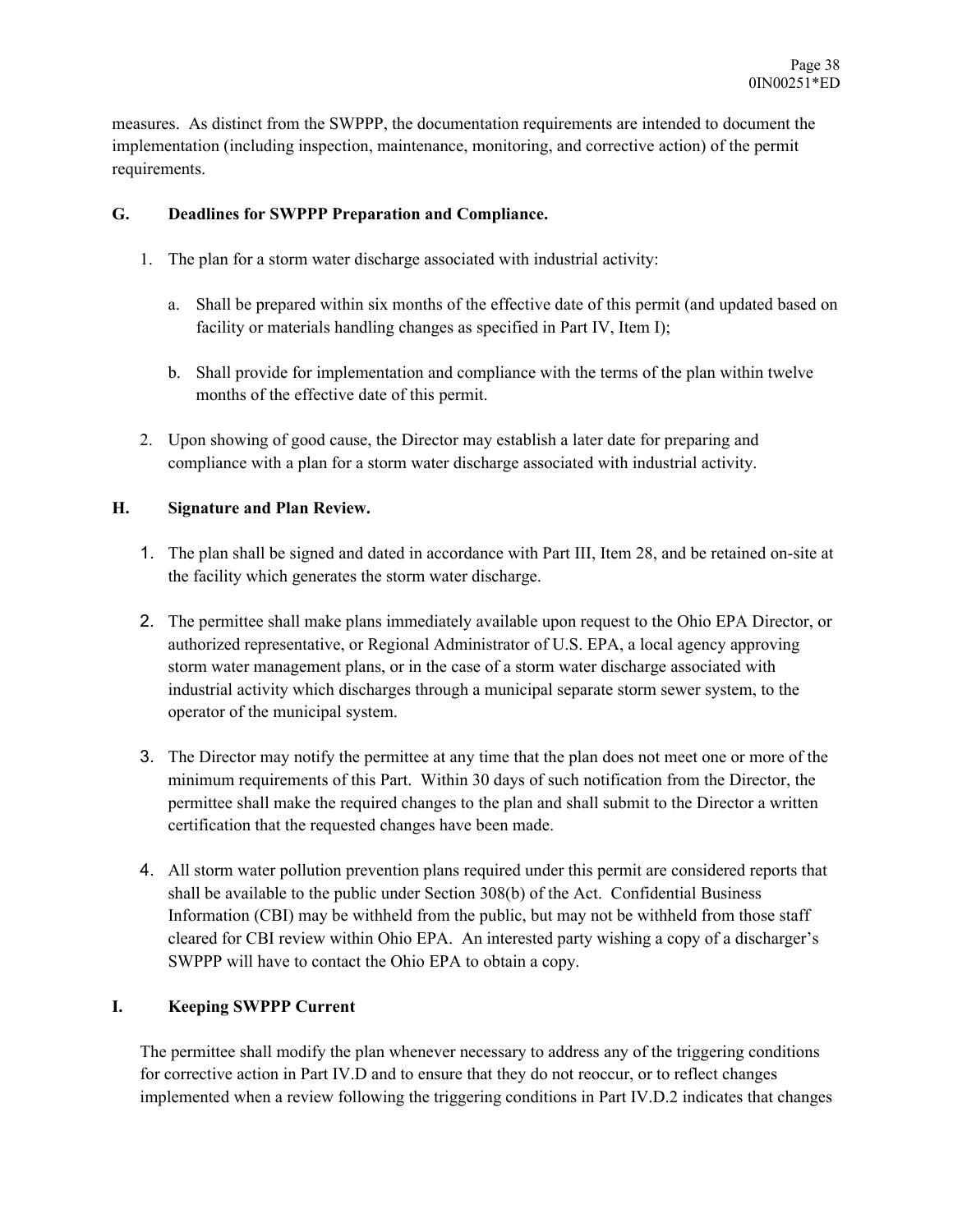measures. As distinct from the SWPPP, the documentation requirements are intended to document the implementation (including inspection, maintenance, monitoring, and corrective action) of the permit requirements.

**G. Deadlines for SWPPP Preparation and Compliance.**

1. The plan for a storm water discharge associated with industrial activity:

   a. Shall be prepared within six months of the effective date of this permit (and updated based on facility or materials handling changes as specified in Part IV, Item I);

   b. Shall provide for implementation and compliance with the terms of the plan within twelve months of the effective date of this permit.

2. Upon showing of good cause, the Director may establish a later date for preparing and compliance with a plan for a storm water discharge associated with industrial activity.

**H. Signature and Plan Review.**

1. The plan shall be signed and dated in accordance with Part III, Item 28, and be retained on-site at the facility which generates the storm water discharge.

2. The permittee shall make plans immediately available upon request to the Ohio EPA Director, or authorized representative, or Regional Administrator of U.S. EPA, a local agency approving storm water management plans, or in the case of a storm water discharge associated with industrial activity which discharges through a municipal separate storm sewer system, to the operator of the municipal system.

3. The Director may notify the permittee at any time that the plan does not meet one or more of the minimum requirements of this Part. Within 30 days of such notification from the Director, the permittee shall make the required changes to the plan and shall submit to the Director a written certification that the requested changes have been made.

4. All storm water pollution prevention plans required under this permit are considered reports that shall be available to the public under Section 308(b) of the Act. Confidential Business Information (CBI) may be withheld from the public, but may not be withheld from those staff cleared for CBI review within Ohio EPA. An interested party wishing a copy of a discharger's SWPPP will have to contact the Ohio EPA to obtain a copy.

**I. Keeping SWPPP Current**

The permittee shall modify the plan whenever necessary to address any of the triggering conditions for corrective action in Part IV.D and to ensure that they do not reoccur, or to reflect changes implemented when a review following the triggering conditions in Part IV.D.2 indicates that changes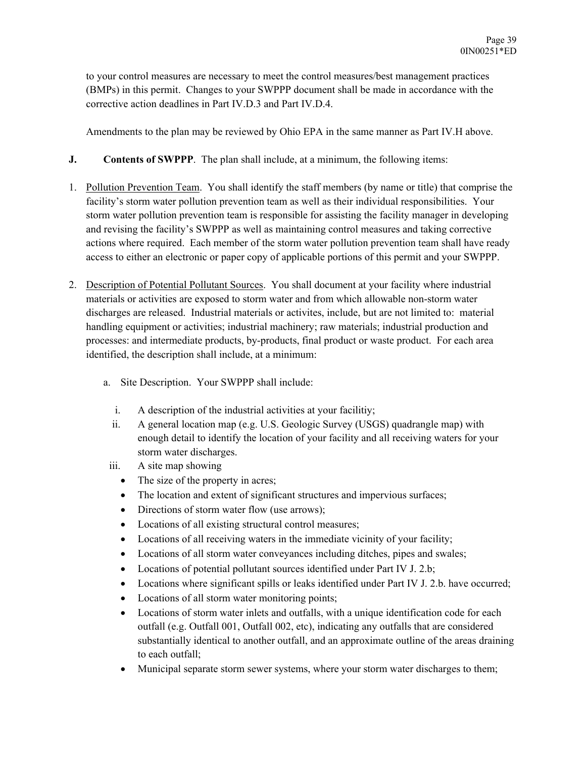to your control measures are necessary to meet the control measures/best management practices (BMPs) in this permit. Changes to your SWPPP document shall be made in accordance with the corrective action deadlines in Part IV.D.3 and Part IV.D.4.

Amendments to the plan may be reviewed by Ohio EPA in the same manner as Part IV.H above.

**J. Contents of SWPPP**. The plan shall include, at a minimum, the following items:

1. Pollution Prevention Team. You shall identify the staff members (by name or title) that comprise the facility's storm water pollution prevention team as well as their individual responsibilities. Your storm water pollution prevention team is responsible for assisting the facility manager in developing and revising the facility's SWPPP as well as maintaining control measures and taking corrective actions where required. Each member of the storm water pollution prevention team shall have ready access to either an electronic or paper copy of applicable portions of this permit and your SWPPP.

2. Description of Potential Pollutant Sources. You shall document at your facility where industrial materials or activities are exposed to storm water and from which allowable non-storm water discharges are released. Industrial materials or activites, include, but are not limited to: material handling equipment or activities; industrial machinery; raw materials; industrial production and processes: and intermediate products, by-products, final product or waste product. For each area identified, the description shall include, at a minimum:

   a. Site Description. Your SWPPP shall include:

      i. A description of the industrial activities at your facilitiy;
      ii. A general location map (e.g. U.S. Geologic Survey (USGS) quadrangle map) with enough detail to identify the location of your facility and all receiving waters for your storm water discharges.
      iii. A site map showing
         - The size of the property in acres;
         - The location and extent of significant structures and impervious surfaces;
         - Directions of storm water flow (use arrows);
         - Locations of all existing structural control measures;
         - Locations of all receiving waters in the immediate vicinity of your facility;
         - Locations of all storm water conveyances including ditches, pipes and swales;
         - Locations of potential pollutant sources identified under Part IV J. 2.b;
         - Locations where significant spills or leaks identified under Part IV J. 2.b. have occurred;
         - Locations of all storm water monitoring points;
         - Locations of storm water inlets and outfalls, with a unique identification code for each outfall (e.g. Outfall 001, Outfall 002, etc), indicating any outfalls that are considered substantially identical to another outfall, and an approximate outline of the areas draining to each outfall;
         - Municipal separate storm sewer systems, where your storm water discharges to them;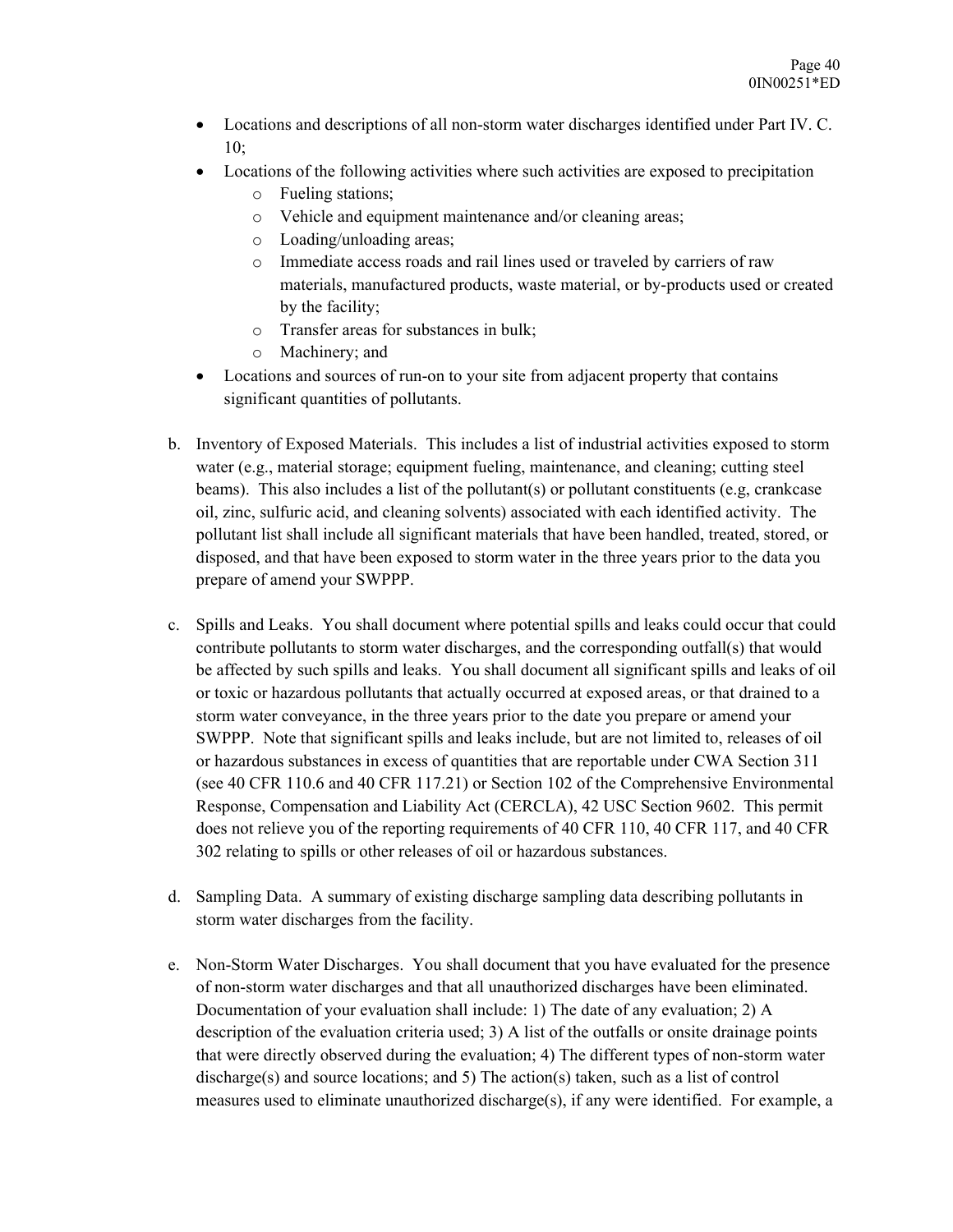- Locations and descriptions of all non-storm water discharges identified under Part IV. C. 10;
- Locations of the following activities where such activities are exposed to precipitation
    - Fueling stations;
    - Vehicle and equipment maintenance and/or cleaning areas;
    - Loading/unloading areas;
    - Immediate access roads and rail lines used or traveled by carriers of raw materials, manufactured products, waste material, or by-products used or created by the facility;
    - Transfer areas for substances in bulk;
    - Machinery; and
- Locations and sources of run-on to your site from adjacent property that contains significant quantities of pollutants.

b. Inventory of Exposed Materials. This includes a list of industrial activities exposed to storm water (e.g., material storage; equipment fueling, maintenance, and cleaning; cutting steel beams). This also includes a list of the pollutant(s) or pollutant constituents (e.g, crankcase oil, zinc, sulfuric acid, and cleaning solvents) associated with each identified activity. The pollutant list shall include all significant materials that have been handled, treated, stored, or disposed, and that have been exposed to storm water in the three years prior to the data you prepare of amend your SWPPP.

c. Spills and Leaks. You shall document where potential spills and leaks could occur that could contribute pollutants to storm water discharges, and the corresponding outfall(s) that would be affected by such spills and leaks. You shall document all significant spills and leaks of oil or toxic or hazardous pollutants that actually occurred at exposed areas, or that drained to a storm water conveyance, in the three years prior to the date you prepare or amend your SWPPP. Note that significant spills and leaks include, but are not limited to, releases of oil or hazardous substances in excess of quantities that are reportable under CWA Section 311 (see 40 CFR 110.6 and 40 CFR 117.21) or Section 102 of the Comprehensive Environmental Response, Compensation and Liability Act (CERCLA), 42 USC Section 9602. This permit does not relieve you of the reporting requirements of 40 CFR 110, 40 CFR 117, and 40 CFR 302 relating to spills or other releases of oil or hazardous substances.

d. Sampling Data. A summary of existing discharge sampling data describing pollutants in storm water discharges from the facility.

e. Non-Storm Water Discharges. You shall document that you have evaluated for the presence of non-storm water discharges and that all unauthorized discharges have been eliminated. Documentation of your evaluation shall include: 1) The date of any evaluation; 2) A description of the evaluation criteria used; 3) A list of the outfalls or onsite drainage points that were directly observed during the evaluation; 4) The different types of non-storm water discharge(s) and source locations; and 5) The action(s) taken, such as a list of control measures used to eliminate unauthorized discharge(s), if any were identified. For example, a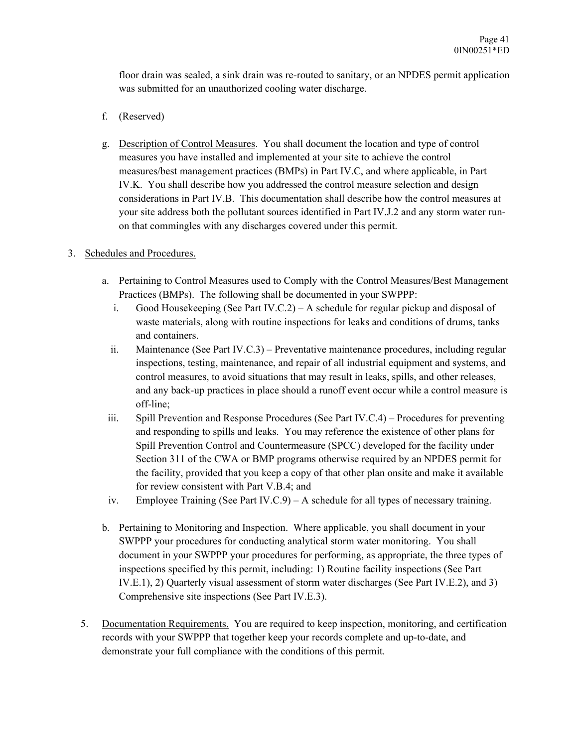floor drain was sealed, a sink drain was re-routed to sanitary, or an NPDES permit application was submitted for an unauthorized cooling water discharge.

f. (Reserved)

g. Description of Control Measures. You shall document the location and type of control measures you have installed and implemented at your site to achieve the control measures/best management practices (BMPs) in Part IV.C, and where applicable, in Part IV.K. You shall describe how you addressed the control measure selection and design considerations in Part IV.B. This documentation shall describe how the control measures at your site address both the pollutant sources identified in Part IV.J.2 and any storm water run-on that commingles with any discharges covered under this permit.

3. Schedules and Procedures.

   a. Pertaining to Control Measures used to Comply with the Control Measures/Best Management Practices (BMPs). The following shall be documented in your SWPPP:
      i. Good Housekeeping (See Part IV.C.2) – A schedule for regular pickup and disposal of waste materials, along with routine inspections for leaks and conditions of drums, tanks and containers.
      ii. Maintenance (See Part IV.C.3) – Preventative maintenance procedures, including regular inspections, testing, maintenance, and repair of all industrial equipment and systems, and control measures, to avoid situations that may result in leaks, spills, and other releases, and any back-up practices in place should a runoff event occur while a control measure is off-line;
      iii. Spill Prevention and Response Procedures (See Part IV.C.4) – Procedures for preventing and responding to spills and leaks. You may reference the existence of other plans for Spill Prevention Control and Countermeasure (SPCC) developed for the facility under Section 311 of the CWA or BMP programs otherwise required by an NPDES permit for the facility, provided that you keep a copy of that other plan onsite and make it available for review consistent with Part V.B.4; and
      iv. Employee Training (See Part IV.C.9) – A schedule for all types of necessary training.

   b. Pertaining to Monitoring and Inspection. Where applicable, you shall document in your SWPPP your procedures for conducting analytical storm water monitoring. You shall document in your SWPPP your procedures for performing, as appropriate, the three types of inspections specified by this permit, including: 1) Routine facility inspections (See Part IV.E.1), 2) Quarterly visual assessment of storm water discharges (See Part IV.E.2), and 3) Comprehensive site inspections (See Part IV.E.3).

5. Documentation Requirements. You are required to keep inspection, monitoring, and certification records with your SWPPP that together keep your records complete and up-to-date, and demonstrate your full compliance with the conditions of this permit.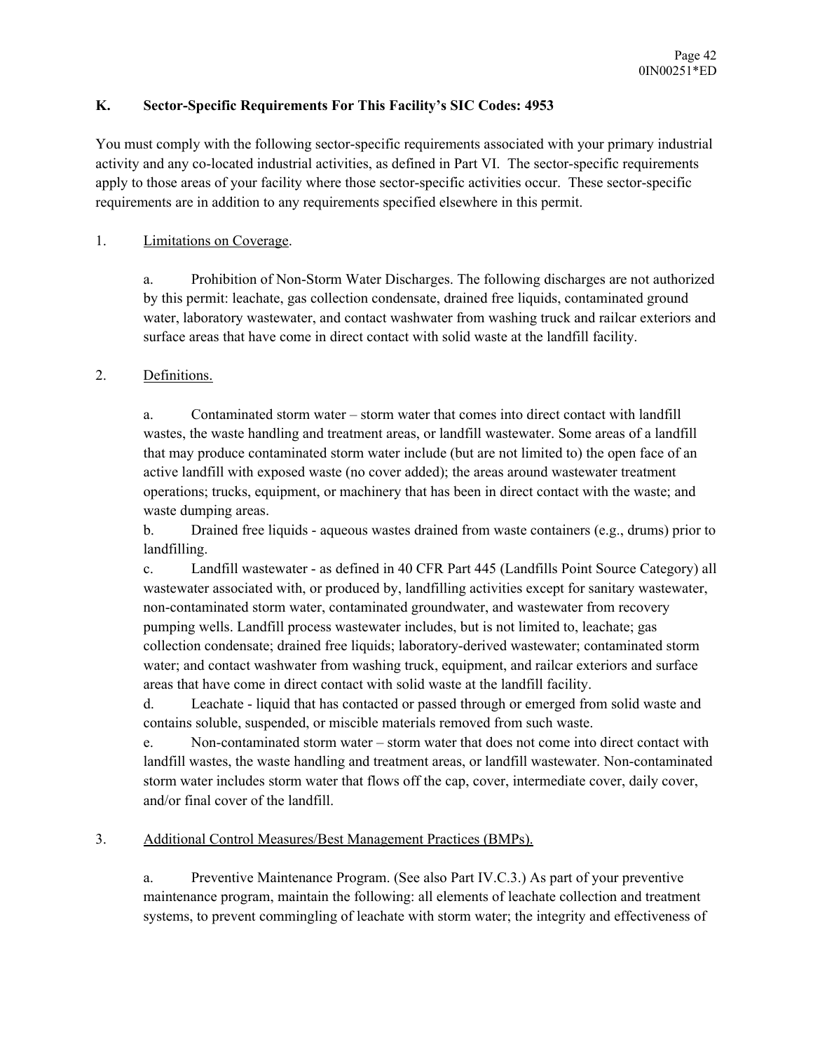## K. Sector-Specific Requirements For This Facility's SIC Codes: 4953

You must comply with the following sector-specific requirements associated with your primary industrial activity and any co-located industrial activities, as defined in Part VI. The sector-specific requirements apply to those areas of your facility where those sector-specific activities occur. These sector-specific requirements are in addition to any requirements specified elsewhere in this permit.

1. Limitations on Coverage.

   a. Prohibition of Non-Storm Water Discharges. The following discharges are not authorized by this permit: leachate, gas collection condensate, drained free liquids, contaminated ground water, laboratory wastewater, and contact washwater from washing truck and railcar exteriors and surface areas that have come in direct contact with solid waste at the landfill facility.

2. Definitions.

   a. Contaminated storm water – storm water that comes into direct contact with landfill wastes, the waste handling and treatment areas, or landfill wastewater. Some areas of a landfill that may produce contaminated storm water include (but are not limited to) the open face of an active landfill with exposed waste (no cover added); the areas around wastewater treatment operations; trucks, equipment, or machinery that has been in direct contact with the waste; and waste dumping areas.

   b. Drained free liquids - aqueous wastes drained from waste containers (e.g., drums) prior to landfilling.

   c. Landfill wastewater - as defined in 40 CFR Part 445 (Landfills Point Source Category) all wastewater associated with, or produced by, landfilling activities except for sanitary wastewater, non-contaminated storm water, contaminated groundwater, and wastewater from recovery pumping wells. Landfill process wastewater includes, but is not limited to, leachate; gas collection condensate; drained free liquids; laboratory-derived wastewater; contaminated storm water; and contact washwater from washing truck, equipment, and railcar exteriors and surface areas that have come in direct contact with solid waste at the landfill facility.

   d. Leachate - liquid that has contacted or passed through or emerged from solid waste and contains soluble, suspended, or miscible materials removed from such waste.

   e. Non-contaminated storm water – storm water that does not come into direct contact with landfill wastes, the waste handling and treatment areas, or landfill wastewater. Non-contaminated storm water includes storm water that flows off the cap, cover, intermediate cover, daily cover, and/or final cover of the landfill.

3. Additional Control Measures/Best Management Practices (BMPs).

   a. Preventive Maintenance Program. (See also Part IV.C.3.) As part of your preventive maintenance program, maintain the following: all elements of leachate collection and treatment systems, to prevent commingling of leachate with storm water; the integrity and effectiveness of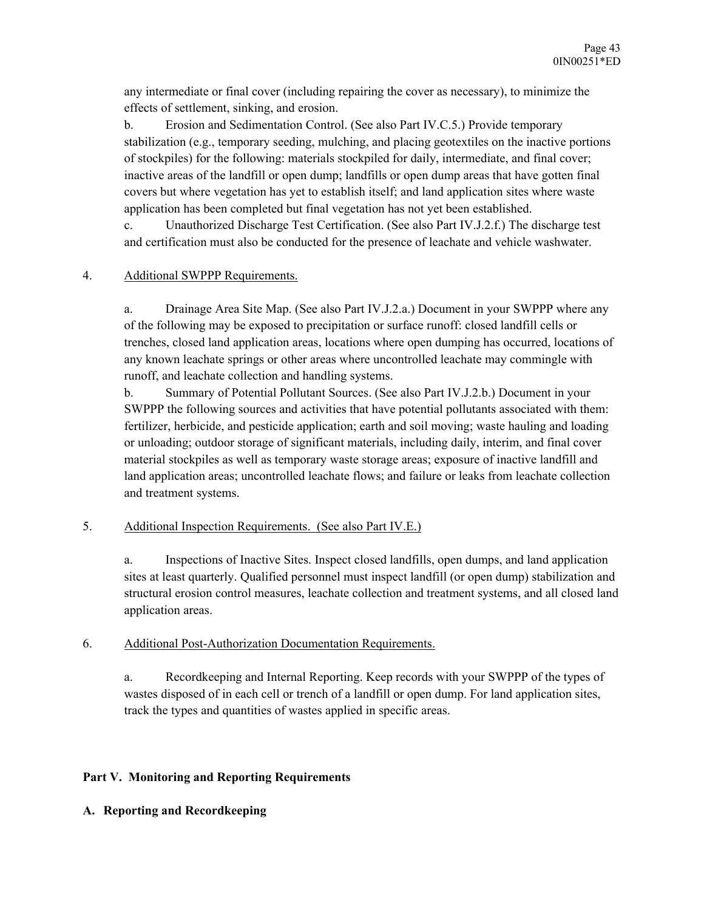any intermediate or final cover (including repairing the cover as necessary), to minimize the effects of settlement, sinking, and erosion.

b. Erosion and Sedimentation Control. (See also Part IV.C.5.) Provide temporary stabilization (e.g., temporary seeding, mulching, and placing geotextiles on the inactive portions of stockpiles) for the following: materials stockpiled for daily, intermediate, and final cover; inactive areas of the landfill or open dump; landfills or open dump areas that have gotten final covers but where vegetation has yet to establish itself; and land application sites where waste application has been completed but final vegetation has not yet been established.

c. Unauthorized Discharge Test Certification. (See also Part IV.J.2.f.) The discharge test and certification must also be conducted for the presence of leachate and vehicle washwater.

4. Additional SWPPP Requirements.

a. Drainage Area Site Map. (See also Part IV.J.2.a.) Document in your SWPPP where any of the following may be exposed to precipitation or surface runoff: closed landfill cells or trenches, closed land application areas, locations where open dumping has occurred, locations of any known leachate springs or other areas where uncontrolled leachate may commingle with runoff, and leachate collection and handling systems.

b. Summary of Potential Pollutant Sources. (See also Part IV.J.2.b.) Document in your SWPPP the following sources and activities that have potential pollutants associated with them: fertilizer, herbicide, and pesticide application; earth and soil moving; waste hauling and loading or unloading; outdoor storage of significant materials, including daily, interim, and final cover material stockpiles as well as temporary waste storage areas; exposure of inactive landfill and land application areas; uncontrolled leachate flows; and failure or leaks from leachate collection and treatment systems.

5. Additional Inspection Requirements. (See also Part IV.E.)

a. Inspections of Inactive Sites. Inspect closed landfills, open dumps, and land application sites at least quarterly. Qualified personnel must inspect landfill (or open dump) stabilization and structural erosion control measures, leachate collection and treatment systems, and all closed land application areas.

6. Additional Post-Authorization Documentation Requirements.

a. Recordkeeping and Internal Reporting. Keep records with your SWPPP of the types of wastes disposed of in each cell or trench of a landfill or open dump. For land application sites, track the types and quantities of wastes applied in specific areas.

## Part V. Monitoring and Reporting Requirements

### A. Reporting and Recordkeeping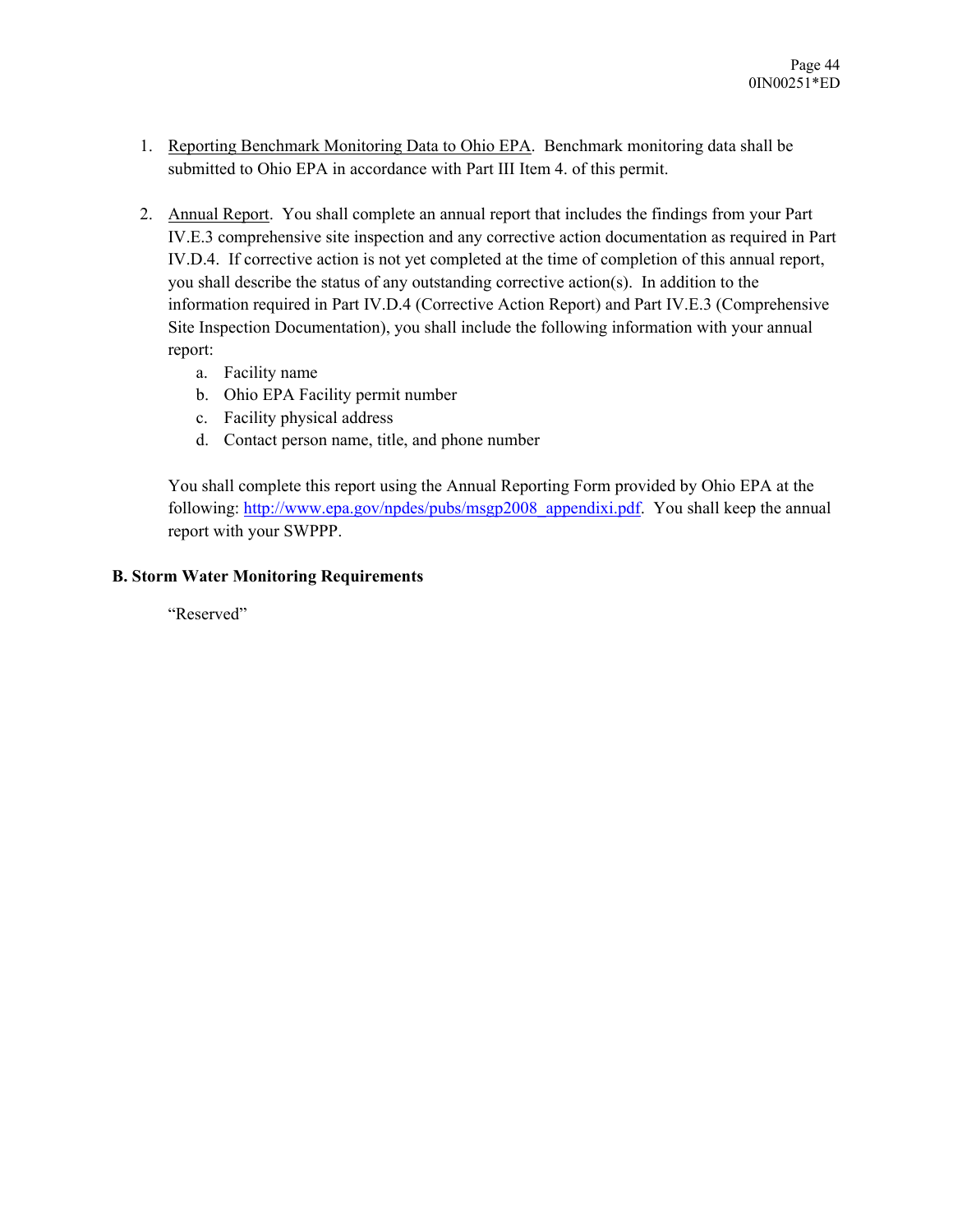1. Reporting Benchmark Monitoring Data to Ohio EPA. Benchmark monitoring data shall be submitted to Ohio EPA in accordance with Part III Item 4. of this permit.

2. Annual Report. You shall complete an annual report that includes the findings from your Part IV.E.3 comprehensive site inspection and any corrective action documentation as required in Part IV.D.4. If corrective action is not yet completed at the time of completion of this annual report, you shall describe the status of any outstanding corrective action(s). In addition to the information required in Part IV.D.4 (Corrective Action Report) and Part IV.E.3 (Comprehensive Site Inspection Documentation), you shall include the following information with your annual report:
   a. Facility name
   b. Ohio EPA Facility permit number
   c. Facility physical address
   d. Contact person name, title, and phone number

   You shall complete this report using the Annual Reporting Form provided by Ohio EPA at the following: [http://www.epa.gov/npdes/pubs/msgp2008_appendixi.pdf](http://www.epa.gov/npdes/pubs/msgp2008_appendixi.pdf). You shall keep the annual report with your SWPPP.

**B. Storm Water Monitoring Requirements**

"Reserved"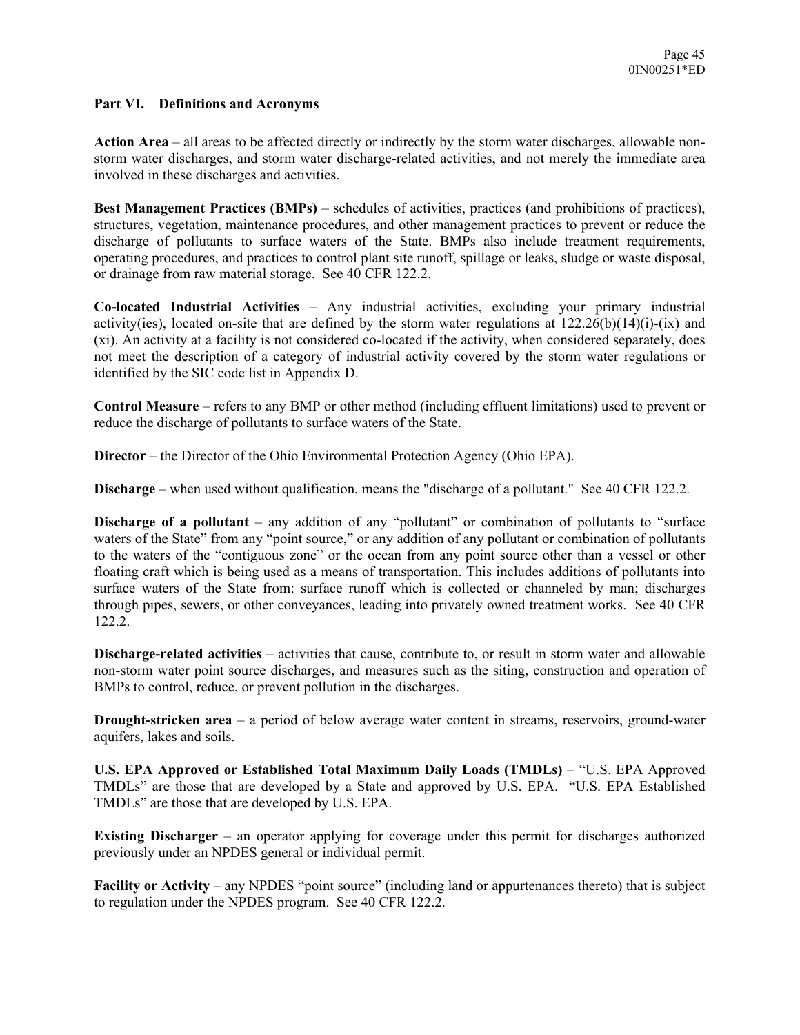## Part VI. Definitions and Acronyms

**Action Area** – all areas to be affected directly or indirectly by the storm water discharges, allowable non-storm water discharges, and storm water discharge-related activities, and not merely the immediate area involved in these discharges and activities.

**Best Management Practices (BMPs)** – schedules of activities, practices (and prohibitions of practices), structures, vegetation, maintenance procedures, and other management practices to prevent or reduce the discharge of pollutants to surface waters of the State. BMPs also include treatment requirements, operating procedures, and practices to control plant site runoff, spillage or leaks, sludge or waste disposal, or drainage from raw material storage. See 40 CFR 122.2.

**Co-located Industrial Activities** – Any industrial activities, excluding your primary industrial activity(ies), located on-site that are defined by the storm water regulations at 122.26(b)(14)(i)-(ix) and (xi). An activity at a facility is not considered co-located if the activity, when considered separately, does not meet the description of a category of industrial activity covered by the storm water regulations or identified by the SIC code list in Appendix D.

**Control Measure** – refers to any BMP or other method (including effluent limitations) used to prevent or reduce the discharge of pollutants to surface waters of the State.

**Director** – the Director of the Ohio Environmental Protection Agency (Ohio EPA).

**Discharge** – when used without qualification, means the "discharge of a pollutant." See 40 CFR 122.2.

**Discharge of a pollutant** – any addition of any "pollutant" or combination of pollutants to "surface waters of the State" from any "point source," or any addition of any pollutant or combination of pollutants to the waters of the "contiguous zone" or the ocean from any point source other than a vessel or other floating craft which is being used as a means of transportation. This includes additions of pollutants into surface waters of the State from: surface runoff which is collected or channeled by man; discharges through pipes, sewers, or other conveyances, leading into privately owned treatment works. See 40 CFR 122.2.

**Discharge-related activities** – activities that cause, contribute to, or result in storm water and allowable non-storm water point source discharges, and measures such as the siting, construction and operation of BMPs to control, reduce, or prevent pollution in the discharges.

**Drought-stricken area** – a period of below average water content in streams, reservoirs, ground-water aquifers, lakes and soils.

**U.S. EPA Approved or Established Total Maximum Daily Loads (TMDLs)** – "U.S. EPA Approved TMDLs" are those that are developed by a State and approved by U.S. EPA. "U.S. EPA Established TMDLs" are those that are developed by U.S. EPA.

**Existing Discharger** – an operator applying for coverage under this permit for discharges authorized previously under an NPDES general or individual permit.

**Facility or Activity** – any NPDES "point source" (including land or appurtenances thereto) that is subject to regulation under the NPDES program. See 40 CFR 122.2.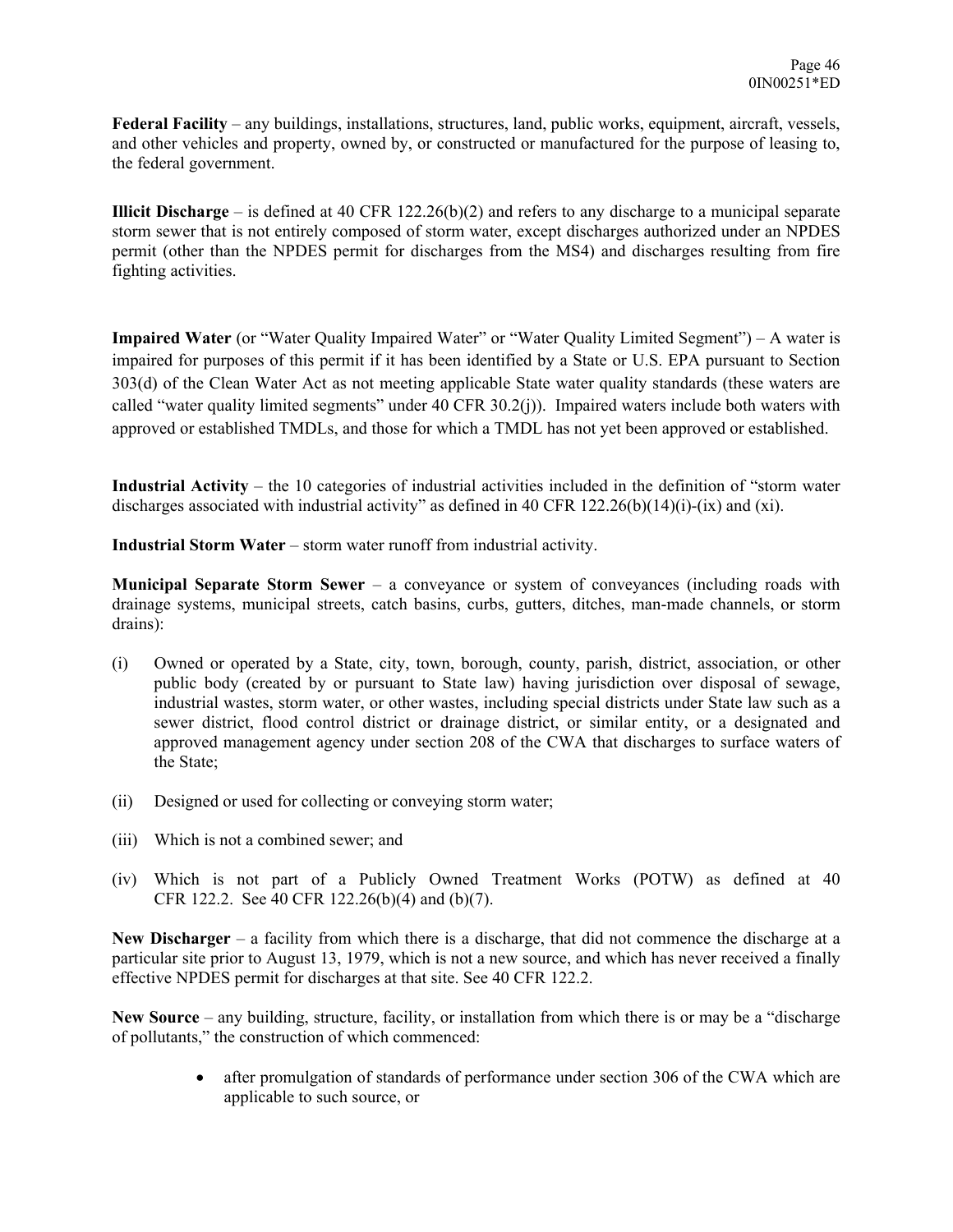**Federal Facility** – any buildings, installations, structures, land, public works, equipment, aircraft, vessels, and other vehicles and property, owned by, or constructed or manufactured for the purpose of leasing to, the federal government.

**Illicit Discharge** – is defined at 40 CFR 122.26(b)(2) and refers to any discharge to a municipal separate storm sewer that is not entirely composed of storm water, except discharges authorized under an NPDES permit (other than the NPDES permit for discharges from the MS4) and discharges resulting from fire fighting activities.

**Impaired Water** (or "Water Quality Impaired Water" or "Water Quality Limited Segment") – A water is impaired for purposes of this permit if it has been identified by a State or U.S. EPA pursuant to Section 303(d) of the Clean Water Act as not meeting applicable State water quality standards (these waters are called "water quality limited segments" under 40 CFR 30.2(j)). Impaired waters include both waters with approved or established TMDLs, and those for which a TMDL has not yet been approved or established.

**Industrial Activity** – the 10 categories of industrial activities included in the definition of "storm water discharges associated with industrial activity" as defined in 40 CFR 122.26(b)(14)(i)-(ix) and (xi).

**Industrial Storm Water** – storm water runoff from industrial activity.

**Municipal Separate Storm Sewer** – a conveyance or system of conveyances (including roads with drainage systems, municipal streets, catch basins, curbs, gutters, ditches, man-made channels, or storm drains):

(i) Owned or operated by a State, city, town, borough, county, parish, district, association, or other public body (created by or pursuant to State law) having jurisdiction over disposal of sewage, industrial wastes, storm water, or other wastes, including special districts under State law such as a sewer district, flood control district or drainage district, or similar entity, or a designated and approved management agency under section 208 of the CWA that discharges to surface waters of the State;

(ii) Designed or used for collecting or conveying storm water;

(iii) Which is not a combined sewer; and

(iv) Which is not part of a Publicly Owned Treatment Works (POTW) as defined at 40 CFR 122.2. See 40 CFR 122.26(b)(4) and (b)(7).

**New Discharger** – a facility from which there is a discharge, that did not commence the discharge at a particular site prior to August 13, 1979, which is not a new source, and which has never received a finally effective NPDES permit for discharges at that site. See 40 CFR 122.2.

**New Source** – any building, structure, facility, or installation from which there is or may be a "discharge of pollutants," the construction of which commenced:

- after promulgation of standards of performance under section 306 of the CWA which are applicable to such source, or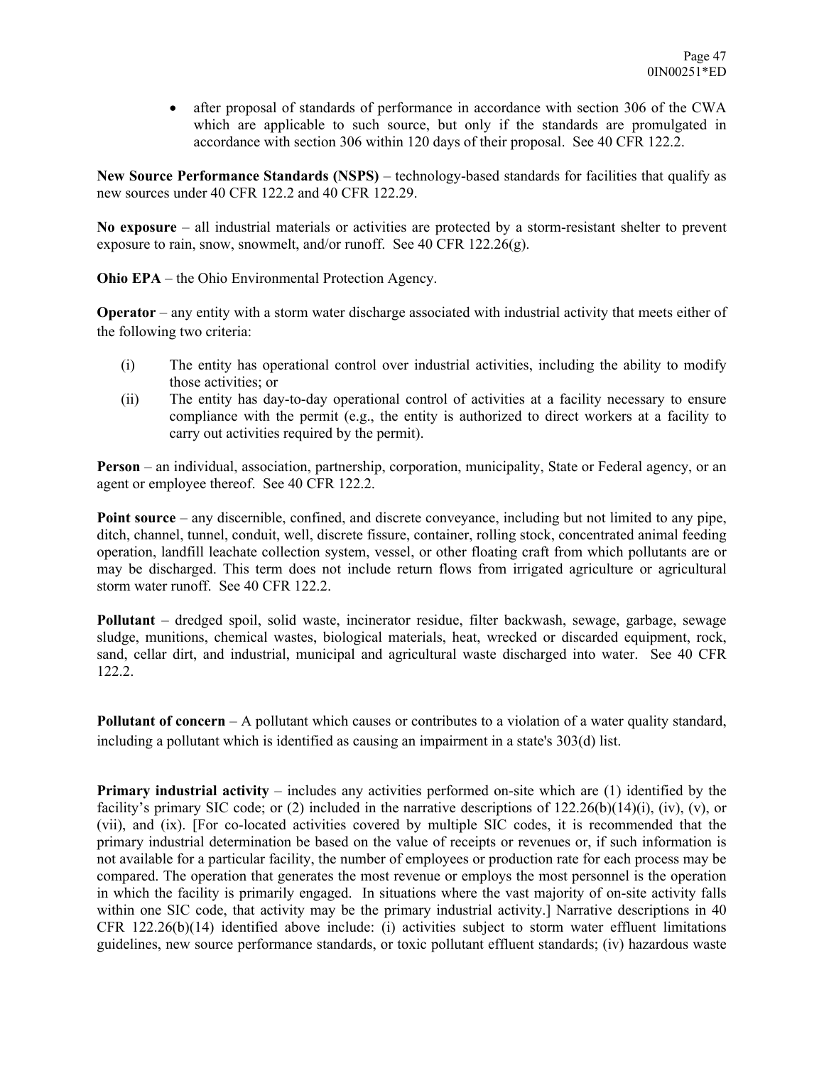- after proposal of standards of performance in accordance with section 306 of the CWA which are applicable to such source, but only if the standards are promulgated in accordance with section 306 within 120 days of their proposal. See 40 CFR 122.2.

**New Source Performance Standards (NSPS)** – technology-based standards for facilities that qualify as new sources under 40 CFR 122.2 and 40 CFR 122.29.

**No exposure** – all industrial materials or activities are protected by a storm-resistant shelter to prevent exposure to rain, snow, snowmelt, and/or runoff. See 40 CFR 122.26(g).

**Ohio EPA** – the Ohio Environmental Protection Agency.

**Operator** – any entity with a storm water discharge associated with industrial activity that meets either of the following two criteria:

(i) The entity has operational control over industrial activities, including the ability to modify those activities; or

(ii) The entity has day-to-day operational control of activities at a facility necessary to ensure compliance with the permit (e.g., the entity is authorized to direct workers at a facility to carry out activities required by the permit).

**Person** – an individual, association, partnership, corporation, municipality, State or Federal agency, or an agent or employee thereof. See 40 CFR 122.2.

**Point source** – any discernible, confined, and discrete conveyance, including but not limited to any pipe, ditch, channel, tunnel, conduit, well, discrete fissure, container, rolling stock, concentrated animal feeding operation, landfill leachate collection system, vessel, or other floating craft from which pollutants are or may be discharged. This term does not include return flows from irrigated agriculture or agricultural storm water runoff. See 40 CFR 122.2.

**Pollutant** – dredged spoil, solid waste, incinerator residue, filter backwash, sewage, garbage, sewage sludge, munitions, chemical wastes, biological materials, heat, wrecked or discarded equipment, rock, sand, cellar dirt, and industrial, municipal and agricultural waste discharged into water. See 40 CFR 122.2.

**Pollutant of concern** – A pollutant which causes or contributes to a violation of a water quality standard, including a pollutant which is identified as causing an impairment in a state's 303(d) list.

**Primary industrial activity** – includes any activities performed on-site which are (1) identified by the facility's primary SIC code; or (2) included in the narrative descriptions of 122.26(b)(14)(i), (iv), (v), or (vii), and (ix). [For co-located activities covered by multiple SIC codes, it is recommended that the primary industrial determination be based on the value of receipts or revenues or, if such information is not available for a particular facility, the number of employees or production rate for each process may be compared. The operation that generates the most revenue or employs the most personnel is the operation in which the facility is primarily engaged. In situations where the vast majority of on-site activity falls within one SIC code, that activity may be the primary industrial activity.] Narrative descriptions in 40 CFR 122.26(b)(14) identified above include: (i) activities subject to storm water effluent limitations guidelines, new source performance standards, or toxic pollutant effluent standards; (iv) hazardous waste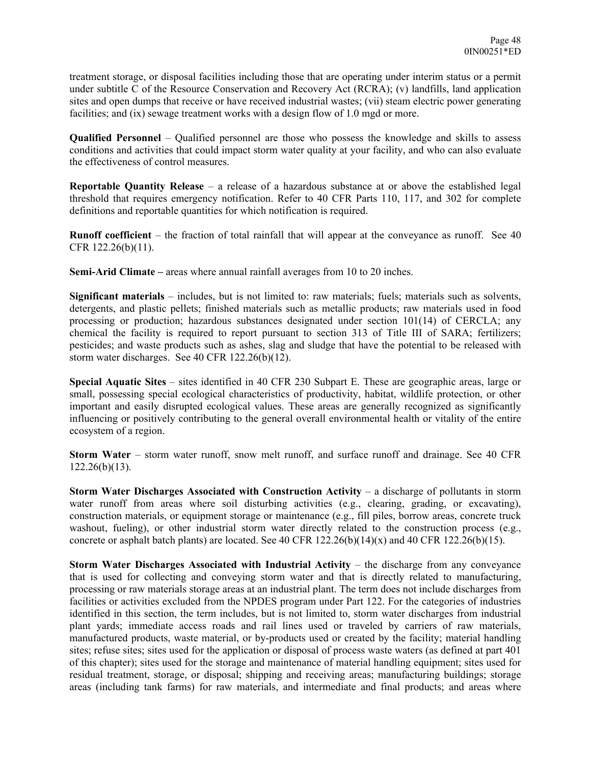treatment storage, or disposal facilities including those that are operating under interim status or a permit under subtitle C of the Resource Conservation and Recovery Act (RCRA); (v) landfills, land application sites and open dumps that receive or have received industrial wastes; (vii) steam electric power generating facilities; and (ix) sewage treatment works with a design flow of 1.0 mgd or more.

**Qualified Personnel** – Qualified personnel are those who possess the knowledge and skills to assess conditions and activities that could impact storm water quality at your facility, and who can also evaluate the effectiveness of control measures.

**Reportable Quantity Release** – a release of a hazardous substance at or above the established legal threshold that requires emergency notification. Refer to 40 CFR Parts 110, 117, and 302 for complete definitions and reportable quantities for which notification is required.

**Runoff coefficient** – the fraction of total rainfall that will appear at the conveyance as runoff. See 40 CFR 122.26(b)(11).

**Semi-Arid Climate –** areas where annual rainfall averages from 10 to 20 inches.

**Significant materials** – includes, but is not limited to: raw materials; fuels; materials such as solvents, detergents, and plastic pellets; finished materials such as metallic products; raw materials used in food processing or production; hazardous substances designated under section 101(14) of CERCLA; any chemical the facility is required to report pursuant to section 313 of Title III of SARA; fertilizers; pesticides; and waste products such as ashes, slag and sludge that have the potential to be released with storm water discharges. See 40 CFR 122.26(b)(12).

**Special Aquatic Sites** – sites identified in 40 CFR 230 Subpart E. These are geographic areas, large or small, possessing special ecological characteristics of productivity, habitat, wildlife protection, or other important and easily disrupted ecological values. These areas are generally recognized as significantly influencing or positively contributing to the general overall environmental health or vitality of the entire ecosystem of a region.

**Storm Water** – storm water runoff, snow melt runoff, and surface runoff and drainage. See 40 CFR 122.26(b)(13).

**Storm Water Discharges Associated with Construction Activity** – a discharge of pollutants in storm water runoff from areas where soil disturbing activities (e.g., clearing, grading, or excavating), construction materials, or equipment storage or maintenance (e.g., fill piles, borrow areas, concrete truck washout, fueling), or other industrial storm water directly related to the construction process (e.g., concrete or asphalt batch plants) are located. See 40 CFR 122.26(b)(14)(x) and 40 CFR 122.26(b)(15).

**Storm Water Discharges Associated with Industrial Activity** – the discharge from any conveyance that is used for collecting and conveying storm water and that is directly related to manufacturing, processing or raw materials storage areas at an industrial plant. The term does not include discharges from facilities or activities excluded from the NPDES program under Part 122. For the categories of industries identified in this section, the term includes, but is not limited to, storm water discharges from industrial plant yards; immediate access roads and rail lines used or traveled by carriers of raw materials, manufactured products, waste material, or by-products used or created by the facility; material handling sites; refuse sites; sites used for the application or disposal of process waste waters (as defined at part 401 of this chapter); sites used for the storage and maintenance of material handling equipment; sites used for residual treatment, storage, or disposal; shipping and receiving areas; manufacturing buildings; storage areas (including tank farms) for raw materials, and intermediate and final products; and areas where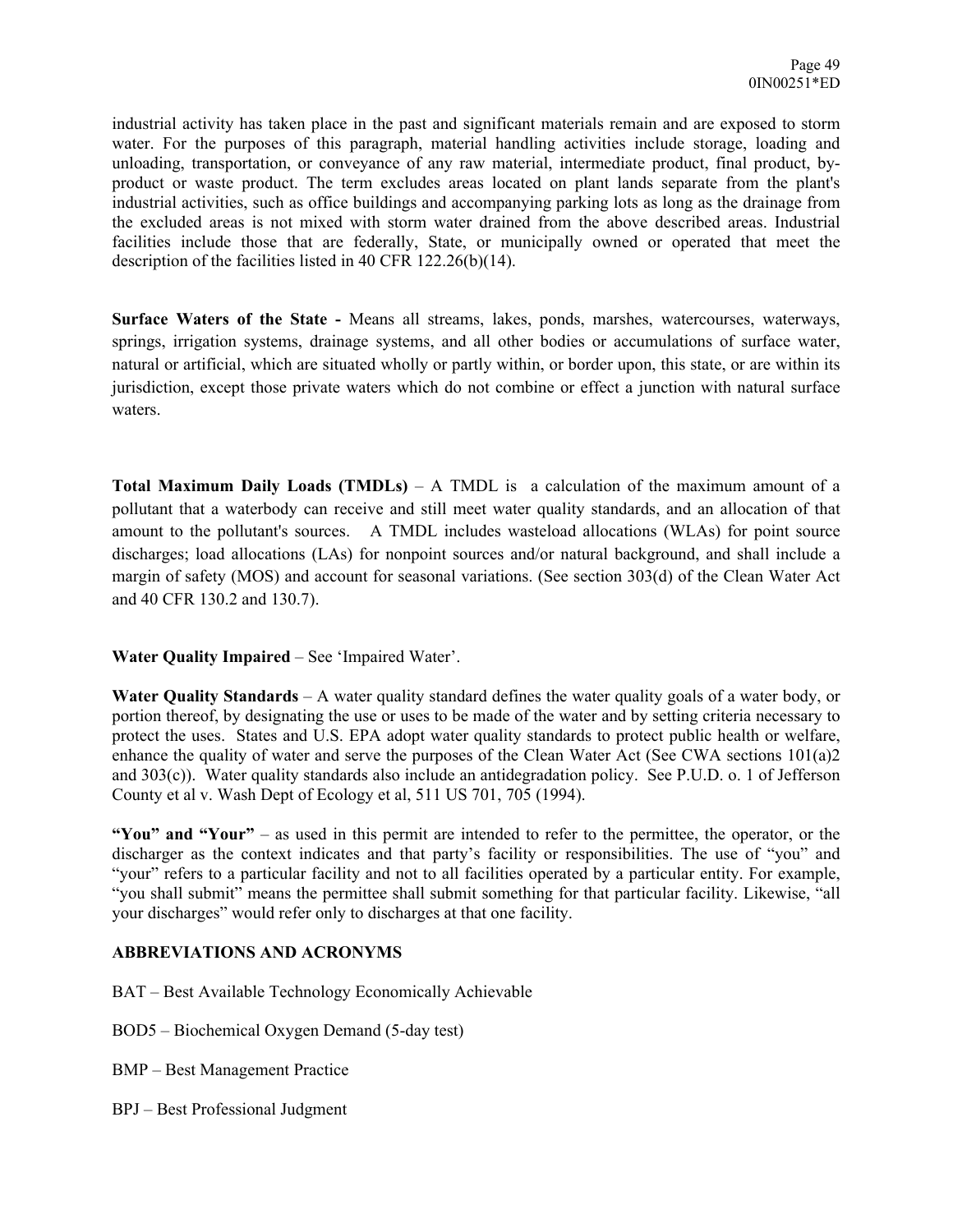industrial activity has taken place in the past and significant materials remain and are exposed to storm water. For the purposes of this paragraph, material handling activities include storage, loading and unloading, transportation, or conveyance of any raw material, intermediate product, final product, by-product or waste product. The term excludes areas located on plant lands separate from the plant's industrial activities, such as office buildings and accompanying parking lots as long as the drainage from the excluded areas is not mixed with storm water drained from the above described areas. Industrial facilities include those that are federally, State, or municipally owned or operated that meet the description of the facilities listed in 40 CFR 122.26(b)(14).

**Surface Waters of the State -** Means all streams, lakes, ponds, marshes, watercourses, waterways, springs, irrigation systems, drainage systems, and all other bodies or accumulations of surface water, natural or artificial, which are situated wholly or partly within, or border upon, this state, or are within its jurisdiction, except those private waters which do not combine or effect a junction with natural surface waters.

**Total Maximum Daily Loads (TMDLs)** – A TMDL is a calculation of the maximum amount of a pollutant that a waterbody can receive and still meet water quality standards, and an allocation of that amount to the pollutant's sources. A TMDL includes wasteload allocations (WLAs) for point source discharges; load allocations (LAs) for nonpoint sources and/or natural background, and shall include a margin of safety (MOS) and account for seasonal variations. (See section 303(d) of the Clean Water Act and 40 CFR 130.2 and 130.7).

**Water Quality Impaired** – See 'Impaired Water'.

**Water Quality Standards** – A water quality standard defines the water quality goals of a water body, or portion thereof, by designating the use or uses to be made of the water and by setting criteria necessary to protect the uses. States and U.S. EPA adopt water quality standards to protect public health or welfare, enhance the quality of water and serve the purposes of the Clean Water Act (See CWA sections 101(a)2 and 303(c)). Water quality standards also include an antidegradation policy. See P.U.D. o. 1 of Jefferson County et al v. Wash Dept of Ecology et al, 511 US 701, 705 (1994).

**"You" and "Your"** – as used in this permit are intended to refer to the permittee, the operator, or the discharger as the context indicates and that party's facility or responsibilities. The use of "you" and "your" refers to a particular facility and not to all facilities operated by a particular entity. For example, "you shall submit" means the permittee shall submit something for that particular facility. Likewise, "all your discharges" would refer only to discharges at that one facility.

**ABBREVIATIONS AND ACRONYMS**

BAT – Best Available Technology Economically Achievable

BOD5 – Biochemical Oxygen Demand (5-day test)

BMP – Best Management Practice

BPJ – Best Professional Judgment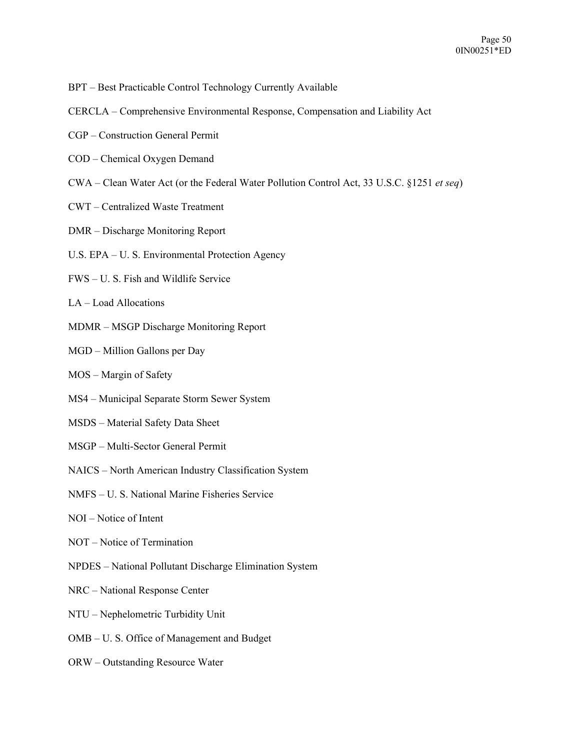BPT – Best Practicable Control Technology Currently Available

CERCLA – Comprehensive Environmental Response, Compensation and Liability Act

CGP – Construction General Permit

COD – Chemical Oxygen Demand

CWA – Clean Water Act (or the Federal Water Pollution Control Act, 33 U.S.C. §1251 *et seq*)

CWT – Centralized Waste Treatment

DMR – Discharge Monitoring Report

U.S. EPA – U. S. Environmental Protection Agency

FWS – U. S. Fish and Wildlife Service

LA – Load Allocations

MDMR – MSGP Discharge Monitoring Report

MGD – Million Gallons per Day

MOS – Margin of Safety

MS4 – Municipal Separate Storm Sewer System

MSDS – Material Safety Data Sheet

MSGP – Multi-Sector General Permit

NAICS – North American Industry Classification System

NMFS – U. S. National Marine Fisheries Service

NOI – Notice of Intent

NOT – Notice of Termination

NPDES – National Pollutant Discharge Elimination System

NRC – National Response Center

NTU – Nephelometric Turbidity Unit

OMB – U. S. Office of Management and Budget

ORW – Outstanding Resource Water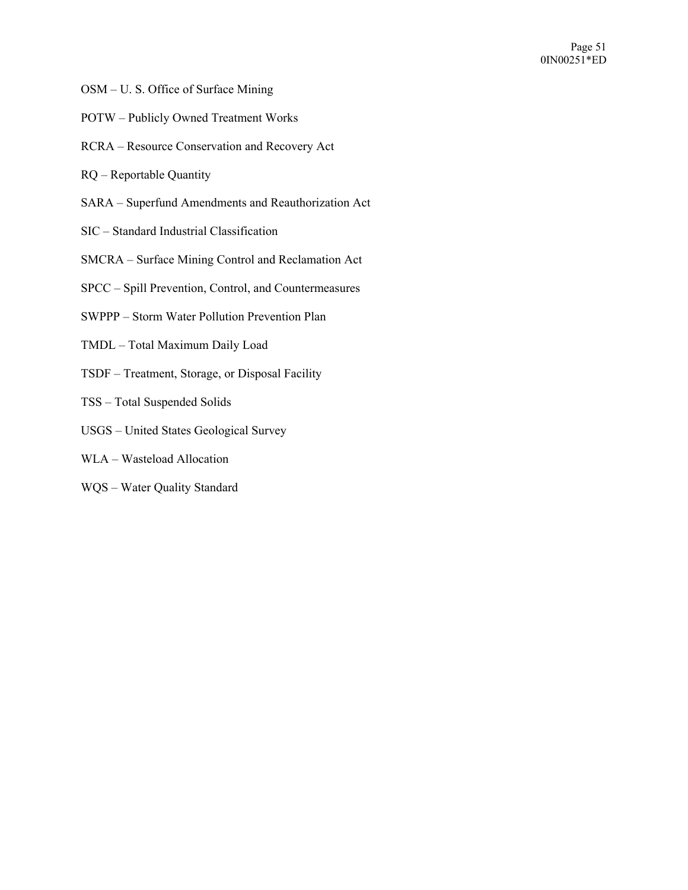OSM – U. S. Office of Surface Mining

POTW – Publicly Owned Treatment Works

RCRA – Resource Conservation and Recovery Act

RQ – Reportable Quantity

SARA – Superfund Amendments and Reauthorization Act

SIC – Standard Industrial Classification

SMCRA – Surface Mining Control and Reclamation Act

SPCC – Spill Prevention, Control, and Countermeasures

SWPPP – Storm Water Pollution Prevention Plan

TMDL – Total Maximum Daily Load

TSDF – Treatment, Storage, or Disposal Facility

TSS – Total Suspended Solids

USGS – United States Geological Survey

WLA – Wasteload Allocation

WQS – Water Quality Standard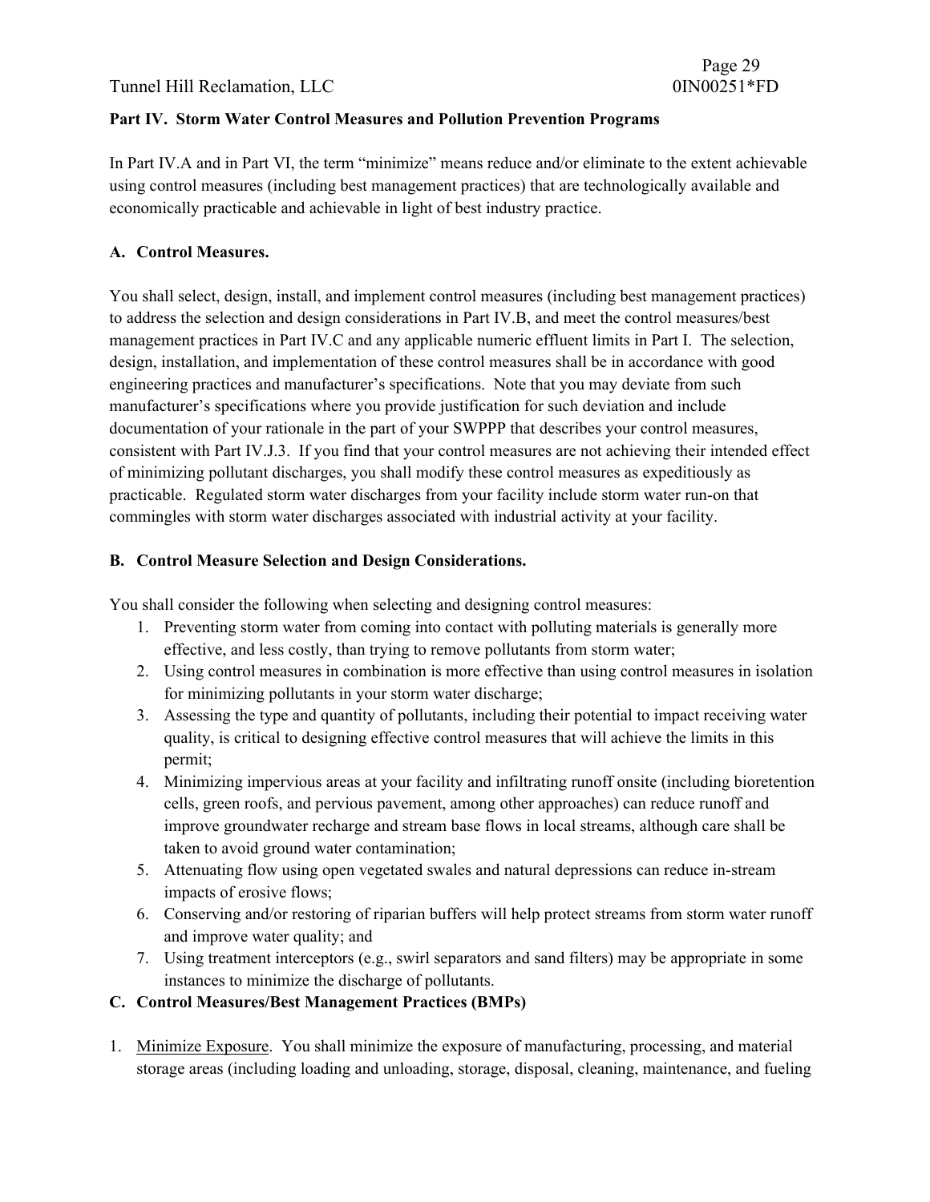**Part IV. Storm Water Control Measures and Pollution Prevention Programs**

In Part IV.A and in Part VI, the term "minimize" means reduce and/or eliminate to the extent achievable using control measures (including best management practices) that are technologically available and economically practicable and achievable in light of best industry practice.

**A. Control Measures.**

You shall select, design, install, and implement control measures (including best management practices) to address the selection and design considerations in Part IV.B, and meet the control measures/best management practices in Part IV.C and any applicable numeric effluent limits in Part I. The selection, design, installation, and implementation of these control measures shall be in accordance with good engineering practices and manufacturer's specifications. Note that you may deviate from such manufacturer's specifications where you provide justification for such deviation and include documentation of your rationale in the part of your SWPPP that describes your control measures, consistent with Part IV.J.3. If you find that your control measures are not achieving their intended effect of minimizing pollutant discharges, you shall modify these control measures as expeditiously as practicable. Regulated storm water discharges from your facility include storm water run-on that commingles with storm water discharges associated with industrial activity at your facility.

**B. Control Measure Selection and Design Considerations.**

You shall consider the following when selecting and designing control measures:

1. Preventing storm water from coming into contact with polluting materials is generally more effective, and less costly, than trying to remove pollutants from storm water;
2. Using control measures in combination is more effective than using control measures in isolation for minimizing pollutants in your storm water discharge;
3. Assessing the type and quantity of pollutants, including their potential to impact receiving water quality, is critical to designing effective control measures that will achieve the limits in this permit;
4. Minimizing impervious areas at your facility and infiltrating runoff onsite (including bioretention cells, green roofs, and pervious pavement, among other approaches) can reduce runoff and improve groundwater recharge and stream base flows in local streams, although care shall be taken to avoid ground water contamination;
5. Attenuating flow using open vegetated swales and natural depressions can reduce in-stream impacts of erosive flows;
6. Conserving and/or restoring of riparian buffers will help protect streams from storm water runoff and improve water quality; and
7. Using treatment interceptors (e.g., swirl separators and sand filters) may be appropriate in some instances to minimize the discharge of pollutants.

**C. Control Measures/Best Management Practices (BMPs)**

1. Minimize Exposure. You shall minimize the exposure of manufacturing, processing, and material storage areas (including loading and unloading, storage, disposal, cleaning, maintenance, and fueling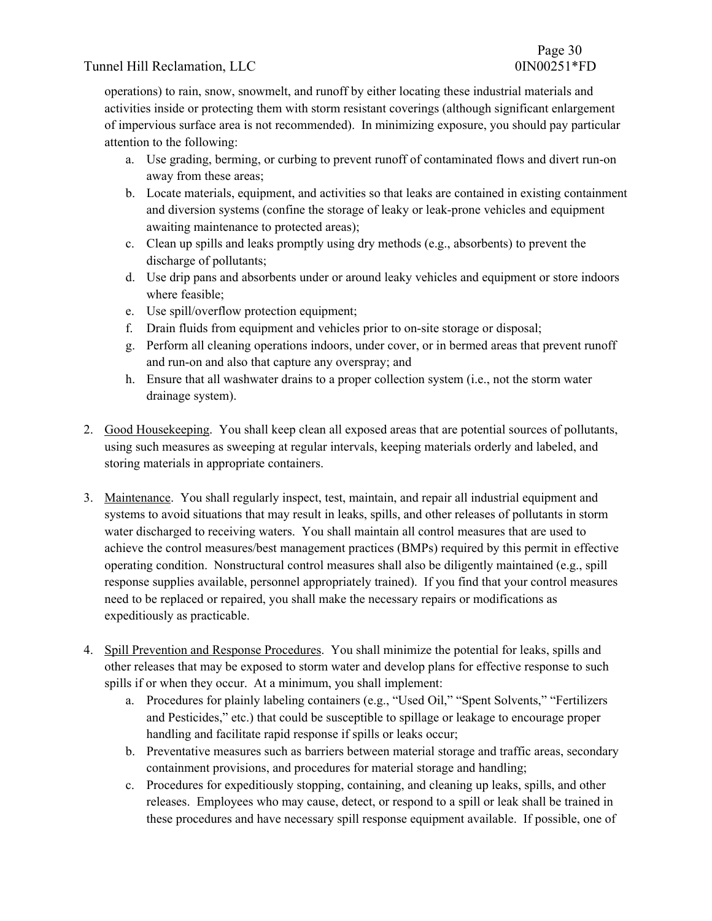operations) to rain, snow, snowmelt, and runoff by either locating these industrial materials and activities inside or protecting them with storm resistant coverings (although significant enlargement of impervious surface area is not recommended). In minimizing exposure, you should pay particular attention to the following:

   a. Use grading, berming, or curbing to prevent runoff of contaminated flows and divert run-on away from these areas;
   b. Locate materials, equipment, and activities so that leaks are contained in existing containment and diversion systems (confine the storage of leaky or leak-prone vehicles and equipment awaiting maintenance to protected areas);
   c. Clean up spills and leaks promptly using dry methods (e.g., absorbents) to prevent the discharge of pollutants;
   d. Use drip pans and absorbents under or around leaky vehicles and equipment or store indoors where feasible;
   e. Use spill/overflow protection equipment;
   f. Drain fluids from equipment and vehicles prior to on-site storage or disposal;
   g. Perform all cleaning operations indoors, under cover, or in bermed areas that prevent runoff and run-on and also that capture any overspray; and
   h. Ensure that all washwater drains to a proper collection system (i.e., not the storm water drainage system).

2. <u>Good Housekeeping</u>. You shall keep clean all exposed areas that are potential sources of pollutants, using such measures as sweeping at regular intervals, keeping materials orderly and labeled, and storing materials in appropriate containers.

3. <u>Maintenance</u>. You shall regularly inspect, test, maintain, and repair all industrial equipment and systems to avoid situations that may result in leaks, spills, and other releases of pollutants in storm water discharged to receiving waters. You shall maintain all control measures that are used to achieve the control measures/best management practices (BMPs) required by this permit in effective operating condition. Nonstructural control measures shall also be diligently maintained (e.g., spill response supplies available, personnel appropriately trained). If you find that your control measures need to be replaced or repaired, you shall make the necessary repairs or modifications as expeditiously as practicable.

4. <u>Spill Prevention and Response Procedures</u>. You shall minimize the potential for leaks, spills and other releases that may be exposed to storm water and develop plans for effective response to such spills if or when they occur. At a minimum, you shall implement:

   a. Procedures for plainly labeling containers (e.g., "Used Oil," "Spent Solvents," "Fertilizers and Pesticides," etc.) that could be susceptible to spillage or leakage to encourage proper handling and facilitate rapid response if spills or leaks occur;
   b. Preventative measures such as barriers between material storage and traffic areas, secondary containment provisions, and procedures for material storage and handling;
   c. Procedures for expeditiously stopping, containing, and cleaning up leaks, spills, and other releases. Employees who may cause, detect, or respond to a spill or leak shall be trained in these procedures and have necessary spill response equipment available. If possible, one of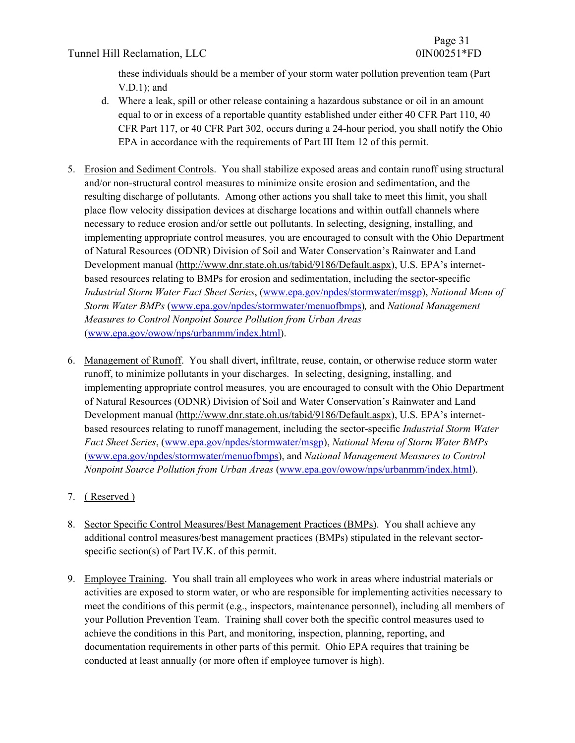these individuals should be a member of your storm water pollution prevention team (Part V.D.1); and

d. Where a leak, spill or other release containing a hazardous substance or oil in an amount equal to or in excess of a reportable quantity established under either 40 CFR Part 110, 40 CFR Part 117, or 40 CFR Part 302, occurs during a 24-hour period, you shall notify the Ohio EPA in accordance with the requirements of Part III Item 12 of this permit.

5. Erosion and Sediment Controls. You shall stabilize exposed areas and contain runoff using structural and/or non-structural control measures to minimize onsite erosion and sedimentation, and the resulting discharge of pollutants. Among other actions you shall take to meet this limit, you shall place flow velocity dissipation devices at discharge locations and within outfall channels where necessary to reduce erosion and/or settle out pollutants. In selecting, designing, installing, and implementing appropriate control measures, you are encouraged to consult with the Ohio Department of Natural Resources (ODNR) Division of Soil and Water Conservation's Rainwater and Land Development manual (http://www.dnr.state.oh.us/tabid/9186/Default.aspx), U.S. EPA's internet-based resources relating to BMPs for erosion and sedimentation, including the sector-specific *Industrial Storm Water Fact Sheet Series*, (www.epa.gov/npdes/stormwater/msgp), *National Menu of Storm Water BMPs* (www.epa.gov/npdes/stormwater/menuofbmps), and *National Management Measures to Control Nonpoint Source Pollution from Urban Areas* (www.epa.gov/owow/nps/urbanmm/index.html).

6. Management of Runoff. You shall divert, infiltrate, reuse, contain, or otherwise reduce storm water runoff, to minimize pollutants in your discharges. In selecting, designing, installing, and implementing appropriate control measures, you are encouraged to consult with the Ohio Department of Natural Resources (ODNR) Division of Soil and Water Conservation's Rainwater and Land Development manual (http://www.dnr.state.oh.us/tabid/9186/Default.aspx), U.S. EPA's internet-based resources relating to runoff management, including the sector-specific *Industrial Storm Water Fact Sheet Series*, (www.epa.gov/npdes/stormwater/msgp), *National Menu of Storm Water BMPs* (www.epa.gov/npdes/stormwater/menuofbmps), and *National Management Measures to Control Nonpoint Source Pollution from Urban Areas* (www.epa.gov/owow/nps/urbanmm/index.html).

7. ( Reserved )

8. Sector Specific Control Measures/Best Management Practices (BMPs). You shall achieve any additional control measures/best management practices (BMPs) stipulated in the relevant sector-specific section(s) of Part IV.K. of this permit.

9. Employee Training. You shall train all employees who work in areas where industrial materials or activities are exposed to storm water, or who are responsible for implementing activities necessary to meet the conditions of this permit (e.g., inspectors, maintenance personnel), including all members of your Pollution Prevention Team. Training shall cover both the specific control measures used to achieve the conditions in this Part, and monitoring, inspection, planning, reporting, and documentation requirements in other parts of this permit. Ohio EPA requires that training be conducted at least annually (or more often if employee turnover is high).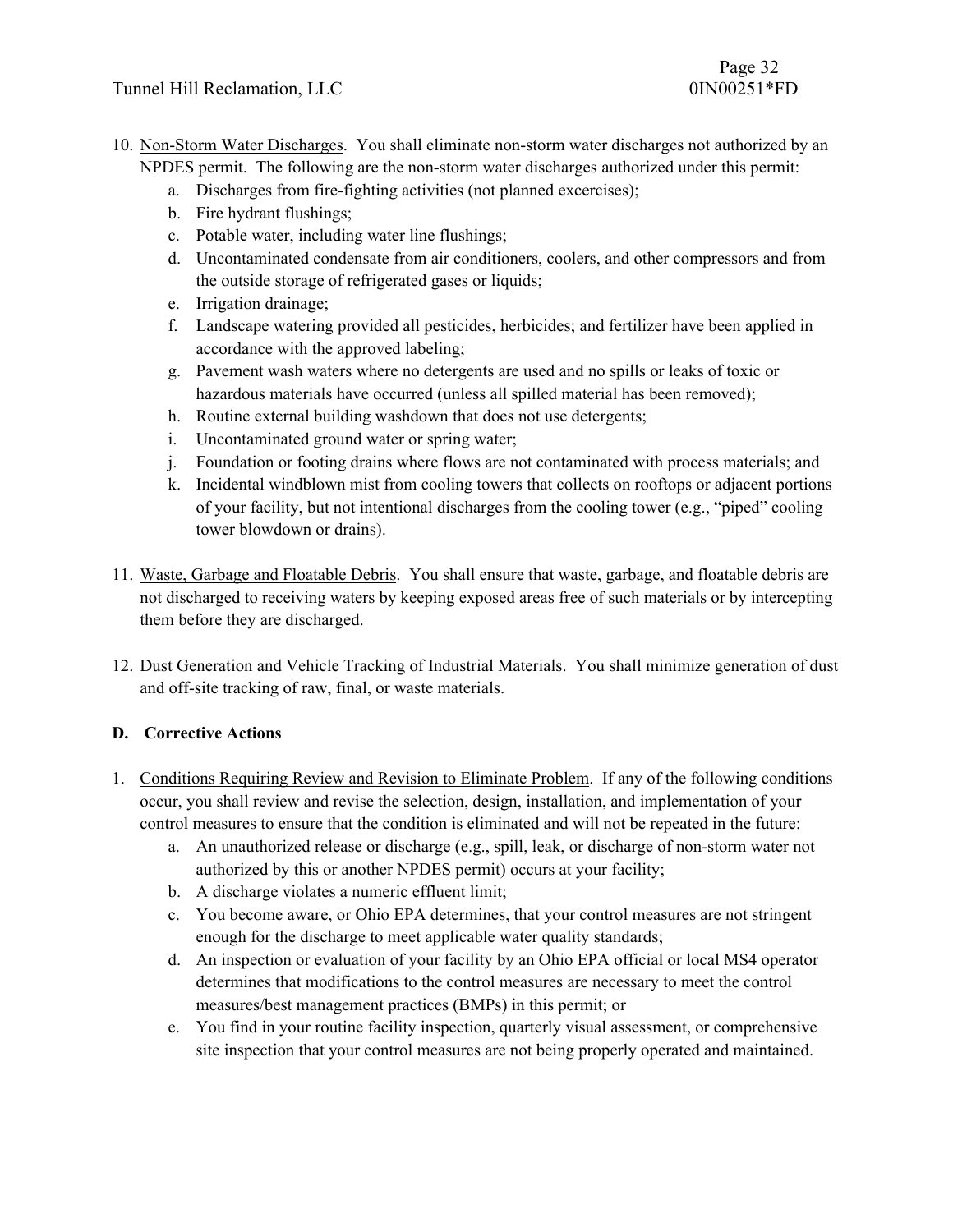10. Non-Storm Water Discharges. You shall eliminate non-storm water discharges not authorized by an NPDES permit. The following are the non-storm water discharges authorized under this permit:
    a. Discharges from fire-fighting activities (not planned excercises);
    b. Fire hydrant flushings;
    c. Potable water, including water line flushings;
    d. Uncontaminated condensate from air conditioners, coolers, and other compressors and from the outside storage of refrigerated gases or liquids;
    e. Irrigation drainage;
    f. Landscape watering provided all pesticides, herbicides; and fertilizer have been applied in accordance with the approved labeling;
    g. Pavement wash waters where no detergents are used and no spills or leaks of toxic or hazardous materials have occurred (unless all spilled material has been removed);
    h. Routine external building washdown that does not use detergents;
    i. Uncontaminated ground water or spring water;
    j. Foundation or footing drains where flows are not contaminated with process materials; and
    k. Incidental windblown mist from cooling towers that collects on rooftops or adjacent portions of your facility, but not intentional discharges from the cooling tower (e.g., "piped" cooling tower blowdown or drains).

11. Waste, Garbage and Floatable Debris. You shall ensure that waste, garbage, and floatable debris are not discharged to receiving waters by keeping exposed areas free of such materials or by intercepting them before they are discharged.

12. Dust Generation and Vehicle Tracking of Industrial Materials. You shall minimize generation of dust and off-site tracking of raw, final, or waste materials.

**D. Corrective Actions**

1. Conditions Requiring Review and Revision to Eliminate Problem. If any of the following conditions occur, you shall review and revise the selection, design, installation, and implementation of your control measures to ensure that the condition is eliminated and will not be repeated in the future:
    a. An unauthorized release or discharge (e.g., spill, leak, or discharge of non-storm water not authorized by this or another NPDES permit) occurs at your facility;
    b. A discharge violates a numeric effluent limit;
    c. You become aware, or Ohio EPA determines, that your control measures are not stringent enough for the discharge to meet applicable water quality standards;
    d. An inspection or evaluation of your facility by an Ohio EPA official or local MS4 operator determines that modifications to the control measures are necessary to meet the control measures/best management practices (BMPs) in this permit; or
    e. You find in your routine facility inspection, quarterly visual assessment, or comprehensive site inspection that your control measures are not being properly operated and maintained.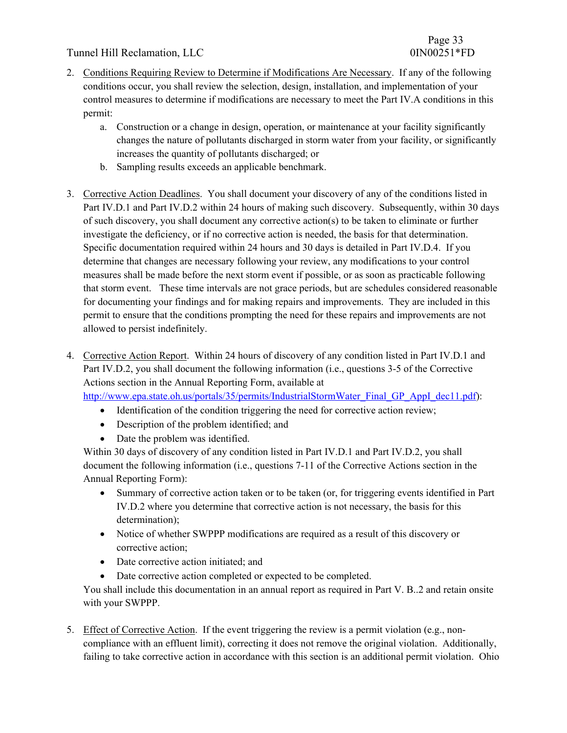2. Conditions Requiring Review to Determine if Modifications Are Necessary. If any of the following conditions occur, you shall review the selection, design, installation, and implementation of your control measures to determine if modifications are necessary to meet the Part IV.A conditions in this permit:
    a. Construction or a change in design, operation, or maintenance at your facility significantly changes the nature of pollutants discharged in storm water from your facility, or significantly increases the quantity of pollutants discharged; or
    b. Sampling results exceeds an applicable benchmark.

3. Corrective Action Deadlines. You shall document your discovery of any of the conditions listed in Part IV.D.1 and Part IV.D.2 within 24 hours of making such discovery. Subsequently, within 30 days of such discovery, you shall document any corrective action(s) to be taken to eliminate or further investigate the deficiency, or if no corrective action is needed, the basis for that determination. Specific documentation required within 24 hours and 30 days is detailed in Part IV.D.4. If you determine that changes are necessary following your review, any modifications to your control measures shall be made before the next storm event if possible, or as soon as practicable following that storm event. These time intervals are not grace periods, but are schedules considered reasonable for documenting your findings and for making repairs and improvements. They are included in this permit to ensure that the conditions prompting the need for these repairs and improvements are not allowed to persist indefinitely.

4. Corrective Action Report. Within 24 hours of discovery of any condition listed in Part IV.D.1 and Part IV.D.2, you shall document the following information (i.e., questions 3-5 of the Corrective Actions section in the Annual Reporting Form, available at http://www.epa.state.oh.us/portals/35/permits/IndustrialStormWater_Final_GP_AppI_dec11.pdf):
    - Identification of the condition triggering the need for corrective action review;
    - Description of the problem identified; and
    - Date the problem was identified.

   Within 30 days of discovery of any condition listed in Part IV.D.1 and Part IV.D.2, you shall document the following information (i.e., questions 7-11 of the Corrective Actions section in the Annual Reporting Form):
    - Summary of corrective action taken or to be taken (or, for triggering events identified in Part IV.D.2 where you determine that corrective action is not necessary, the basis for this determination);
    - Notice of whether SWPPP modifications are required as a result of this discovery or corrective action;
    - Date corrective action initiated; and
    - Date corrective action completed or expected to be completed.

   You shall include this documentation in an annual report as required in Part V. B..2 and retain onsite with your SWPPP.

5. Effect of Corrective Action. If the event triggering the review is a permit violation (e.g., non-compliance with an effluent limit), correcting it does not remove the original violation. Additionally, failing to take corrective action in accordance with this section is an additional permit violation. Ohio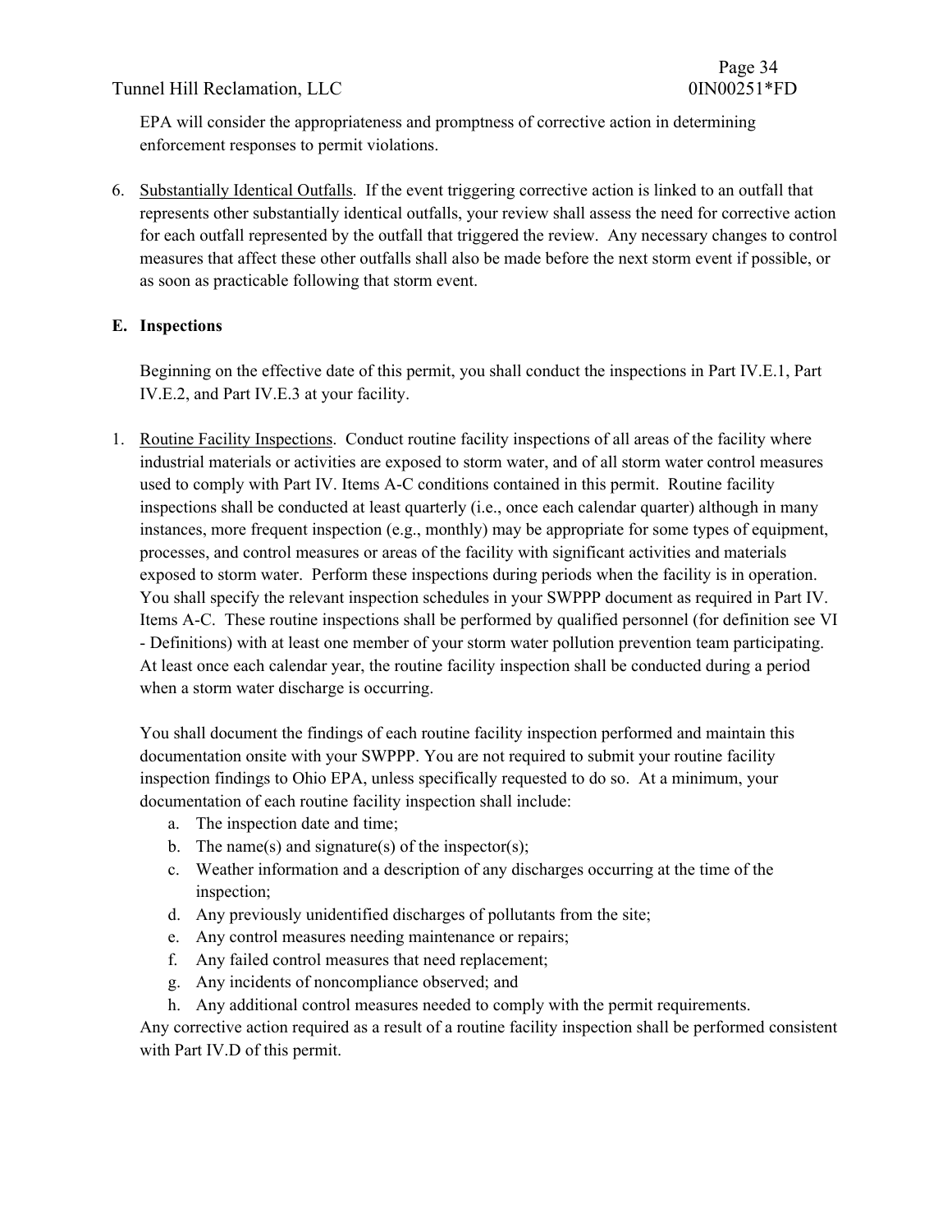EPA will consider the appropriateness and promptness of corrective action in determining enforcement responses to permit violations.

6. Substantially Identical Outfalls. If the event triggering corrective action is linked to an outfall that represents other substantially identical outfalls, your review shall assess the need for corrective action for each outfall represented by the outfall that triggered the review. Any necessary changes to control measures that affect these other outfalls shall also be made before the next storm event if possible, or as soon as practicable following that storm event.

**E. Inspections**

Beginning on the effective date of this permit, you shall conduct the inspections in Part IV.E.1, Part IV.E.2, and Part IV.E.3 at your facility.

1. Routine Facility Inspections. Conduct routine facility inspections of all areas of the facility where industrial materials or activities are exposed to storm water, and of all storm water control measures used to comply with Part IV. Items A-C conditions contained in this permit. Routine facility inspections shall be conducted at least quarterly (i.e., once each calendar quarter) although in many instances, more frequent inspection (e.g., monthly) may be appropriate for some types of equipment, processes, and control measures or areas of the facility with significant activities and materials exposed to storm water. Perform these inspections during periods when the facility is in operation. You shall specify the relevant inspection schedules in your SWPPP document as required in Part IV. Items A-C. These routine inspections shall be performed by qualified personnel (for definition see VI - Definitions) with at least one member of your storm water pollution prevention team participating. At least once each calendar year, the routine facility inspection shall be conducted during a period when a storm water discharge is occurring.

   You shall document the findings of each routine facility inspection performed and maintain this documentation onsite with your SWPPP. You are not required to submit your routine facility inspection findings to Ohio EPA, unless specifically requested to do so. At a minimum, your documentation of each routine facility inspection shall include:

   a. The inspection date and time;
   b. The name(s) and signature(s) of the inspector(s);
   c. Weather information and a description of any discharges occurring at the time of the inspection;
   d. Any previously unidentified discharges of pollutants from the site;
   e. Any control measures needing maintenance or repairs;
   f. Any failed control measures that need replacement;
   g. Any incidents of noncompliance observed; and
   h. Any additional control measures needed to comply with the permit requirements.

   Any corrective action required as a result of a routine facility inspection shall be performed consistent with Part IV.D of this permit.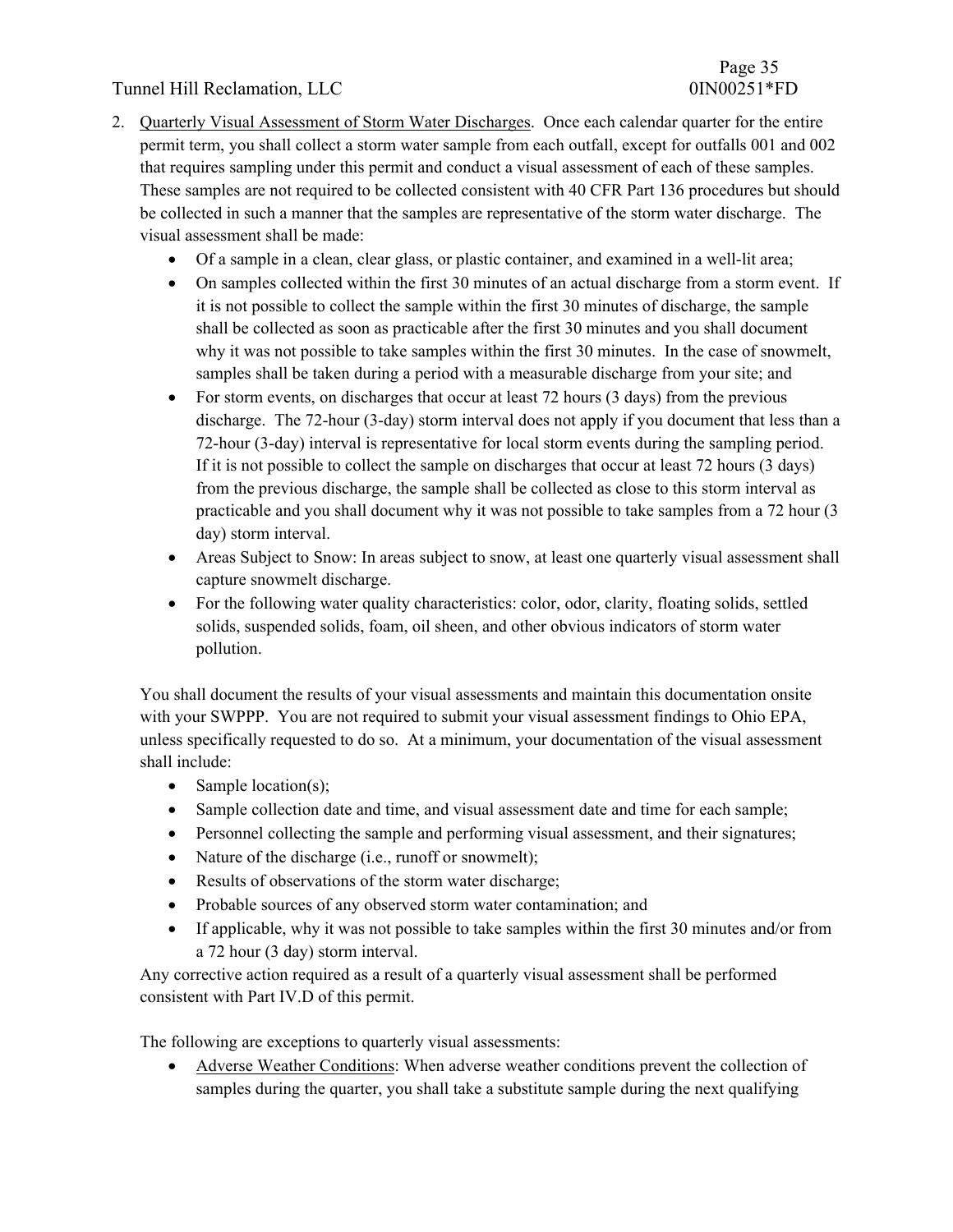2. Quarterly Visual Assessment of Storm Water Discharges. Once each calendar quarter for the entire permit term, you shall collect a storm water sample from each outfall, except for outfalls 001 and 002 that requires sampling under this permit and conduct a visual assessment of each of these samples. These samples are not required to be collected consistent with 40 CFR Part 136 procedures but should be collected in such a manner that the samples are representative of the storm water discharge. The visual assessment shall be made:

   - Of a sample in a clean, clear glass, or plastic container, and examined in a well-lit area;
   - On samples collected within the first 30 minutes of an actual discharge from a storm event. If it is not possible to collect the sample within the first 30 minutes of discharge, the sample shall be collected as soon as practicable after the first 30 minutes and you shall document why it was not possible to take samples within the first 30 minutes. In the case of snowmelt, samples shall be taken during a period with a measurable discharge from your site; and
   - For storm events, on discharges that occur at least 72 hours (3 days) from the previous discharge. The 72-hour (3-day) storm interval does not apply if you document that less than a 72-hour (3-day) interval is representative for local storm events during the sampling period. If it is not possible to collect the sample on discharges that occur at least 72 hours (3 days) from the previous discharge, the sample shall be collected as close to this storm interval as practicable and you shall document why it was not possible to take samples from a 72 hour (3 day) storm interval.
   - Areas Subject to Snow: In areas subject to snow, at least one quarterly visual assessment shall capture snowmelt discharge.
   - For the following water quality characteristics: color, odor, clarity, floating solids, settled solids, suspended solids, foam, oil sheen, and other obvious indicators of storm water pollution.

   You shall document the results of your visual assessments and maintain this documentation onsite with your SWPPP. You are not required to submit your visual assessment findings to Ohio EPA, unless specifically requested to do so. At a minimum, your documentation of the visual assessment shall include:

   - Sample location(s);
   - Sample collection date and time, and visual assessment date and time for each sample;
   - Personnel collecting the sample and performing visual assessment, and their signatures;
   - Nature of the discharge (i.e., runoff or snowmelt);
   - Results of observations of the storm water discharge;
   - Probable sources of any observed storm water contamination; and
   - If applicable, why it was not possible to take samples within the first 30 minutes and/or from a 72 hour (3 day) storm interval.

   Any corrective action required as a result of a quarterly visual assessment shall be performed consistent with Part IV.D of this permit.

   The following are exceptions to quarterly visual assessments:

   - Adverse Weather Conditions: When adverse weather conditions prevent the collection of samples during the quarter, you shall take a substitute sample during the next qualifying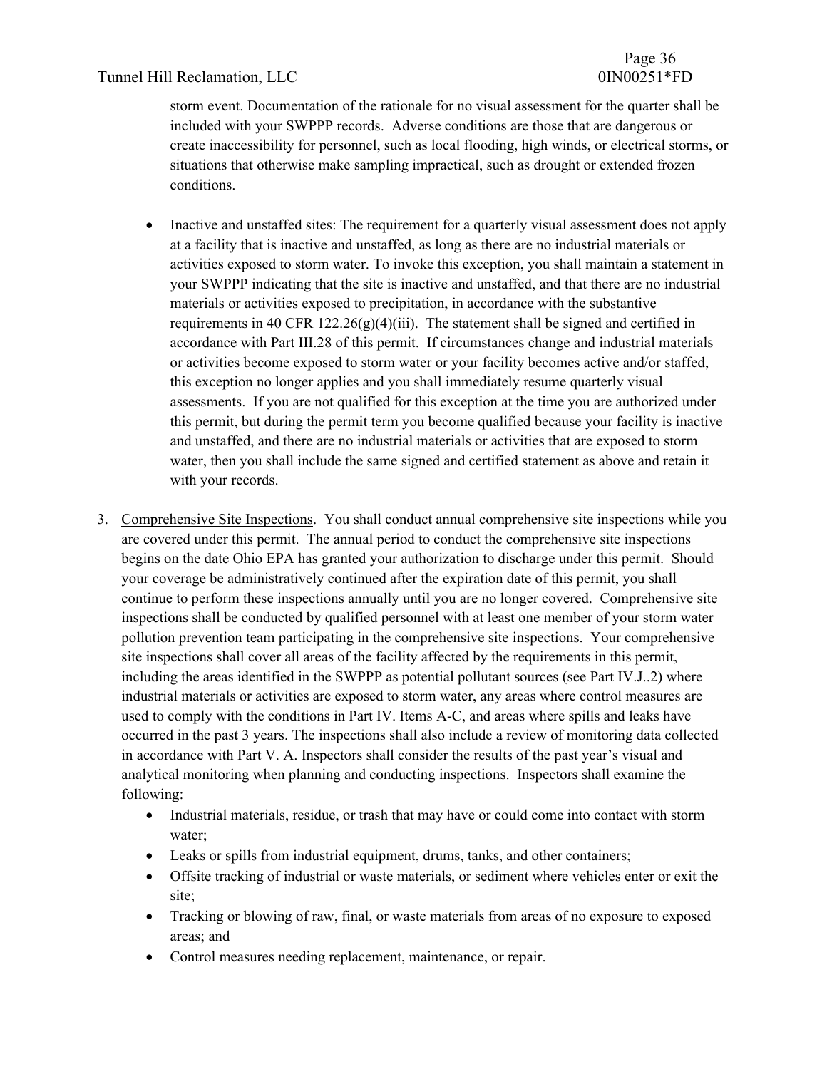storm event. Documentation of the rationale for no visual assessment for the quarter shall be included with your SWPPP records. Adverse conditions are those that are dangerous or create inaccessibility for personnel, such as local flooding, high winds, or electrical storms, or situations that otherwise make sampling impractical, such as drought or extended frozen conditions.

- Inactive and unstaffed sites: The requirement for a quarterly visual assessment does not apply at a facility that is inactive and unstaffed, as long as there are no industrial materials or activities exposed to storm water. To invoke this exception, you shall maintain a statement in your SWPPP indicating that the site is inactive and unstaffed, and that there are no industrial materials or activities exposed to precipitation, in accordance with the substantive requirements in 40 CFR 122.26(g)(4)(iii). The statement shall be signed and certified in accordance with Part III.28 of this permit. If circumstances change and industrial materials or activities become exposed to storm water or your facility becomes active and/or staffed, this exception no longer applies and you shall immediately resume quarterly visual assessments. If you are not qualified for this exception at the time you are authorized under this permit, but during the permit term you become qualified because your facility is inactive and unstaffed, and there are no industrial materials or activities that are exposed to storm water, then you shall include the same signed and certified statement as above and retain it with your records.

3. Comprehensive Site Inspections. You shall conduct annual comprehensive site inspections while you are covered under this permit. The annual period to conduct the comprehensive site inspections begins on the date Ohio EPA has granted your authorization to discharge under this permit. Should your coverage be administratively continued after the expiration date of this permit, you shall continue to perform these inspections annually until you are no longer covered. Comprehensive site inspections shall be conducted by qualified personnel with at least one member of your storm water pollution prevention team participating in the comprehensive site inspections. Your comprehensive site inspections shall cover all areas of the facility affected by the requirements in this permit, including the areas identified in the SWPPP as potential pollutant sources (see Part IV.J..2) where industrial materials or activities are exposed to storm water, any areas where control measures are used to comply with the conditions in Part IV. Items A-C, and areas where spills and leaks have occurred in the past 3 years. The inspections shall also include a review of monitoring data collected in accordance with Part V. A. Inspectors shall consider the results of the past year's visual and analytical monitoring when planning and conducting inspections. Inspectors shall examine the following:
   - Industrial materials, residue, or trash that may have or could come into contact with storm water;
   - Leaks or spills from industrial equipment, drums, tanks, and other containers;
   - Offsite tracking of industrial or waste materials, or sediment where vehicles enter or exit the site;
   - Tracking or blowing of raw, final, or waste materials from areas of no exposure to exposed areas; and
   - Control measures needing replacement, maintenance, or repair.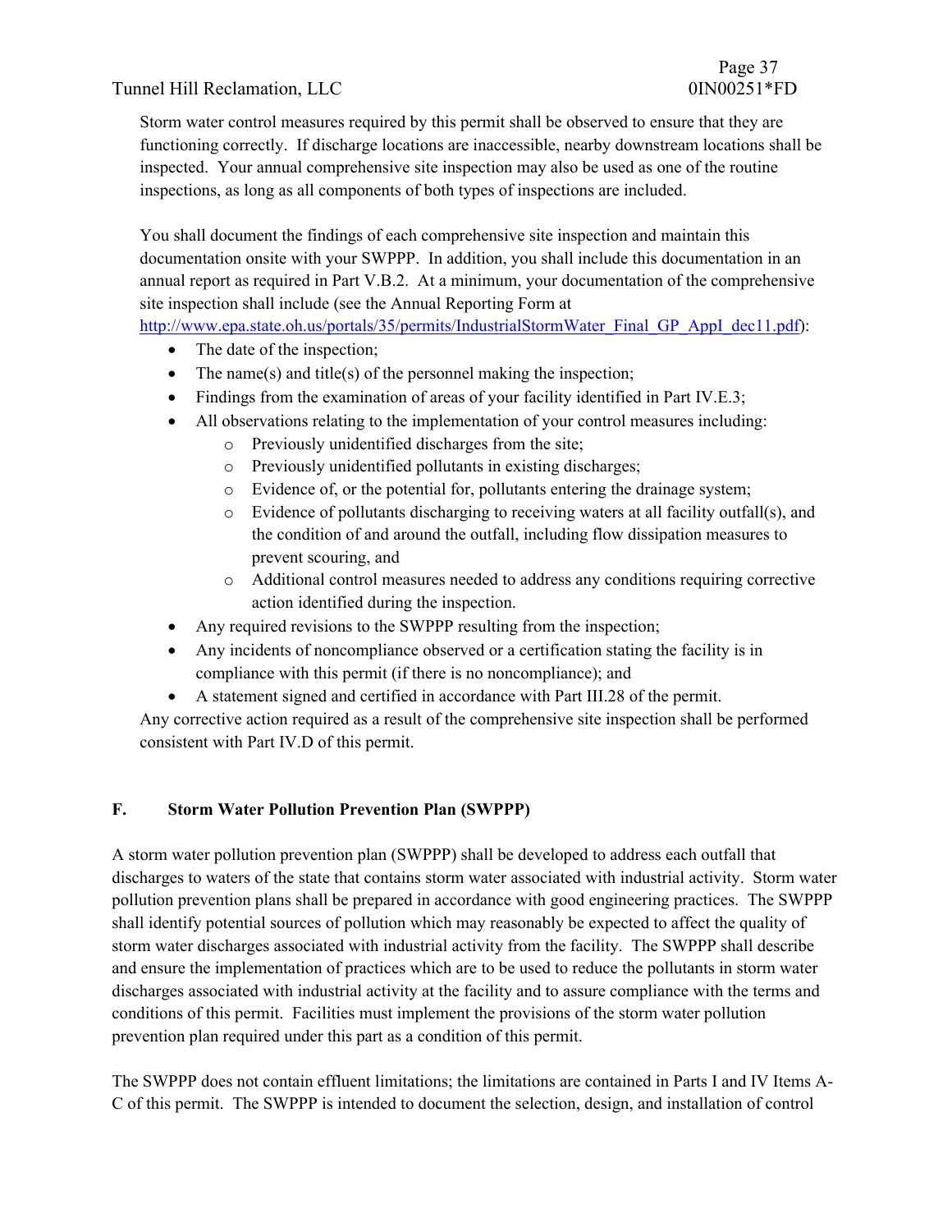Storm water control measures required by this permit shall be observed to ensure that they are functioning correctly. If discharge locations are inaccessible, nearby downstream locations shall be inspected. Your annual comprehensive site inspection may also be used as one of the routine inspections, as long as all components of both types of inspections are included.

You shall document the findings of each comprehensive site inspection and maintain this documentation onsite with your SWPPP. In addition, you shall include this documentation in an annual report as required in Part V.B.2. At a minimum, your documentation of the comprehensive site inspection shall include (see the Annual Reporting Form at http://www.epa.state.oh.us/portals/35/permits/IndustrialStormWater_Final_GP_AppI_dec11.pdf):

- The date of the inspection;
- The name(s) and title(s) of the personnel making the inspection;
- Findings from the examination of areas of your facility identified in Part IV.E.3;
- All observations relating to the implementation of your control measures including:
  - Previously unidentified discharges from the site;
  - Previously unidentified pollutants in existing discharges;
  - Evidence of, or the potential for, pollutants entering the drainage system;
  - Evidence of pollutants discharging to receiving waters at all facility outfall(s), and the condition of and around the outfall, including flow dissipation measures to prevent scouring, and
  - Additional control measures needed to address any conditions requiring corrective action identified during the inspection.
- Any required revisions to the SWPPP resulting from the inspection;
- Any incidents of noncompliance observed or a certification stating the facility is in compliance with this permit (if there is no noncompliance); and
- A statement signed and certified in accordance with Part III.28 of the permit.

Any corrective action required as a result of the comprehensive site inspection shall be performed consistent with Part IV.D of this permit.

## F. Storm Water Pollution Prevention Plan (SWPPP)

A storm water pollution prevention plan (SWPPP) shall be developed to address each outfall that discharges to waters of the state that contains storm water associated with industrial activity. Storm water pollution prevention plans shall be prepared in accordance with good engineering practices. The SWPPP shall identify potential sources of pollution which may reasonably be expected to affect the quality of storm water discharges associated with industrial activity from the facility. The SWPPP shall describe and ensure the implementation of practices which are to be used to reduce the pollutants in storm water discharges associated with industrial activity at the facility and to assure compliance with the terms and conditions of this permit. Facilities must implement the provisions of the storm water pollution prevention plan required under this part as a condition of this permit.

The SWPPP does not contain effluent limitations; the limitations are contained in Parts I and IV Items A-C of this permit. The SWPPP is intended to document the selection, design, and installation of control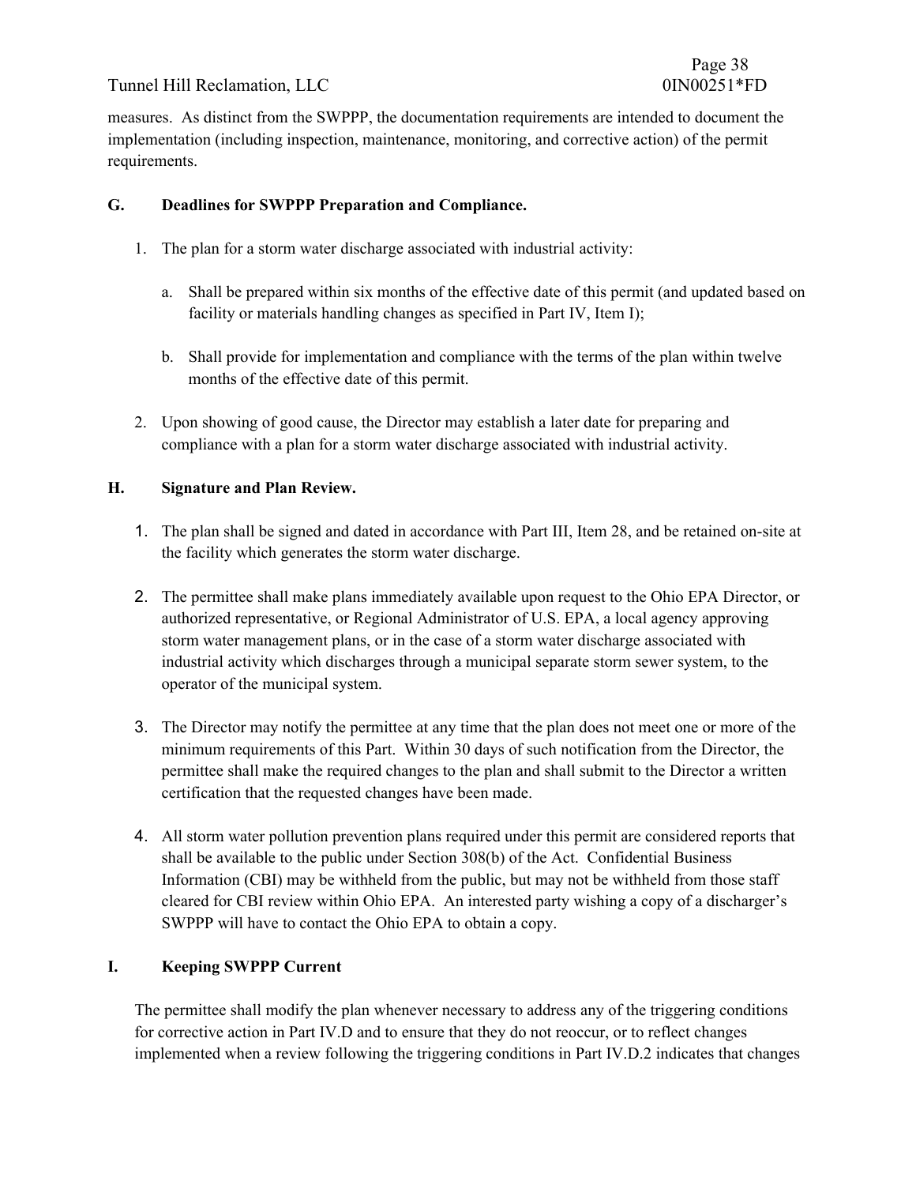measures. As distinct from the SWPPP, the documentation requirements are intended to document the implementation (including inspection, maintenance, monitoring, and corrective action) of the permit requirements.

**G. Deadlines for SWPPP Preparation and Compliance.**

1. The plan for a storm water discharge associated with industrial activity:

   a. Shall be prepared within six months of the effective date of this permit (and updated based on facility or materials handling changes as specified in Part IV, Item I);

   b. Shall provide for implementation and compliance with the terms of the plan within twelve months of the effective date of this permit.

2. Upon showing of good cause, the Director may establish a later date for preparing and compliance with a plan for a storm water discharge associated with industrial activity.

**H. Signature and Plan Review.**

1. The plan shall be signed and dated in accordance with Part III, Item 28, and be retained on-site at the facility which generates the storm water discharge.

2. The permittee shall make plans immediately available upon request to the Ohio EPA Director, or authorized representative, or Regional Administrator of U.S. EPA, a local agency approving storm water management plans, or in the case of a storm water discharge associated with industrial activity which discharges through a municipal separate storm sewer system, to the operator of the municipal system.

3. The Director may notify the permittee at any time that the plan does not meet one or more of the minimum requirements of this Part. Within 30 days of such notification from the Director, the permittee shall make the required changes to the plan and shall submit to the Director a written certification that the requested changes have been made.

4. All storm water pollution prevention plans required under this permit are considered reports that shall be available to the public under Section 308(b) of the Act. Confidential Business Information (CBI) may be withheld from the public, but may not be withheld from those staff cleared for CBI review within Ohio EPA. An interested party wishing a copy of a discharger's SWPPP will have to contact the Ohio EPA to obtain a copy.

**I. Keeping SWPPP Current**

The permittee shall modify the plan whenever necessary to address any of the triggering conditions for corrective action in Part IV.D and to ensure that they do not reoccur, or to reflect changes implemented when a review following the triggering conditions in Part IV.D.2 indicates that changes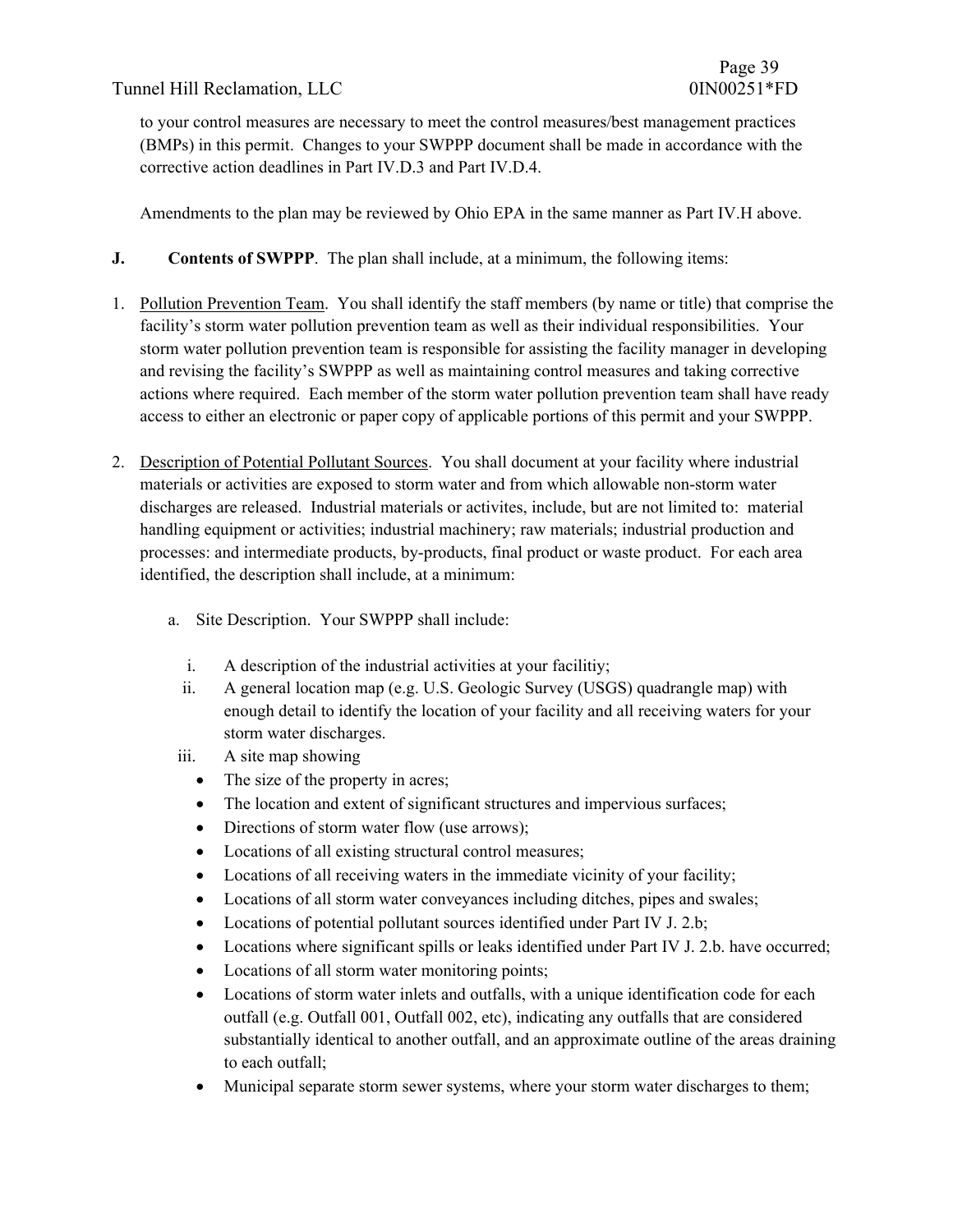to your control measures are necessary to meet the control measures/best management practices (BMPs) in this permit. Changes to your SWPPP document shall be made in accordance with the corrective action deadlines in Part IV.D.3 and Part IV.D.4.

Amendments to the plan may be reviewed by Ohio EPA in the same manner as Part IV.H above.

**J.** **Contents of SWPPP**. The plan shall include, at a minimum, the following items:

1. Pollution Prevention Team. You shall identify the staff members (by name or title) that comprise the facility's storm water pollution prevention team as well as their individual responsibilities. Your storm water pollution prevention team is responsible for assisting the facility manager in developing and revising the facility's SWPPP as well as maintaining control measures and taking corrective actions where required. Each member of the storm water pollution prevention team shall have ready access to either an electronic or paper copy of applicable portions of this permit and your SWPPP.

2. Description of Potential Pollutant Sources. You shall document at your facility where industrial materials or activities are exposed to storm water and from which allowable non-storm water discharges are released. Industrial materials or activites, include, but are not limited to: material handling equipment or activities; industrial machinery; raw materials; industrial production and processes: and intermediate products, by-products, final product or waste product. For each area identified, the description shall include, at a minimum:

    a. Site Description. Your SWPPP shall include:

        i. A description of the industrial activities at your facilitiy;
        ii. A general location map (e.g. U.S. Geologic Survey (USGS) quadrangle map) with enough detail to identify the location of your facility and all receiving waters for your storm water discharges.
        iii. A site map showing
            - The size of the property in acres;
            - The location and extent of significant structures and impervious surfaces;
            - Directions of storm water flow (use arrows);
            - Locations of all existing structural control measures;
            - Locations of all receiving waters in the immediate vicinity of your facility;
            - Locations of all storm water conveyances including ditches, pipes and swales;
            - Locations of potential pollutant sources identified under Part IV J. 2.b;
            - Locations where significant spills or leaks identified under Part IV J. 2.b. have occurred;
            - Locations of all storm water monitoring points;
            - Locations of storm water inlets and outfalls, with a unique identification code for each outfall (e.g. Outfall 001, Outfall 002, etc), indicating any outfalls that are considered substantially identical to another outfall, and an approximate outline of the areas draining to each outfall;
            - Municipal separate storm sewer systems, where your storm water discharges to them;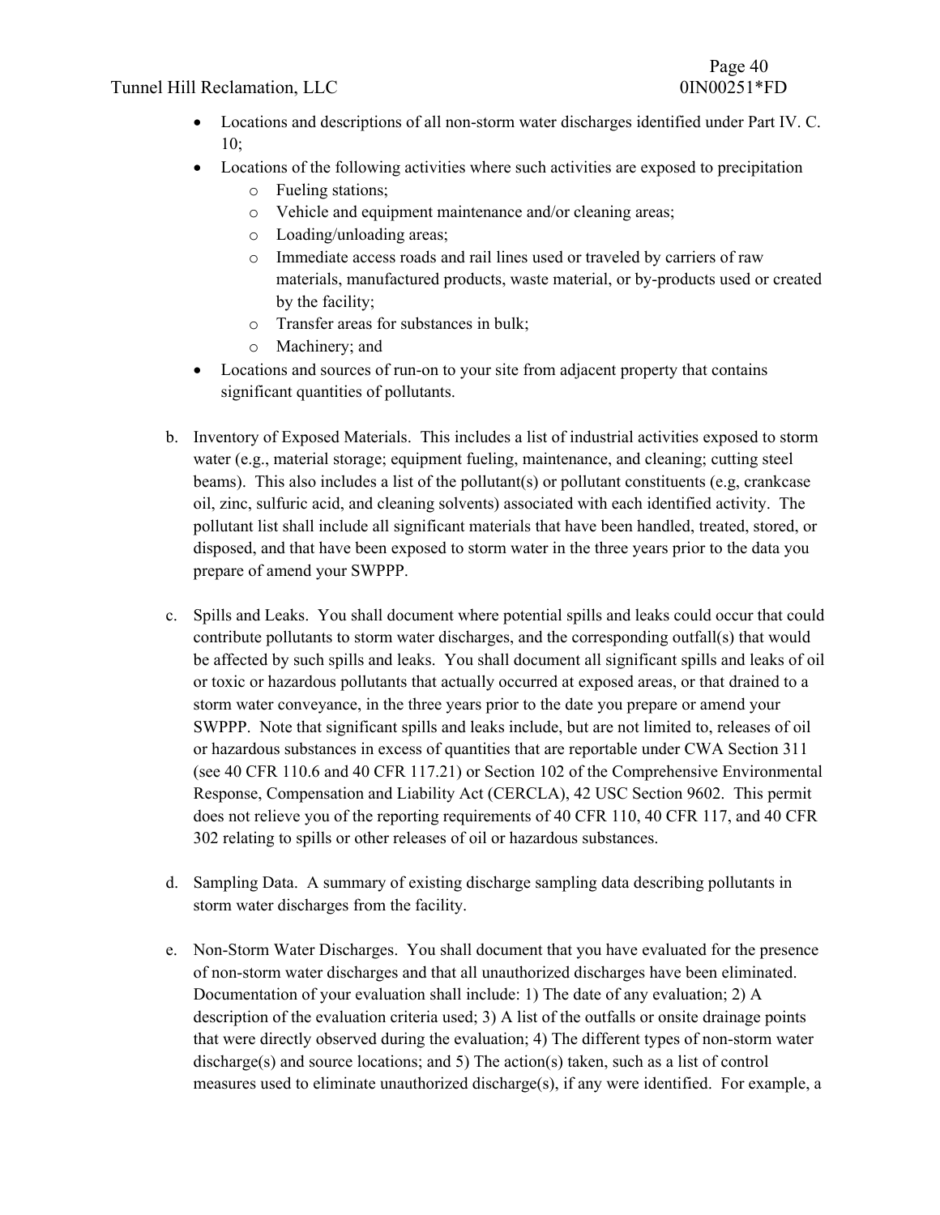- Locations and descriptions of all non-storm water discharges identified under Part IV. C. 10;
- Locations of the following activities where such activities are exposed to precipitation
    - Fueling stations;
    - Vehicle and equipment maintenance and/or cleaning areas;
    - Loading/unloading areas;
    - Immediate access roads and rail lines used or traveled by carriers of raw materials, manufactured products, waste material, or by-products used or created by the facility;
    - Transfer areas for substances in bulk;
    - Machinery; and
- Locations and sources of run-on to your site from adjacent property that contains significant quantities of pollutants.

b. Inventory of Exposed Materials. This includes a list of industrial activities exposed to storm water (e.g., material storage; equipment fueling, maintenance, and cleaning; cutting steel beams). This also includes a list of the pollutant(s) or pollutant constituents (e.g, crankcase oil, zinc, sulfuric acid, and cleaning solvents) associated with each identified activity. The pollutant list shall include all significant materials that have been handled, treated, stored, or disposed, and that have been exposed to storm water in the three years prior to the data you prepare of amend your SWPPP.

c. Spills and Leaks. You shall document where potential spills and leaks could occur that could contribute pollutants to storm water discharges, and the corresponding outfall(s) that would be affected by such spills and leaks. You shall document all significant spills and leaks of oil or toxic or hazardous pollutants that actually occurred at exposed areas, or that drained to a storm water conveyance, in the three years prior to the date you prepare or amend your SWPPP. Note that significant spills and leaks include, but are not limited to, releases of oil or hazardous substances in excess of quantities that are reportable under CWA Section 311 (see 40 CFR 110.6 and 40 CFR 117.21) or Section 102 of the Comprehensive Environmental Response, Compensation and Liability Act (CERCLA), 42 USC Section 9602. This permit does not relieve you of the reporting requirements of 40 CFR 110, 40 CFR 117, and 40 CFR 302 relating to spills or other releases of oil or hazardous substances.

d. Sampling Data. A summary of existing discharge sampling data describing pollutants in storm water discharges from the facility.

e. Non-Storm Water Discharges. You shall document that you have evaluated for the presence of non-storm water discharges and that all unauthorized discharges have been eliminated. Documentation of your evaluation shall include: 1) The date of any evaluation; 2) A description of the evaluation criteria used; 3) A list of the outfalls or onsite drainage points that were directly observed during the evaluation; 4) The different types of non-storm water discharge(s) and source locations; and 5) The action(s) taken, such as a list of control measures used to eliminate unauthorized discharge(s), if any were identified. For example, a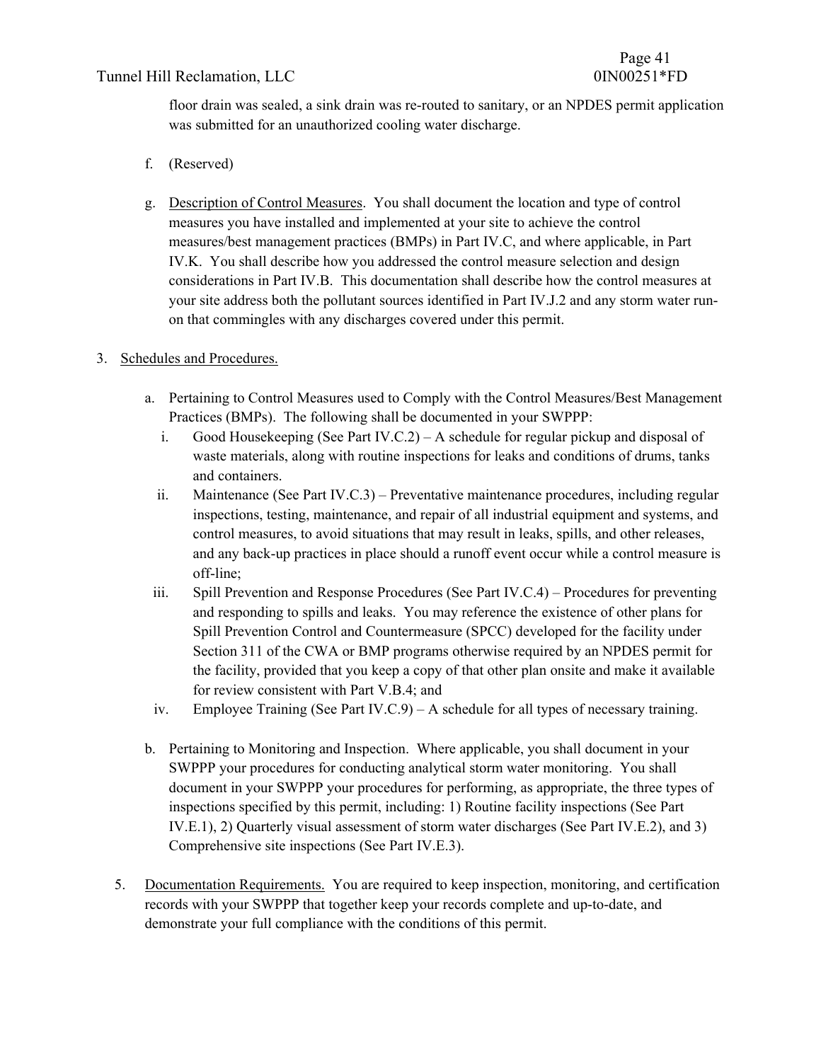floor drain was sealed, a sink drain was re-routed to sanitary, or an NPDES permit application was submitted for an unauthorized cooling water discharge.

f. (Reserved)

g. Description of Control Measures. You shall document the location and type of control measures you have installed and implemented at your site to achieve the control measures/best management practices (BMPs) in Part IV.C, and where applicable, in Part IV.K. You shall describe how you addressed the control measure selection and design considerations in Part IV.B. This documentation shall describe how the control measures at your site address both the pollutant sources identified in Part IV.J.2 and any storm water run-on that commingles with any discharges covered under this permit.

3. Schedules and Procedures.

   a. Pertaining to Control Measures used to Comply with the Control Measures/Best Management Practices (BMPs). The following shall be documented in your SWPPP:
      i. Good Housekeeping (See Part IV.C.2) – A schedule for regular pickup and disposal of waste materials, along with routine inspections for leaks and conditions of drums, tanks and containers.
      ii. Maintenance (See Part IV.C.3) – Preventative maintenance procedures, including regular inspections, testing, maintenance, and repair of all industrial equipment and systems, and control measures, to avoid situations that may result in leaks, spills, and other releases, and any back-up practices in place should a runoff event occur while a control measure is off-line;
      iii. Spill Prevention and Response Procedures (See Part IV.C.4) – Procedures for preventing and responding to spills and leaks. You may reference the existence of other plans for Spill Prevention Control and Countermeasure (SPCC) developed for the facility under Section 311 of the CWA or BMP programs otherwise required by an NPDES permit for the facility, provided that you keep a copy of that other plan onsite and make it available for review consistent with Part V.B.4; and
      iv. Employee Training (See Part IV.C.9) – A schedule for all types of necessary training.

   b. Pertaining to Monitoring and Inspection. Where applicable, you shall document in your SWPPP your procedures for conducting analytical storm water monitoring. You shall document in your SWPPP your procedures for performing, as appropriate, the three types of inspections specified by this permit, including: 1) Routine facility inspections (See Part IV.E.1), 2) Quarterly visual assessment of storm water discharges (See Part IV.E.2), and 3) Comprehensive site inspections (See Part IV.E.3).

5. Documentation Requirements. You are required to keep inspection, monitoring, and certification records with your SWPPP that together keep your records complete and up-to-date, and demonstrate your full compliance with the conditions of this permit.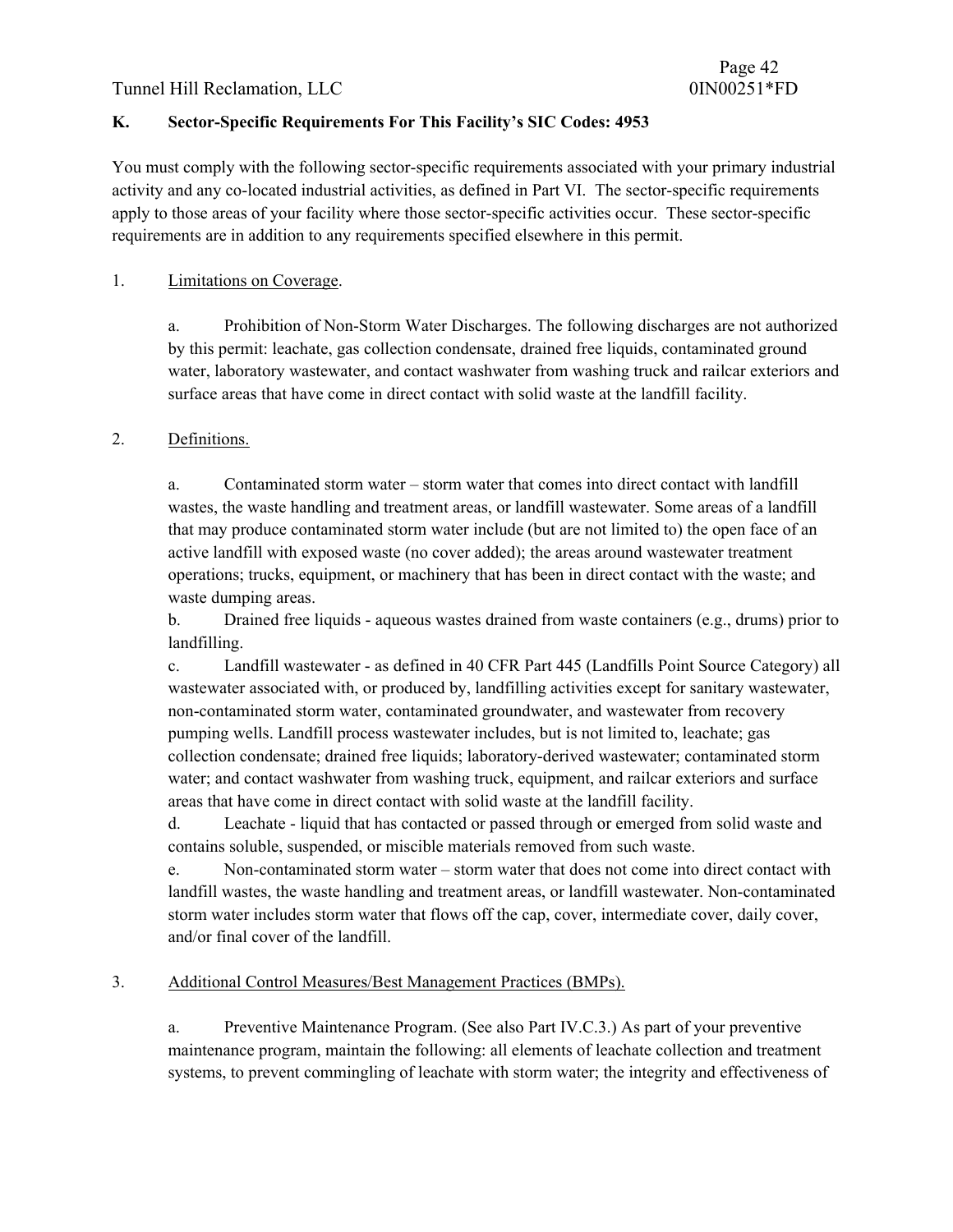**K. Sector-Specific Requirements For This Facility's SIC Codes: 4953**

You must comply with the following sector-specific requirements associated with your primary industrial activity and any co-located industrial activities, as defined in Part VI. The sector-specific requirements apply to those areas of your facility where those sector-specific activities occur. These sector-specific requirements are in addition to any requirements specified elsewhere in this permit.

1. Limitations on Coverage.

   a. Prohibition of Non-Storm Water Discharges. The following discharges are not authorized by this permit: leachate, gas collection condensate, drained free liquids, contaminated ground water, laboratory wastewater, and contact washwater from washing truck and railcar exteriors and surface areas that have come in direct contact with solid waste at the landfill facility.

2. Definitions.

   a. Contaminated storm water – storm water that comes into direct contact with landfill wastes, the waste handling and treatment areas, or landfill wastewater. Some areas of a landfill that may produce contaminated storm water include (but are not limited to) the open face of an active landfill with exposed waste (no cover added); the areas around wastewater treatment operations; trucks, equipment, or machinery that has been in direct contact with the waste; and waste dumping areas.

   b. Drained free liquids - aqueous wastes drained from waste containers (e.g., drums) prior to landfilling.

   c. Landfill wastewater - as defined in 40 CFR Part 445 (Landfills Point Source Category) all wastewater associated with, or produced by, landfilling activities except for sanitary wastewater, non-contaminated storm water, contaminated groundwater, and wastewater from recovery pumping wells. Landfill process wastewater includes, but is not limited to, leachate; gas collection condensate; drained free liquids; laboratory-derived wastewater; contaminated storm water; and contact washwater from washing truck, equipment, and railcar exteriors and surface areas that have come in direct contact with solid waste at the landfill facility.

   d. Leachate - liquid that has contacted or passed through or emerged from solid waste and contains soluble, suspended, or miscible materials removed from such waste.

   e. Non-contaminated storm water – storm water that does not come into direct contact with landfill wastes, the waste handling and treatment areas, or landfill wastewater. Non-contaminated storm water includes storm water that flows off the cap, cover, intermediate cover, daily cover, and/or final cover of the landfill.

3. Additional Control Measures/Best Management Practices (BMPs).

   a. Preventive Maintenance Program. (See also Part IV.C.3.) As part of your preventive maintenance program, maintain the following: all elements of leachate collection and treatment systems, to prevent commingling of leachate with storm water; the integrity and effectiveness of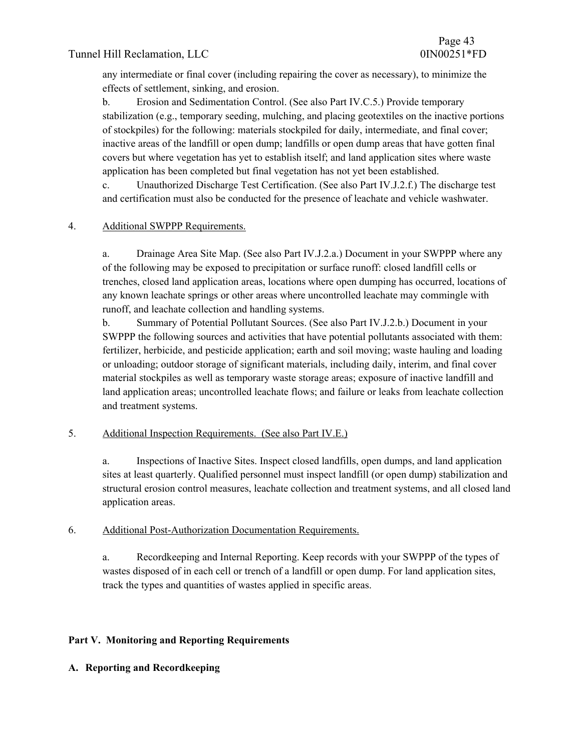any intermediate or final cover (including repairing the cover as necessary), to minimize the effects of settlement, sinking, and erosion.

b. Erosion and Sedimentation Control. (See also Part IV.C.5.) Provide temporary stabilization (e.g., temporary seeding, mulching, and placing geotextiles on the inactive portions of stockpiles) for the following: materials stockpiled for daily, intermediate, and final cover; inactive areas of the landfill or open dump; landfills or open dump areas that have gotten final covers but where vegetation has yet to establish itself; and land application sites where waste application has been completed but final vegetation has not yet been established.

c. Unauthorized Discharge Test Certification. (See also Part IV.J.2.f.) The discharge test and certification must also be conducted for the presence of leachate and vehicle washwater.

4. Additional SWPPP Requirements.

a. Drainage Area Site Map. (See also Part IV.J.2.a.) Document in your SWPPP where any of the following may be exposed to precipitation or surface runoff: closed landfill cells or trenches, closed land application areas, locations where open dumping has occurred, locations of any known leachate springs or other areas where uncontrolled leachate may commingle with runoff, and leachate collection and handling systems.

b. Summary of Potential Pollutant Sources. (See also Part IV.J.2.b.) Document in your SWPPP the following sources and activities that have potential pollutants associated with them: fertilizer, herbicide, and pesticide application; earth and soil moving; waste hauling and loading or unloading; outdoor storage of significant materials, including daily, interim, and final cover material stockpiles as well as temporary waste storage areas; exposure of inactive landfill and land application areas; uncontrolled leachate flows; and failure or leaks from leachate collection and treatment systems.

5. Additional Inspection Requirements. (See also Part IV.E.)

a. Inspections of Inactive Sites. Inspect closed landfills, open dumps, and land application sites at least quarterly. Qualified personnel must inspect landfill (or open dump) stabilization and structural erosion control measures, leachate collection and treatment systems, and all closed land application areas.

6. Additional Post-Authorization Documentation Requirements.

a. Recordkeeping and Internal Reporting. Keep records with your SWPPP of the types of wastes disposed of in each cell or trench of a landfill or open dump. For land application sites, track the types and quantities of wastes applied in specific areas.

## Part V. Monitoring and Reporting Requirements

### A. Reporting and Recordkeeping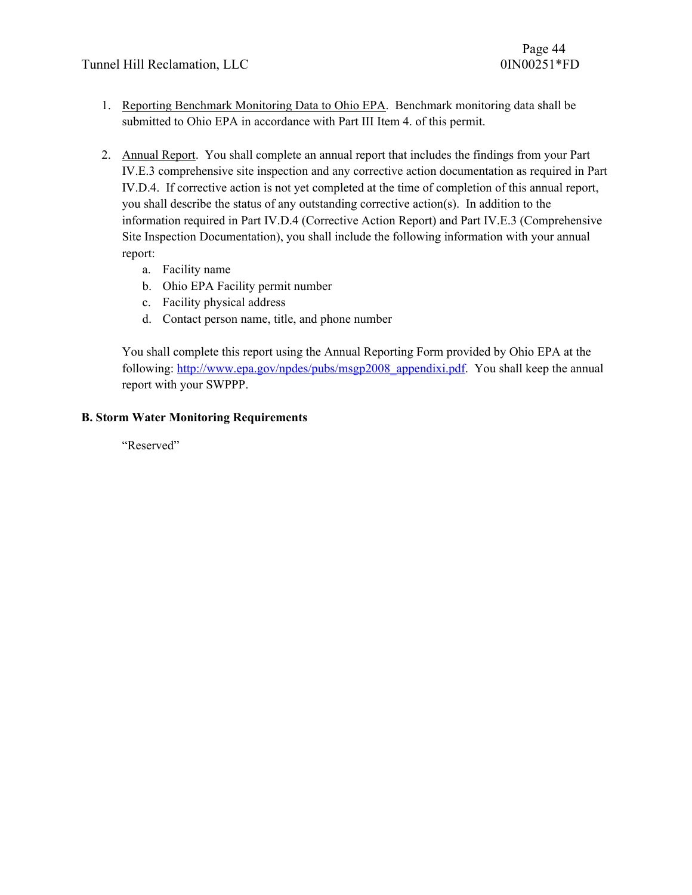1. Reporting Benchmark Monitoring Data to Ohio EPA. Benchmark monitoring data shall be submitted to Ohio EPA in accordance with Part III Item 4. of this permit.

2. Annual Report. You shall complete an annual report that includes the findings from your Part IV.E.3 comprehensive site inspection and any corrective action documentation as required in Part IV.D.4. If corrective action is not yet completed at the time of completion of this annual report, you shall describe the status of any outstanding corrective action(s). In addition to the information required in Part IV.D.4 (Corrective Action Report) and Part IV.E.3 (Comprehensive Site Inspection Documentation), you shall include the following information with your annual report:
   a. Facility name
   b. Ohio EPA Facility permit number
   c. Facility physical address
   d. Contact person name, title, and phone number

   You shall complete this report using the Annual Reporting Form provided by Ohio EPA at the following: http://www.epa.gov/npdes/pubs/msgp2008_appendixi.pdf. You shall keep the annual report with your SWPPP.

**B. Storm Water Monitoring Requirements**

"Reserved"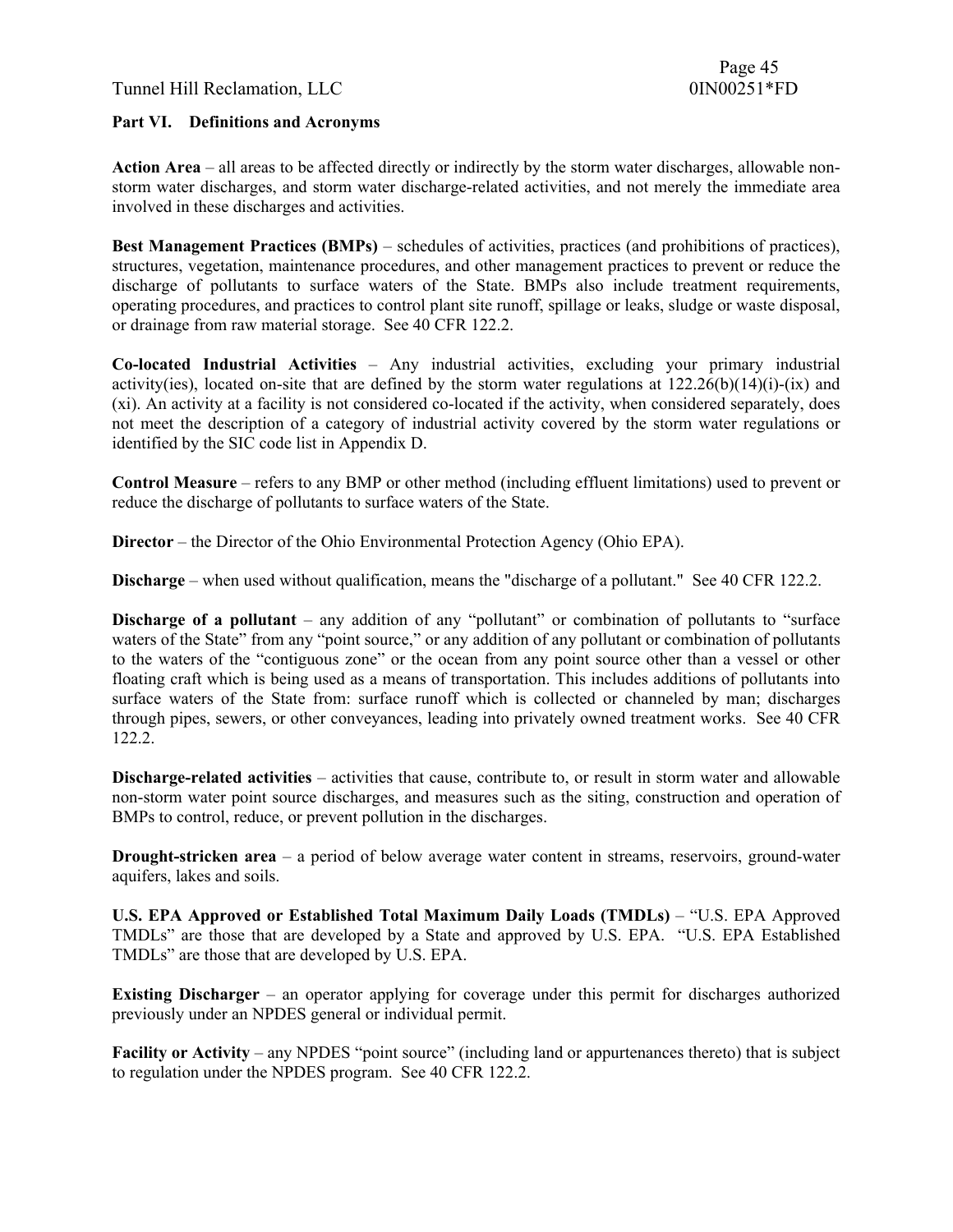## Part VI. Definitions and Acronyms

**Action Area** – all areas to be affected directly or indirectly by the storm water discharges, allowable non-storm water discharges, and storm water discharge-related activities, and not merely the immediate area involved in these discharges and activities.

**Best Management Practices (BMPs)** – schedules of activities, practices (and prohibitions of practices), structures, vegetation, maintenance procedures, and other management practices to prevent or reduce the discharge of pollutants to surface waters of the State. BMPs also include treatment requirements, operating procedures, and practices to control plant site runoff, spillage or leaks, sludge or waste disposal, or drainage from raw material storage. See 40 CFR 122.2.

**Co-located Industrial Activities** – Any industrial activities, excluding your primary industrial activity(ies), located on-site that are defined by the storm water regulations at 122.26(b)(14)(i)-(ix) and (xi). An activity at a facility is not considered co-located if the activity, when considered separately, does not meet the description of a category of industrial activity covered by the storm water regulations or identified by the SIC code list in Appendix D.

**Control Measure** – refers to any BMP or other method (including effluent limitations) used to prevent or reduce the discharge of pollutants to surface waters of the State.

**Director** – the Director of the Ohio Environmental Protection Agency (Ohio EPA).

**Discharge** – when used without qualification, means the "discharge of a pollutant." See 40 CFR 122.2.

**Discharge of a pollutant** – any addition of any "pollutant" or combination of pollutants to "surface waters of the State" from any "point source," or any addition of any pollutant or combination of pollutants to the waters of the "contiguous zone" or the ocean from any point source other than a vessel or other floating craft which is being used as a means of transportation. This includes additions of pollutants into surface waters of the State from: surface runoff which is collected or channeled by man; discharges through pipes, sewers, or other conveyances, leading into privately owned treatment works. See 40 CFR 122.2.

**Discharge-related activities** – activities that cause, contribute to, or result in storm water and allowable non-storm water point source discharges, and measures such as the siting, construction and operation of BMPs to control, reduce, or prevent pollution in the discharges.

**Drought-stricken area** – a period of below average water content in streams, reservoirs, ground-water aquifers, lakes and soils.

**U.S. EPA Approved or Established Total Maximum Daily Loads (TMDLs)** – "U.S. EPA Approved TMDLs" are those that are developed by a State and approved by U.S. EPA. "U.S. EPA Established TMDLs" are those that are developed by U.S. EPA.

**Existing Discharger** – an operator applying for coverage under this permit for discharges authorized previously under an NPDES general or individual permit.

**Facility or Activity** – any NPDES "point source" (including land or appurtenances thereto) that is subject to regulation under the NPDES program. See 40 CFR 122.2.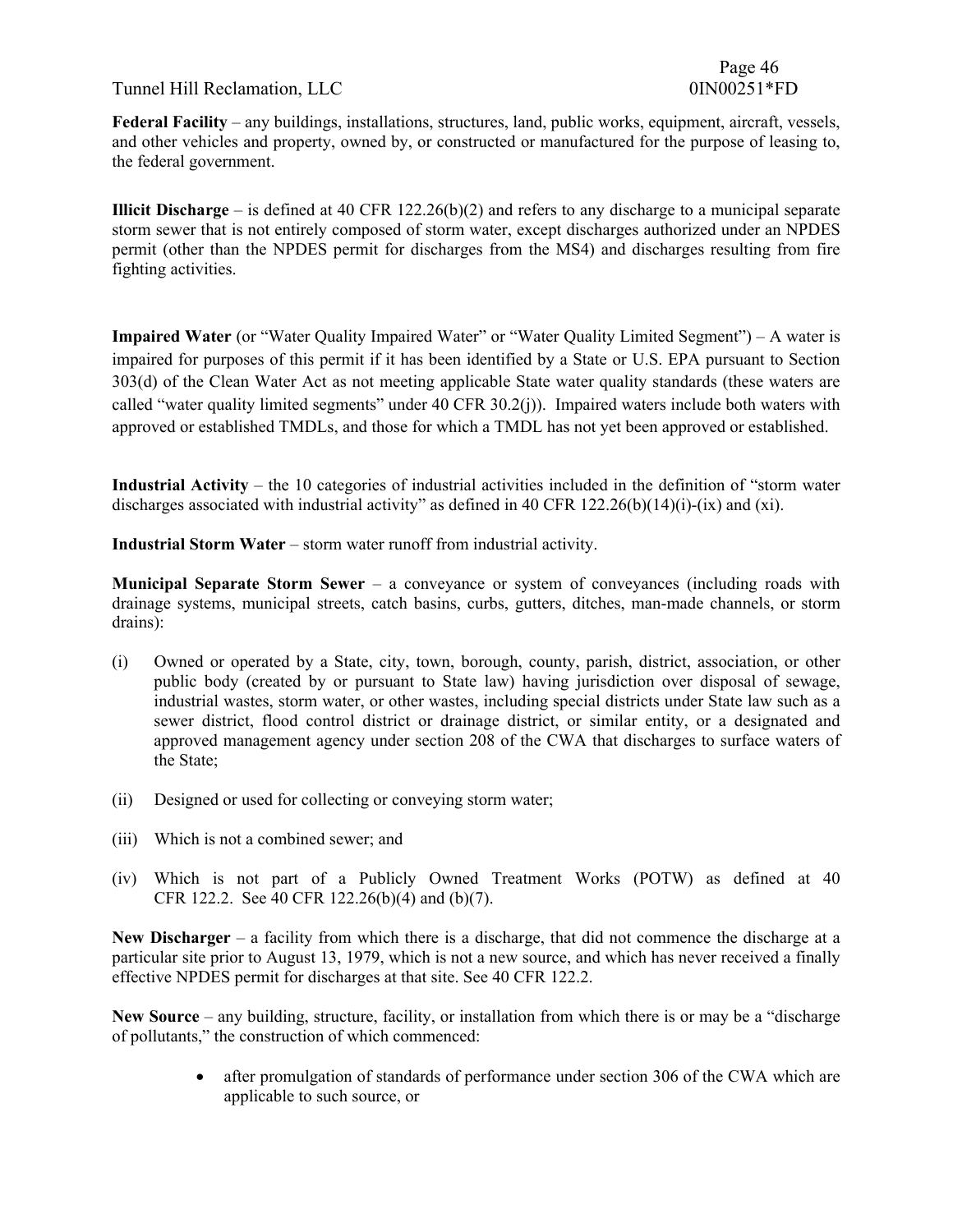**Federal Facility** – any buildings, installations, structures, land, public works, equipment, aircraft, vessels, and other vehicles and property, owned by, or constructed or manufactured for the purpose of leasing to, the federal government.

**Illicit Discharge** – is defined at 40 CFR 122.26(b)(2) and refers to any discharge to a municipal separate storm sewer that is not entirely composed of storm water, except discharges authorized under an NPDES permit (other than the NPDES permit for discharges from the MS4) and discharges resulting from fire fighting activities.

**Impaired Water** (or "Water Quality Impaired Water" or "Water Quality Limited Segment") – A water is impaired for purposes of this permit if it has been identified by a State or U.S. EPA pursuant to Section 303(d) of the Clean Water Act as not meeting applicable State water quality standards (these waters are called "water quality limited segments" under 40 CFR 30.2(j)). Impaired waters include both waters with approved or established TMDLs, and those for which a TMDL has not yet been approved or established.

**Industrial Activity** – the 10 categories of industrial activities included in the definition of "storm water discharges associated with industrial activity" as defined in 40 CFR 122.26(b)(14)(i)-(ix) and (xi).

**Industrial Storm Water** – storm water runoff from industrial activity.

**Municipal Separate Storm Sewer** – a conveyance or system of conveyances (including roads with drainage systems, municipal streets, catch basins, curbs, gutters, ditches, man-made channels, or storm drains):

(i) Owned or operated by a State, city, town, borough, county, parish, district, association, or other public body (created by or pursuant to State law) having jurisdiction over disposal of sewage, industrial wastes, storm water, or other wastes, including special districts under State law such as a sewer district, flood control district or drainage district, or similar entity, or a designated and approved management agency under section 208 of the CWA that discharges to surface waters of the State;

(ii) Designed or used for collecting or conveying storm water;

(iii) Which is not a combined sewer; and

(iv) Which is not part of a Publicly Owned Treatment Works (POTW) as defined at 40 CFR 122.2. See 40 CFR 122.26(b)(4) and (b)(7).

**New Discharger** – a facility from which there is a discharge, that did not commence the discharge at a particular site prior to August 13, 1979, which is not a new source, and which has never received a finally effective NPDES permit for discharges at that site. See 40 CFR 122.2.

**New Source** – any building, structure, facility, or installation from which there is or may be a "discharge of pollutants," the construction of which commenced:

- after promulgation of standards of performance under section 306 of the CWA which are applicable to such source, or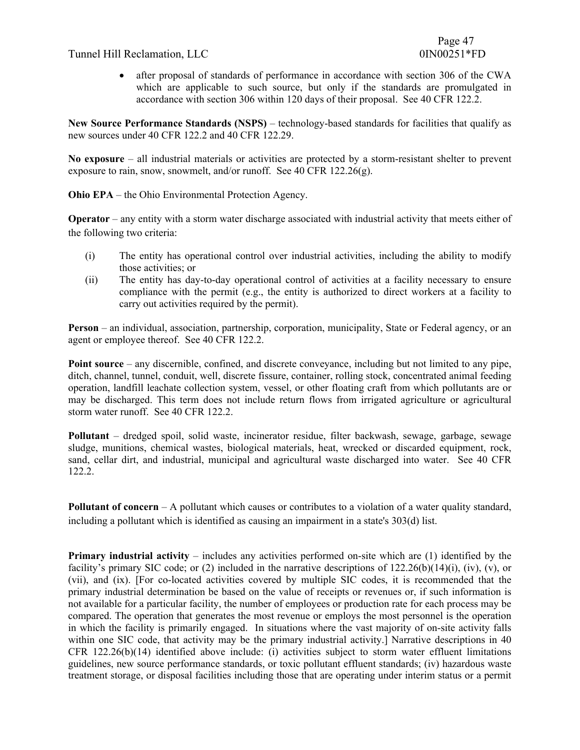- after proposal of standards of performance in accordance with section 306 of the CWA which are applicable to such source, but only if the standards are promulgated in accordance with section 306 within 120 days of their proposal. See 40 CFR 122.2.

**New Source Performance Standards (NSPS)** – technology-based standards for facilities that qualify as new sources under 40 CFR 122.2 and 40 CFR 122.29.

**No exposure** – all industrial materials or activities are protected by a storm-resistant shelter to prevent exposure to rain, snow, snowmelt, and/or runoff. See 40 CFR 122.26(g).

**Ohio EPA** – the Ohio Environmental Protection Agency.

**Operator** – any entity with a storm water discharge associated with industrial activity that meets either of the following two criteria:

(i) The entity has operational control over industrial activities, including the ability to modify those activities; or

(ii) The entity has day-to-day operational control of activities at a facility necessary to ensure compliance with the permit (e.g., the entity is authorized to direct workers at a facility to carry out activities required by the permit).

**Person** – an individual, association, partnership, corporation, municipality, State or Federal agency, or an agent or employee thereof. See 40 CFR 122.2.

**Point source** – any discernible, confined, and discrete conveyance, including but not limited to any pipe, ditch, channel, tunnel, conduit, well, discrete fissure, container, rolling stock, concentrated animal feeding operation, landfill leachate collection system, vessel, or other floating craft from which pollutants are or may be discharged. This term does not include return flows from irrigated agriculture or agricultural storm water runoff. See 40 CFR 122.2.

**Pollutant** – dredged spoil, solid waste, incinerator residue, filter backwash, sewage, garbage, sewage sludge, munitions, chemical wastes, biological materials, heat, wrecked or discarded equipment, rock, sand, cellar dirt, and industrial, municipal and agricultural waste discharged into water. See 40 CFR 122.2.

**Pollutant of concern** – A pollutant which causes or contributes to a violation of a water quality standard, including a pollutant which is identified as causing an impairment in a state's 303(d) list.

**Primary industrial activity** – includes any activities performed on-site which are (1) identified by the facility's primary SIC code; or (2) included in the narrative descriptions of 122.26(b)(14)(i), (iv), (v), or (vii), and (ix). [For co-located activities covered by multiple SIC codes, it is recommended that the primary industrial determination be based on the value of receipts or revenues or, if such information is not available for a particular facility, the number of employees or production rate for each process may be compared. The operation that generates the most revenue or employs the most personnel is the operation in which the facility is primarily engaged. In situations where the vast majority of on-site activity falls within one SIC code, that activity may be the primary industrial activity.] Narrative descriptions in 40 CFR 122.26(b)(14) identified above include: (i) activities subject to storm water effluent limitations guidelines, new source performance standards, or toxic pollutant effluent standards; (iv) hazardous waste treatment storage, or disposal facilities including those that are operating under interim status or a permit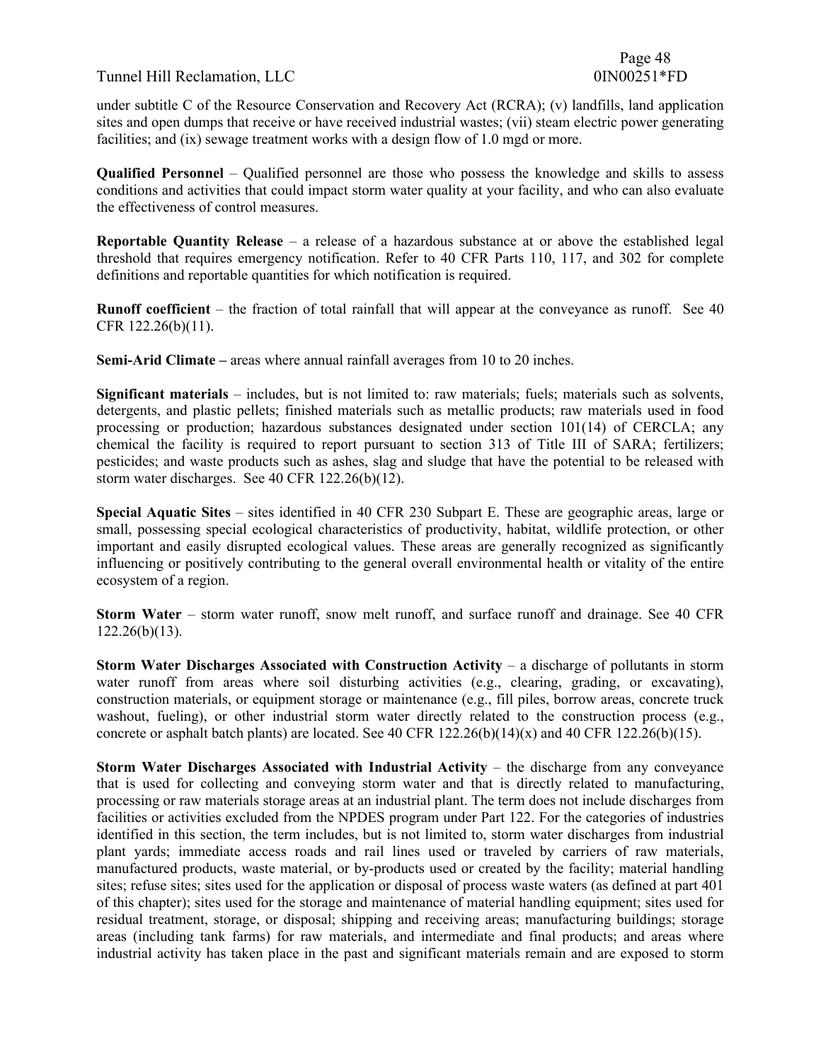under subtitle C of the Resource Conservation and Recovery Act (RCRA); (v) landfills, land application sites and open dumps that receive or have received industrial wastes; (vii) steam electric power generating facilities; and (ix) sewage treatment works with a design flow of 1.0 mgd or more.

**Qualified Personnel** – Qualified personnel are those who possess the knowledge and skills to assess conditions and activities that could impact storm water quality at your facility, and who can also evaluate the effectiveness of control measures.

**Reportable Quantity Release** – a release of a hazardous substance at or above the established legal threshold that requires emergency notification. Refer to 40 CFR Parts 110, 117, and 302 for complete definitions and reportable quantities for which notification is required.

**Runoff coefficient** – the fraction of total rainfall that will appear at the conveyance as runoff. See 40 CFR 122.26(b)(11).

**Semi-Arid Climate –** areas where annual rainfall averages from 10 to 20 inches.

**Significant materials** – includes, but is not limited to: raw materials; fuels; materials such as solvents, detergents, and plastic pellets; finished materials such as metallic products; raw materials used in food processing or production; hazardous substances designated under section 101(14) of CERCLA; any chemical the facility is required to report pursuant to section 313 of Title III of SARA; fertilizers; pesticides; and waste products such as ashes, slag and sludge that have the potential to be released with storm water discharges. See 40 CFR 122.26(b)(12).

**Special Aquatic Sites** – sites identified in 40 CFR 230 Subpart E. These are geographic areas, large or small, possessing special ecological characteristics of productivity, habitat, wildlife protection, or other important and easily disrupted ecological values. These areas are generally recognized as significantly influencing or positively contributing to the general overall environmental health or vitality of the entire ecosystem of a region.

**Storm Water** – storm water runoff, snow melt runoff, and surface runoff and drainage. See 40 CFR 122.26(b)(13).

**Storm Water Discharges Associated with Construction Activity** – a discharge of pollutants in storm water runoff from areas where soil disturbing activities (e.g., clearing, grading, or excavating), construction materials, or equipment storage or maintenance (e.g., fill piles, borrow areas, concrete truck washout, fueling), or other industrial storm water directly related to the construction process (e.g., concrete or asphalt batch plants) are located. See 40 CFR 122.26(b)(14)(x) and 40 CFR 122.26(b)(15).

**Storm Water Discharges Associated with Industrial Activity** – the discharge from any conveyance that is used for collecting and conveying storm water and that is directly related to manufacturing, processing or raw materials storage areas at an industrial plant. The term does not include discharges from facilities or activities excluded from the NPDES program under Part 122. For the categories of industries identified in this section, the term includes, but is not limited to, storm water discharges from industrial plant yards; immediate access roads and rail lines used or traveled by carriers of raw materials, manufactured products, waste material, or by-products used or created by the facility; material handling sites; refuse sites; sites used for the application or disposal of process waste waters (as defined at part 401 of this chapter); sites used for the storage and maintenance of material handling equipment; sites used for residual treatment, storage, or disposal; shipping and receiving areas; manufacturing buildings; storage areas (including tank farms) for raw materials, and intermediate and final products; and areas where industrial activity has taken place in the past and significant materials remain and are exposed to storm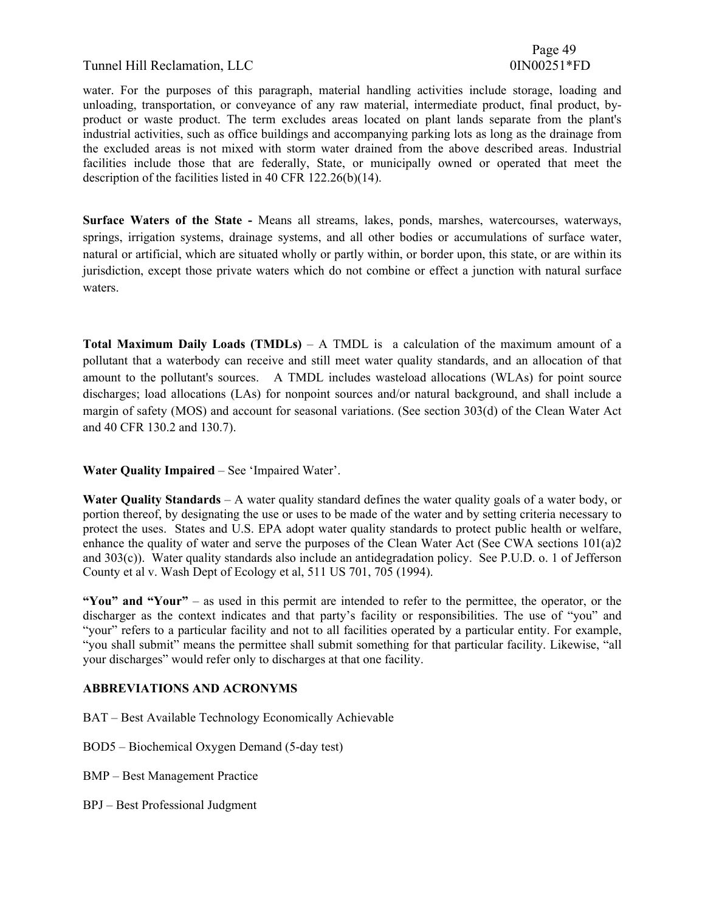water. For the purposes of this paragraph, material handling activities include storage, loading and unloading, transportation, or conveyance of any raw material, intermediate product, final product, by-product or waste product. The term excludes areas located on plant lands separate from the plant's industrial activities, such as office buildings and accompanying parking lots as long as the drainage from the excluded areas is not mixed with storm water drained from the above described areas. Industrial facilities include those that are federally, State, or municipally owned or operated that meet the description of the facilities listed in 40 CFR 122.26(b)(14).

**Surface Waters of the State -** Means all streams, lakes, ponds, marshes, watercourses, waterways, springs, irrigation systems, drainage systems, and all other bodies or accumulations of surface water, natural or artificial, which are situated wholly or partly within, or border upon, this state, or are within its jurisdiction, except those private waters which do not combine or effect a junction with natural surface waters.

**Total Maximum Daily Loads (TMDLs)** – A TMDL is a calculation of the maximum amount of a pollutant that a waterbody can receive and still meet water quality standards, and an allocation of that amount to the pollutant's sources. A TMDL includes wasteload allocations (WLAs) for point source discharges; load allocations (LAs) for nonpoint sources and/or natural background, and shall include a margin of safety (MOS) and account for seasonal variations. (See section 303(d) of the Clean Water Act and 40 CFR 130.2 and 130.7).

**Water Quality Impaired** – See 'Impaired Water'.

**Water Quality Standards** – A water quality standard defines the water quality goals of a water body, or portion thereof, by designating the use or uses to be made of the water and by setting criteria necessary to protect the uses. States and U.S. EPA adopt water quality standards to protect public health or welfare, enhance the quality of water and serve the purposes of the Clean Water Act (See CWA sections 101(a)2 and 303(c)). Water quality standards also include an antidegradation policy. See P.U.D. o. 1 of Jefferson County et al v. Wash Dept of Ecology et al, 511 US 701, 705 (1994).

**"You" and "Your"** – as used in this permit are intended to refer to the permittee, the operator, or the discharger as the context indicates and that party's facility or responsibilities. The use of "you" and "your" refers to a particular facility and not to all facilities operated by a particular entity. For example, "you shall submit" means the permittee shall submit something for that particular facility. Likewise, "all your discharges" would refer only to discharges at that one facility.

**ABBREVIATIONS AND ACRONYMS**

BAT – Best Available Technology Economically Achievable

BOD5 – Biochemical Oxygen Demand (5-day test)

BMP – Best Management Practice

BPJ – Best Professional Judgment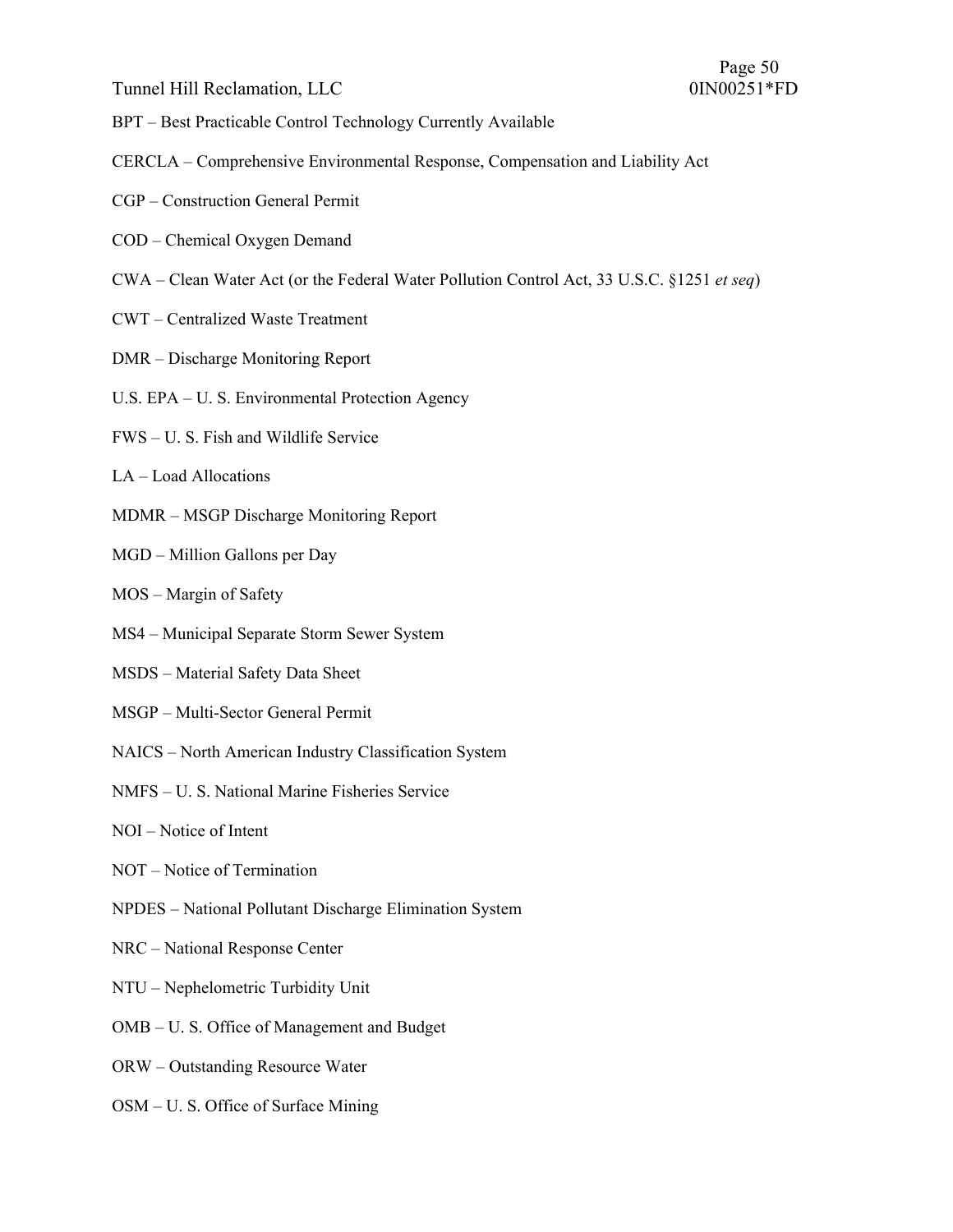BPT – Best Practicable Control Technology Currently Available

CERCLA – Comprehensive Environmental Response, Compensation and Liability Act

CGP – Construction General Permit

COD – Chemical Oxygen Demand

CWA – Clean Water Act (or the Federal Water Pollution Control Act, 33 U.S.C. §1251 *et seq*)

CWT – Centralized Waste Treatment

DMR – Discharge Monitoring Report

U.S. EPA – U. S. Environmental Protection Agency

FWS – U. S. Fish and Wildlife Service

LA – Load Allocations

MDMR – MSGP Discharge Monitoring Report

MGD – Million Gallons per Day

MOS – Margin of Safety

MS4 – Municipal Separate Storm Sewer System

MSDS – Material Safety Data Sheet

MSGP – Multi-Sector General Permit

NAICS – North American Industry Classification System

NMFS – U. S. National Marine Fisheries Service

NOI – Notice of Intent

NOT – Notice of Termination

NPDES – National Pollutant Discharge Elimination System

NRC – National Response Center

NTU – Nephelometric Turbidity Unit

OMB – U. S. Office of Management and Budget

ORW – Outstanding Resource Water

OSM – U. S. Office of Surface Mining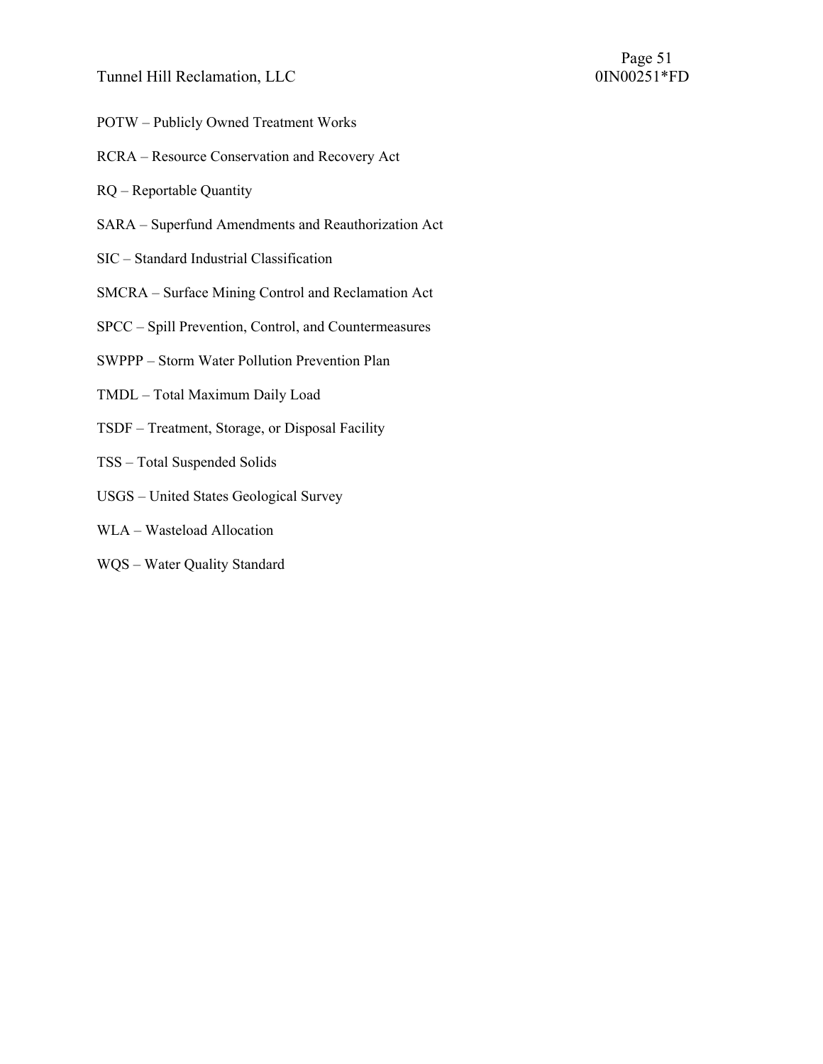POTW – Publicly Owned Treatment Works

RCRA – Resource Conservation and Recovery Act

RQ – Reportable Quantity

SARA – Superfund Amendments and Reauthorization Act

SIC – Standard Industrial Classification

SMCRA – Surface Mining Control and Reclamation Act

SPCC – Spill Prevention, Control, and Countermeasures

SWPPP – Storm Water Pollution Prevention Plan

TMDL – Total Maximum Daily Load

TSDF – Treatment, Storage, or Disposal Facility

TSS – Total Suspended Solids

USGS – United States Geological Survey

WLA – Wasteload Allocation

WQS – Water Quality Standard